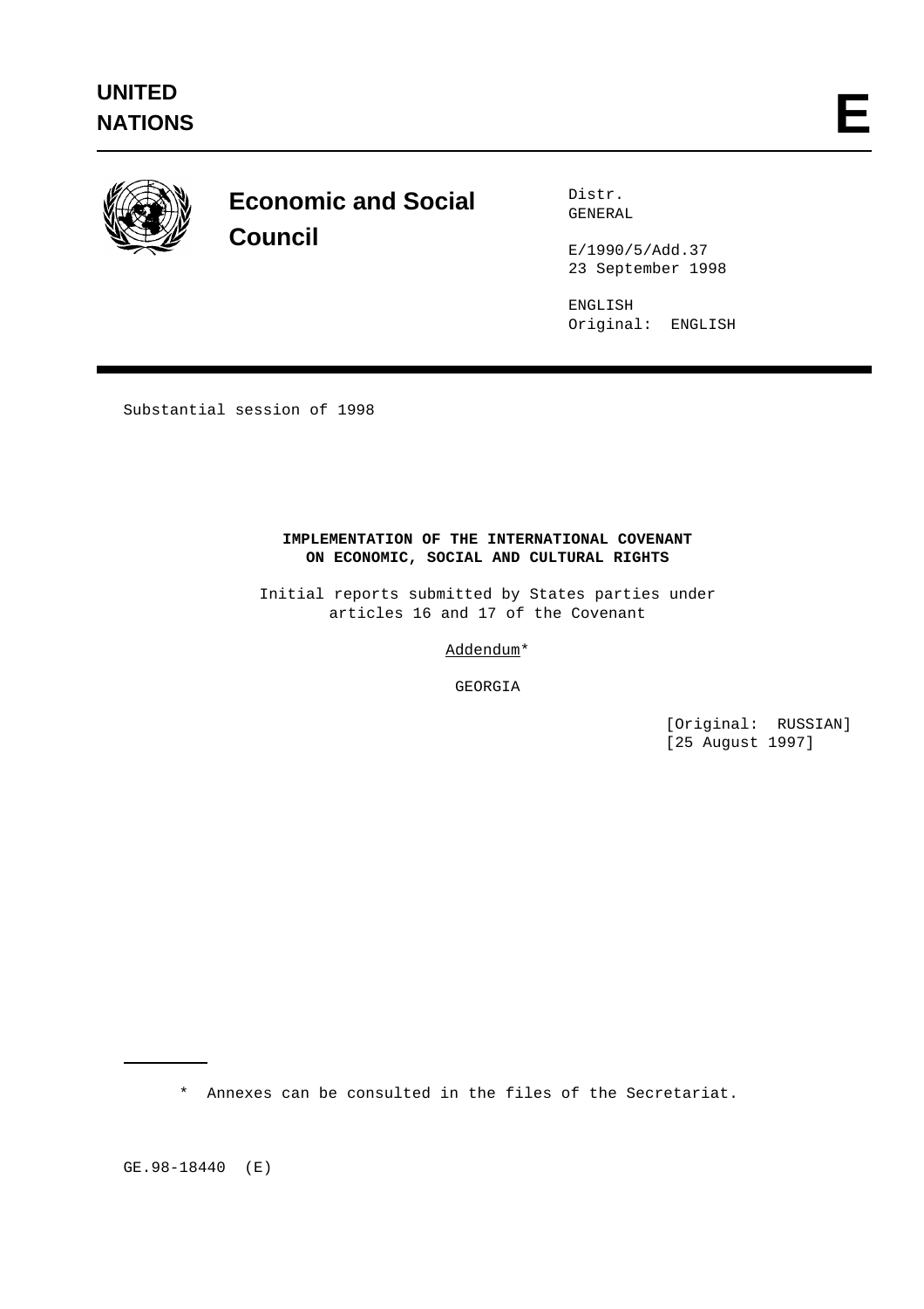# UNITED NATIONS

# E

## Economic and Social Council

Distr.
GENERAL

E/1990/5/Add.37
23 September 1998

ENGLISH
Original: ENGLISH

Substantial session of 1998

**IMPLEMENTATION OF THE INTERNATIONAL COVENANT ON ECONOMIC, SOCIAL AND CULTURAL RIGHTS**

Initial reports submitted by States parties under articles 16 and 17 of the Covenant

Addendum*

GEORGIA

[Original: RUSSIAN]
[25 August 1997]

---

\* Annexes can be consulted in the files of the Secretariat.

GE.98-18440 (E)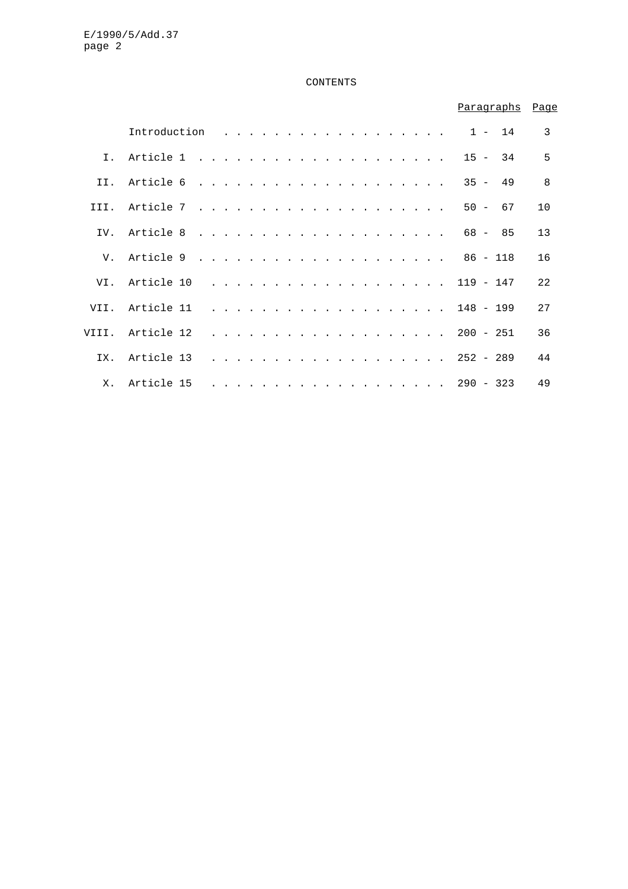# CONTENTS

| | | Paragraphs | Page |
|---|---|---|---|
| | Introduction | 1 - 14 | 3 |
| I. | Article 1 | 15 - 34 | 5 |
| II. | Article 6 | 35 - 49 | 8 |
| III. | Article 7 | 50 - 67 | 10 |
| IV. | Article 8 | 68 - 85 | 13 |
| V. | Article 9 | 86 - 118 | 16 |
| VI. | Article 10 | 119 - 147 | 22 |
| VII. | Article 11 | 148 - 199 | 27 |
| VIII. | Article 12 | 200 - 251 | 36 |
| IX. | Article 13 | 252 - 289 | 44 |
| X. | Article 15 | 290 - 323 | 49 |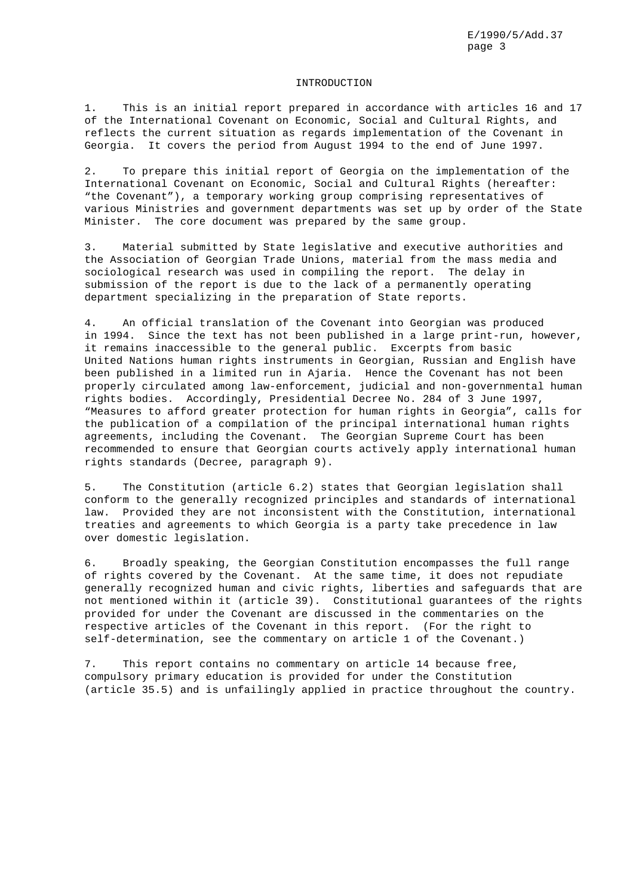# INTRODUCTION

1. This is an initial report prepared in accordance with articles 16 and 17 of the International Covenant on Economic, Social and Cultural Rights, and reflects the current situation as regards implementation of the Covenant in Georgia. It covers the period from August 1994 to the end of June 1997.

2. To prepare this initial report of Georgia on the implementation of the International Covenant on Economic, Social and Cultural Rights (hereafter: "the Covenant"), a temporary working group comprising representatives of various Ministries and government departments was set up by order of the State Minister. The core document was prepared by the same group.

3. Material submitted by State legislative and executive authorities and the Association of Georgian Trade Unions, material from the mass media and sociological research was used in compiling the report. The delay in submission of the report is due to the lack of a permanently operating department specializing in the preparation of State reports.

4. An official translation of the Covenant into Georgian was produced in 1994. Since the text has not been published in a large print-run, however, it remains inaccessible to the general public. Excerpts from basic United Nations human rights instruments in Georgian, Russian and English have been published in a limited run in Ajaria. Hence the Covenant has not been properly circulated among law-enforcement, judicial and non-governmental human rights bodies. Accordingly, Presidential Decree No. 284 of 3 June 1997, "Measures to afford greater protection for human rights in Georgia", calls for the publication of a compilation of the principal international human rights agreements, including the Covenant. The Georgian Supreme Court has been recommended to ensure that Georgian courts actively apply international human rights standards (Decree, paragraph 9).

5. The Constitution (article 6.2) states that Georgian legislation shall conform to the generally recognized principles and standards of international law. Provided they are not inconsistent with the Constitution, international treaties and agreements to which Georgia is a party take precedence in law over domestic legislation.

6. Broadly speaking, the Georgian Constitution encompasses the full range of rights covered by the Covenant. At the same time, it does not repudiate generally recognized human and civic rights, liberties and safeguards that are not mentioned within it (article 39). Constitutional guarantees of the rights provided for under the Covenant are discussed in the commentaries on the respective articles of the Covenant in this report. (For the right to self-determination, see the commentary on article 1 of the Covenant.)

7. This report contains no commentary on article 14 because free, compulsory primary education is provided for under the Constitution (article 35.5) and is unfailingly applied in practice throughout the country.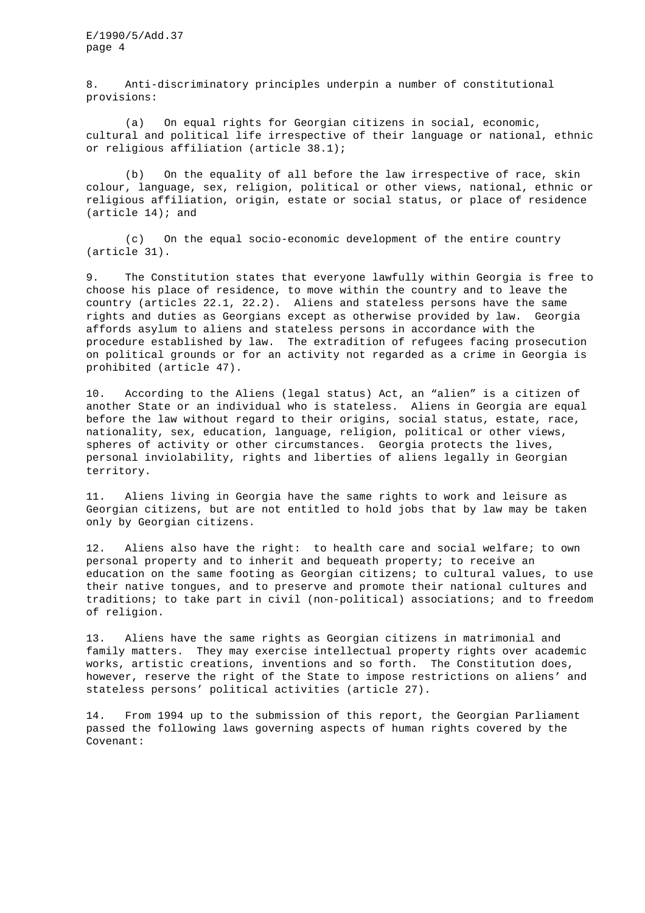8. Anti-discriminatory principles underpin a number of constitutional provisions:

(a) On equal rights for Georgian citizens in social, economic, cultural and political life irrespective of their language or national, ethnic or religious affiliation (article 38.1);

(b) On the equality of all before the law irrespective of race, skin colour, language, sex, religion, political or other views, national, ethnic or religious affiliation, origin, estate or social status, or place of residence (article 14); and

(c) On the equal socio-economic development of the entire country (article 31).

9. The Constitution states that everyone lawfully within Georgia is free to choose his place of residence, to move within the country and to leave the country (articles 22.1, 22.2). Aliens and stateless persons have the same rights and duties as Georgians except as otherwise provided by law. Georgia affords asylum to aliens and stateless persons in accordance with the procedure established by law. The extradition of refugees facing prosecution on political grounds or for an activity not regarded as a crime in Georgia is prohibited (article 47).

10. According to the Aliens (legal status) Act, an "alien" is a citizen of another State or an individual who is stateless. Aliens in Georgia are equal before the law without regard to their origins, social status, estate, race, nationality, sex, education, language, religion, political or other views, spheres of activity or other circumstances. Georgia protects the lives, personal inviolability, rights and liberties of aliens legally in Georgian territory.

11. Aliens living in Georgia have the same rights to work and leisure as Georgian citizens, but are not entitled to hold jobs that by law may be taken only by Georgian citizens.

12. Aliens also have the right: to health care and social welfare; to own personal property and to inherit and bequeath property; to receive an education on the same footing as Georgian citizens; to cultural values, to use their native tongues, and to preserve and promote their national cultures and traditions; to take part in civil (non-political) associations; and to freedom of religion.

13. Aliens have the same rights as Georgian citizens in matrimonial and family matters. They may exercise intellectual property rights over academic works, artistic creations, inventions and so forth. The Constitution does, however, reserve the right of the State to impose restrictions on aliens' and stateless persons' political activities (article 27).

14. From 1994 up to the submission of this report, the Georgian Parliament passed the following laws governing aspects of human rights covered by the Covenant: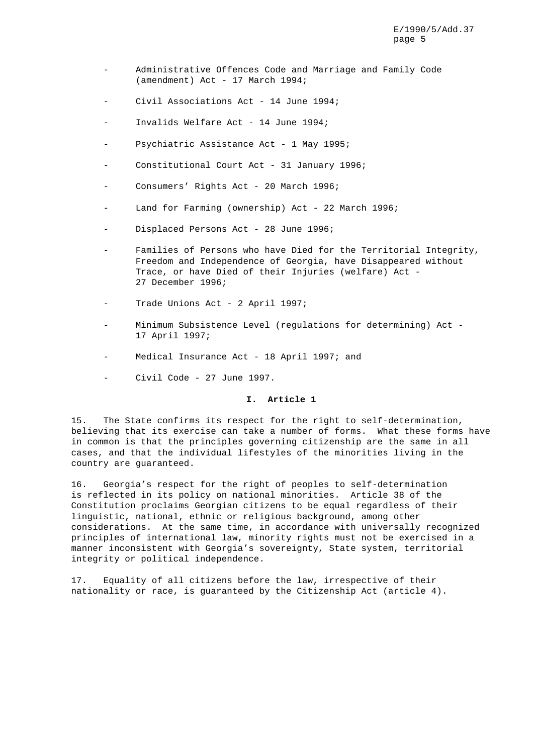- Administrative Offences Code and Marriage and Family Code (amendment) Act - 17 March 1994;
- Civil Associations Act - 14 June 1994;
- Invalids Welfare Act - 14 June 1994;
- Psychiatric Assistance Act - 1 May 1995;
- Constitutional Court Act - 31 January 1996;
- Consumers' Rights Act - 20 March 1996;
- Land for Farming (ownership) Act - 22 March 1996;
- Displaced Persons Act - 28 June 1996;
- Families of Persons who have Died for the Territorial Integrity, Freedom and Independence of Georgia, have Disappeared without Trace, or have Died of their Injuries (welfare) Act - 27 December 1996;
- Trade Unions Act - 2 April 1997;
- Minimum Subsistence Level (regulations for determining) Act - 17 April 1997;
- Medical Insurance Act - 18 April 1997; and
- Civil Code - 27 June 1997.

## I. Article 1

15. The State confirms its respect for the right to self-determination, believing that its exercise can take a number of forms. What these forms have in common is that the principles governing citizenship are the same in all cases, and that the individual lifestyles of the minorities living in the country are guaranteed.

16. Georgia's respect for the right of peoples to self-determination is reflected in its policy on national minorities. Article 38 of the Constitution proclaims Georgian citizens to be equal regardless of their linguistic, national, ethnic or religious background, among other considerations. At the same time, in accordance with universally recognized principles of international law, minority rights must not be exercised in a manner inconsistent with Georgia's sovereignty, State system, territorial integrity or political independence.

17. Equality of all citizens before the law, irrespective of their nationality or race, is guaranteed by the Citizenship Act (article 4).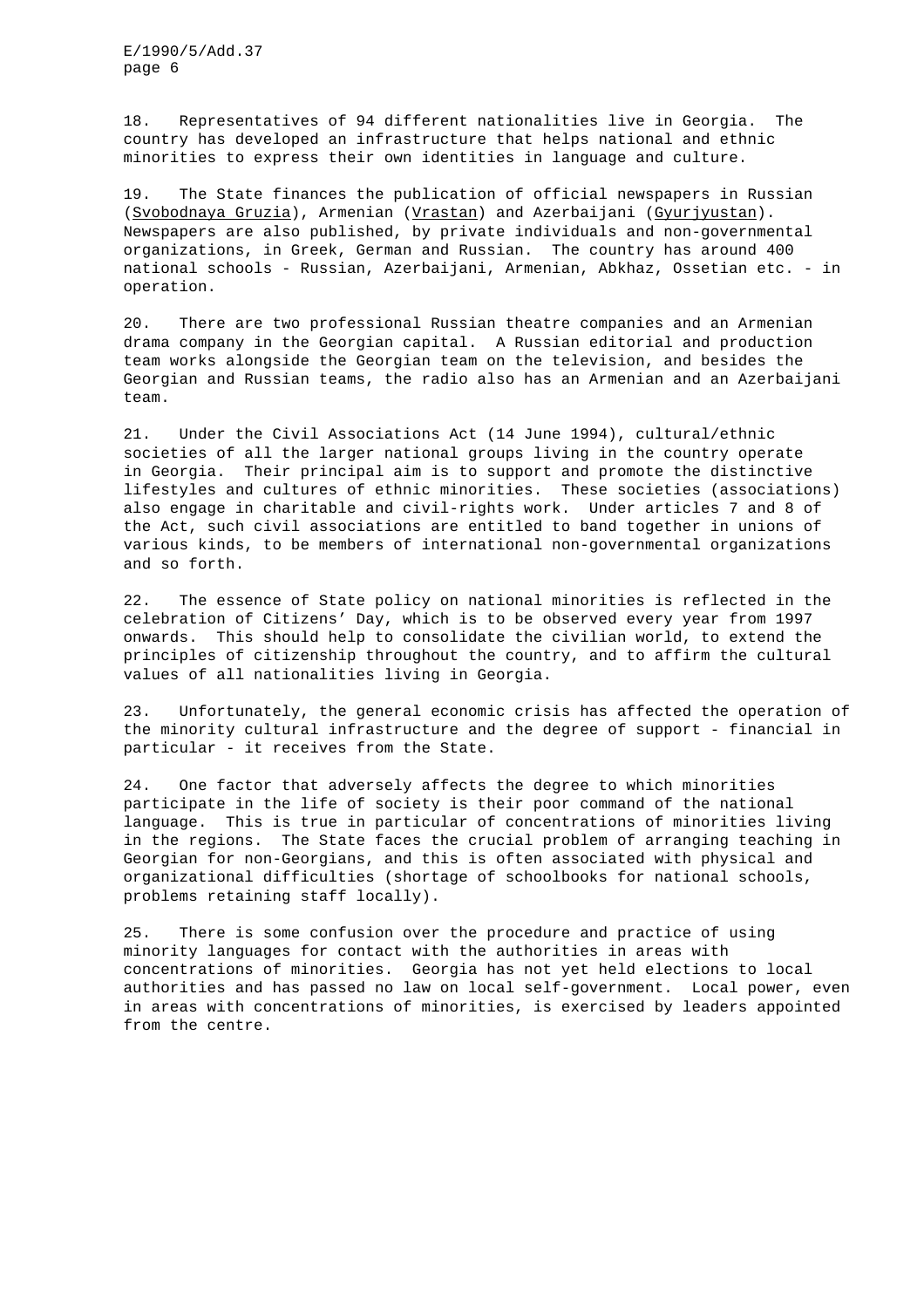18. Representatives of 94 different nationalities live in Georgia. The country has developed an infrastructure that helps national and ethnic minorities to express their own identities in language and culture.

19. The State finances the publication of official newspapers in Russian (Svobodnaya Gruzia), Armenian (Vrastan) and Azerbaijani (Gyurjyustan). Newspapers are also published, by private individuals and non-governmental organizations, in Greek, German and Russian. The country has around 400 national schools - Russian, Azerbaijani, Armenian, Abkhaz, Ossetian etc. - in operation.

20. There are two professional Russian theatre companies and an Armenian drama company in the Georgian capital. A Russian editorial and production team works alongside the Georgian team on the television, and besides the Georgian and Russian teams, the radio also has an Armenian and an Azerbaijani team.

21. Under the Civil Associations Act (14 June 1994), cultural/ethnic societies of all the larger national groups living in the country operate in Georgia. Their principal aim is to support and promote the distinctive lifestyles and cultures of ethnic minorities. These societies (associations) also engage in charitable and civil-rights work. Under articles 7 and 8 of the Act, such civil associations are entitled to band together in unions of various kinds, to be members of international non-governmental organizations and so forth.

22. The essence of State policy on national minorities is reflected in the celebration of Citizens' Day, which is to be observed every year from 1997 onwards. This should help to consolidate the civilian world, to extend the principles of citizenship throughout the country, and to affirm the cultural values of all nationalities living in Georgia.

23. Unfortunately, the general economic crisis has affected the operation of the minority cultural infrastructure and the degree of support - financial in particular - it receives from the State.

24. One factor that adversely affects the degree to which minorities participate in the life of society is their poor command of the national language. This is true in particular of concentrations of minorities living in the regions. The State faces the crucial problem of arranging teaching in Georgian for non-Georgians, and this is often associated with physical and organizational difficulties (shortage of schoolbooks for national schools, problems retaining staff locally).

25. There is some confusion over the procedure and practice of using minority languages for contact with the authorities in areas with concentrations of minorities. Georgia has not yet held elections to local authorities and has passed no law on local self-government. Local power, even in areas with concentrations of minorities, is exercised by leaders appointed from the centre.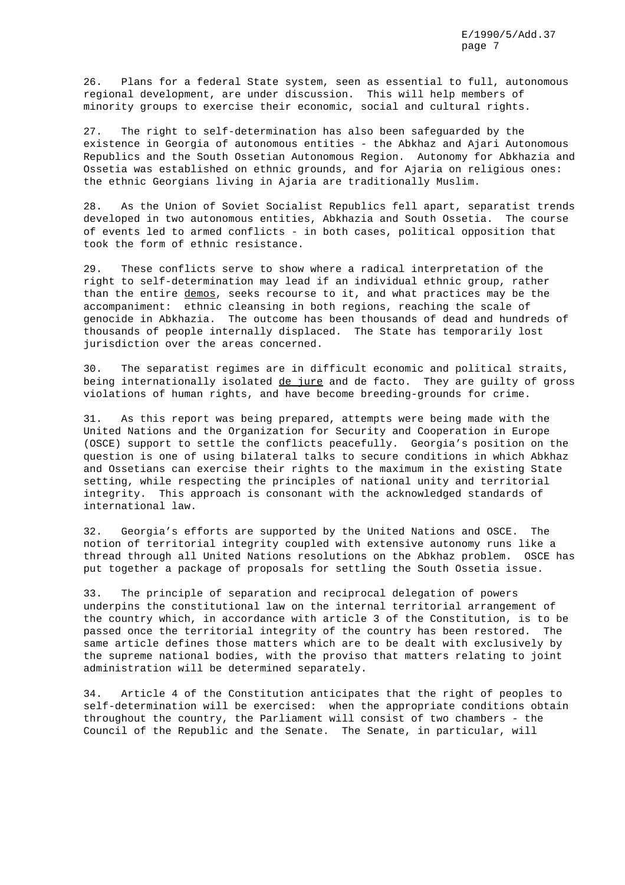26. Plans for a federal State system, seen as essential to full, autonomous regional development, are under discussion. This will help members of minority groups to exercise their economic, social and cultural rights.

27. The right to self-determination has also been safeguarded by the existence in Georgia of autonomous entities - the Abkhaz and Ajari Autonomous Republics and the South Ossetian Autonomous Region. Autonomy for Abkhazia and Ossetia was established on ethnic grounds, and for Ajaria on religious ones: the ethnic Georgians living in Ajaria are traditionally Muslim.

28. As the Union of Soviet Socialist Republics fell apart, separatist trends developed in two autonomous entities, Abkhazia and South Ossetia. The course of events led to armed conflicts - in both cases, political opposition that took the form of ethnic resistance.

29. These conflicts serve to show where a radical interpretation of the right to self-determination may lead if an individual ethnic group, rather than the entire _demos_, seeks recourse to it, and what practices may be the accompaniment: ethnic cleansing in both regions, reaching the scale of genocide in Abkhazia. The outcome has been thousands of dead and hundreds of thousands of people internally displaced. The State has temporarily lost jurisdiction over the areas concerned.

30. The separatist regimes are in difficult economic and political straits, being internationally isolated _de jure_ and de facto. They are guilty of gross violations of human rights, and have become breeding-grounds for crime.

31. As this report was being prepared, attempts were being made with the United Nations and the Organization for Security and Cooperation in Europe (OSCE) support to settle the conflicts peacefully. Georgia's position on the question is one of using bilateral talks to secure conditions in which Abkhaz and Ossetians can exercise their rights to the maximum in the existing State setting, while respecting the principles of national unity and territorial integrity. This approach is consonant with the acknowledged standards of international law.

32. Georgia's efforts are supported by the United Nations and OSCE. The notion of territorial integrity coupled with extensive autonomy runs like a thread through all United Nations resolutions on the Abkhaz problem. OSCE has put together a package of proposals for settling the South Ossetia issue.

33. The principle of separation and reciprocal delegation of powers underpins the constitutional law on the internal territorial arrangement of the country which, in accordance with article 3 of the Constitution, is to be passed once the territorial integrity of the country has been restored. The same article defines those matters which are to be dealt with exclusively by the supreme national bodies, with the proviso that matters relating to joint administration will be determined separately.

34. Article 4 of the Constitution anticipates that the right of peoples to self-determination will be exercised: when the appropriate conditions obtain throughout the country, the Parliament will consist of two chambers - the Council of the Republic and the Senate. The Senate, in particular, will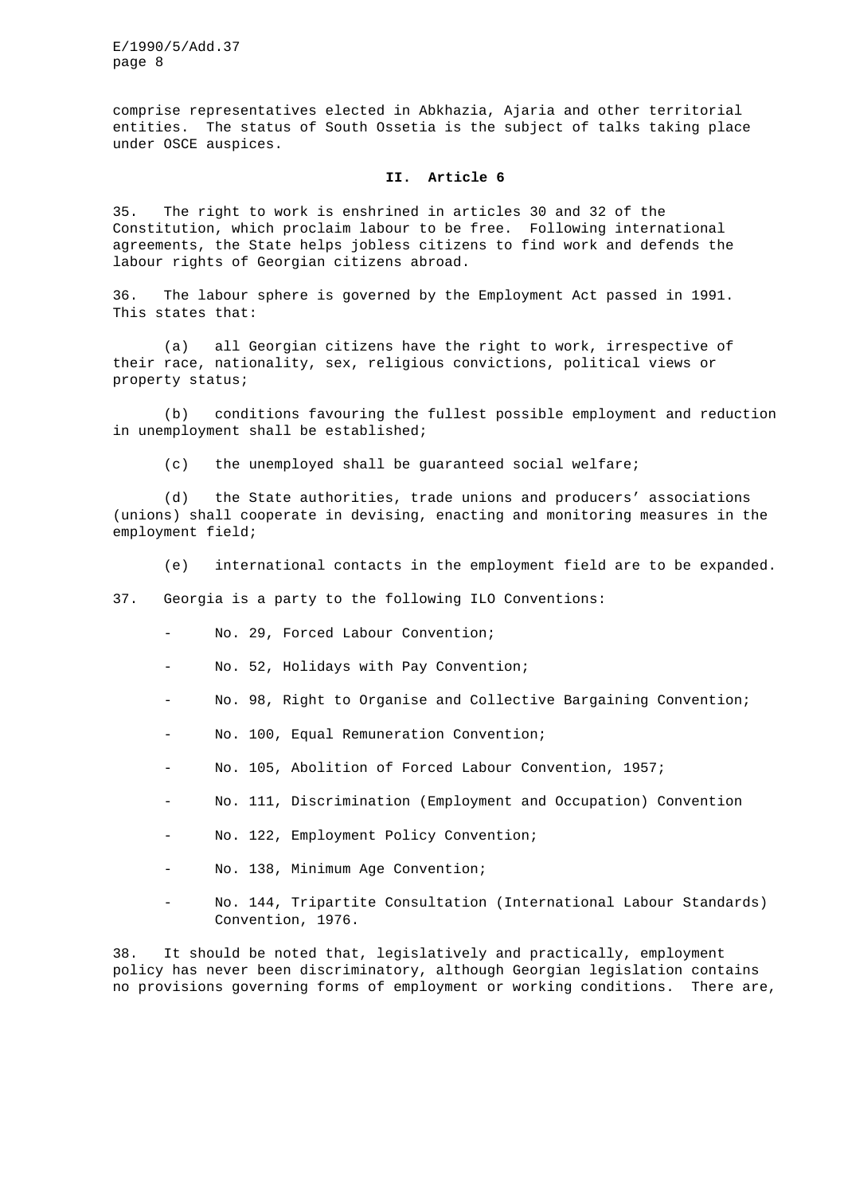comprise representatives elected in Abkhazia, Ajaria and other territorial entities. The status of South Ossetia is the subject of talks taking place under OSCE auspices.

## II. Article 6

35. The right to work is enshrined in articles 30 and 32 of the Constitution, which proclaim labour to be free. Following international agreements, the State helps jobless citizens to find work and defends the labour rights of Georgian citizens abroad.

36. The labour sphere is governed by the Employment Act passed in 1991. This states that:

(a) all Georgian citizens have the right to work, irrespective of their race, nationality, sex, religious convictions, political views or property status;

(b) conditions favouring the fullest possible employment and reduction in unemployment shall be established;

(c) the unemployed shall be guaranteed social welfare;

(d) the State authorities, trade unions and producers' associations (unions) shall cooperate in devising, enacting and monitoring measures in the employment field;

(e) international contacts in the employment field are to be expanded.

37. Georgia is a party to the following ILO Conventions:

- No. 29, Forced Labour Convention;
- No. 52, Holidays with Pay Convention;
- No. 98, Right to Organise and Collective Bargaining Convention;
- No. 100, Equal Remuneration Convention;
- No. 105, Abolition of Forced Labour Convention, 1957;
- No. 111, Discrimination (Employment and Occupation) Convention
- No. 122, Employment Policy Convention;
- No. 138, Minimum Age Convention;
- No. 144, Tripartite Consultation (International Labour Standards) Convention, 1976.

38. It should be noted that, legislatively and practically, employment policy has never been discriminatory, although Georgian legislation contains no provisions governing forms of employment or working conditions. There are,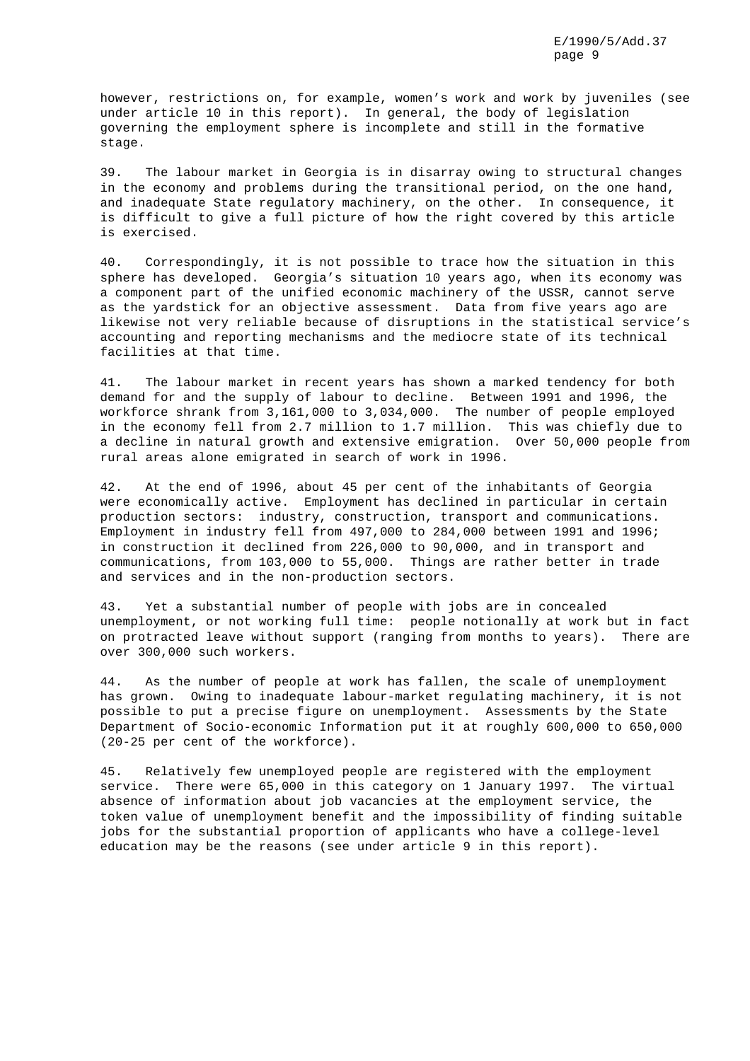however, restrictions on, for example, women's work and work by juveniles (see under article 10 in this report). In general, the body of legislation governing the employment sphere is incomplete and still in the formative stage.

39. The labour market in Georgia is in disarray owing to structural changes in the economy and problems during the transitional period, on the one hand, and inadequate State regulatory machinery, on the other. In consequence, it is difficult to give a full picture of how the right covered by this article is exercised.

40. Correspondingly, it is not possible to trace how the situation in this sphere has developed. Georgia's situation 10 years ago, when its economy was a component part of the unified economic machinery of the USSR, cannot serve as the yardstick for an objective assessment. Data from five years ago are likewise not very reliable because of disruptions in the statistical service's accounting and reporting mechanisms and the mediocre state of its technical facilities at that time.

41. The labour market in recent years has shown a marked tendency for both demand for and the supply of labour to decline. Between 1991 and 1996, the workforce shrank from 3,161,000 to 3,034,000. The number of people employed in the economy fell from 2.7 million to 1.7 million. This was chiefly due to a decline in natural growth and extensive emigration. Over 50,000 people from rural areas alone emigrated in search of work in 1996.

42. At the end of 1996, about 45 per cent of the inhabitants of Georgia were economically active. Employment has declined in particular in certain production sectors: industry, construction, transport and communications. Employment in industry fell from 497,000 to 284,000 between 1991 and 1996; in construction it declined from 226,000 to 90,000, and in transport and communications, from 103,000 to 55,000. Things are rather better in trade and services and in the non-production sectors.

43. Yet a substantial number of people with jobs are in concealed unemployment, or not working full time: people notionally at work but in fact on protracted leave without support (ranging from months to years). There are over 300,000 such workers.

44. As the number of people at work has fallen, the scale of unemployment has grown. Owing to inadequate labour-market regulating machinery, it is not possible to put a precise figure on unemployment. Assessments by the State Department of Socio-economic Information put it at roughly 600,000 to 650,000 (20-25 per cent of the workforce).

45. Relatively few unemployed people are registered with the employment service. There were 65,000 in this category on 1 January 1997. The virtual absence of information about job vacancies at the employment service, the token value of unemployment benefit and the impossibility of finding suitable jobs for the substantial proportion of applicants who have a college-level education may be the reasons (see under article 9 in this report).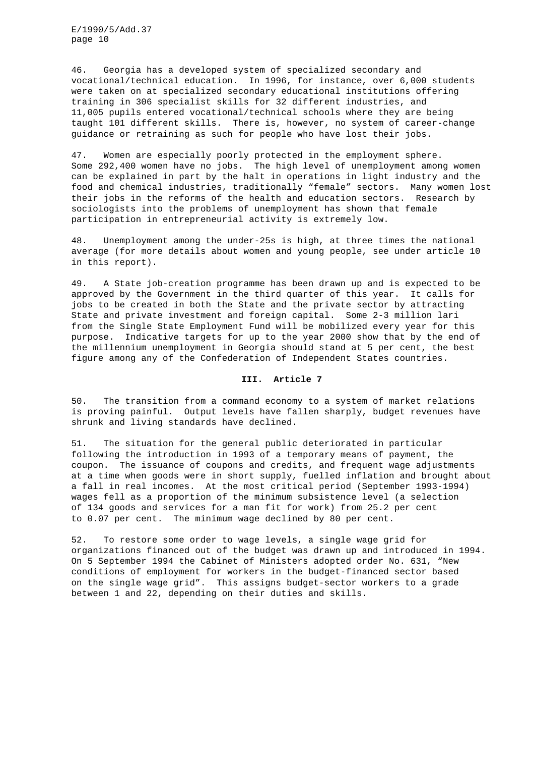46. Georgia has a developed system of specialized secondary and vocational/technical education. In 1996, for instance, over 6,000 students were taken on at specialized secondary educational institutions offering training in 306 specialist skills for 32 different industries, and 11,005 pupils entered vocational/technical schools where they are being taught 101 different skills. There is, however, no system of career-change guidance or retraining as such for people who have lost their jobs.

47. Women are especially poorly protected in the employment sphere. Some 292,400 women have no jobs. The high level of unemployment among women can be explained in part by the halt in operations in light industry and the food and chemical industries, traditionally "female" sectors. Many women lost their jobs in the reforms of the health and education sectors. Research by sociologists into the problems of unemployment has shown that female participation in entrepreneurial activity is extremely low.

48. Unemployment among the under-25s is high, at three times the national average (for more details about women and young people, see under article 10 in this report).

49. A State job-creation programme has been drawn up and is expected to be approved by the Government in the third quarter of this year. It calls for jobs to be created in both the State and the private sector by attracting State and private investment and foreign capital. Some 2-3 million lari from the Single State Employment Fund will be mobilized every year for this purpose. Indicative targets for up to the year 2000 show that by the end of the millennium unemployment in Georgia should stand at 5 per cent, the best figure among any of the Confederation of Independent States countries.

## III. Article 7

50. The transition from a command economy to a system of market relations is proving painful. Output levels have fallen sharply, budget revenues have shrunk and living standards have declined.

51. The situation for the general public deteriorated in particular following the introduction in 1993 of a temporary means of payment, the coupon. The issuance of coupons and credits, and frequent wage adjustments at a time when goods were in short supply, fuelled inflation and brought about a fall in real incomes. At the most critical period (September 1993-1994) wages fell as a proportion of the minimum subsistence level (a selection of 134 goods and services for a man fit for work) from 25.2 per cent to 0.07 per cent. The minimum wage declined by 80 per cent.

52. To restore some order to wage levels, a single wage grid for organizations financed out of the budget was drawn up and introduced in 1994. On 5 September 1994 the Cabinet of Ministers adopted order No. 631, "New conditions of employment for workers in the budget-financed sector based on the single wage grid". This assigns budget-sector workers to a grade between 1 and 22, depending on their duties and skills.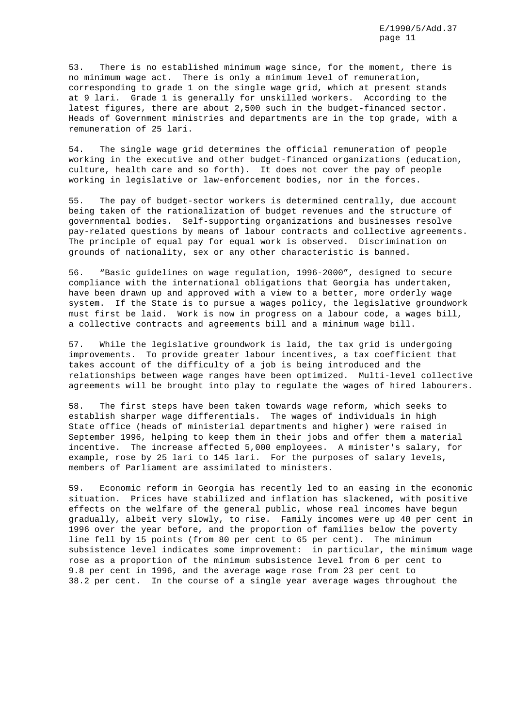53. There is no established minimum wage since, for the moment, there is no minimum wage act. There is only a minimum level of remuneration, corresponding to grade 1 on the single wage grid, which at present stands at 9 lari. Grade 1 is generally for unskilled workers. According to the latest figures, there are about 2,500 such in the budget-financed sector. Heads of Government ministries and departments are in the top grade, with a remuneration of 25 lari.

54. The single wage grid determines the official remuneration of people working in the executive and other budget-financed organizations (education, culture, health care and so forth). It does not cover the pay of people working in legislative or law-enforcement bodies, nor in the forces.

55. The pay of budget-sector workers is determined centrally, due account being taken of the rationalization of budget revenues and the structure of governmental bodies. Self-supporting organizations and businesses resolve pay-related questions by means of labour contracts and collective agreements. The principle of equal pay for equal work is observed. Discrimination on grounds of nationality, sex or any other characteristic is banned.

56. "Basic guidelines on wage regulation, 1996-2000", designed to secure compliance with the international obligations that Georgia has undertaken, have been drawn up and approved with a view to a better, more orderly wage system. If the State is to pursue a wages policy, the legislative groundwork must first be laid. Work is now in progress on a labour code, a wages bill, a collective contracts and agreements bill and a minimum wage bill.

57. While the legislative groundwork is laid, the tax grid is undergoing improvements. To provide greater labour incentives, a tax coefficient that takes account of the difficulty of a job is being introduced and the relationships between wage ranges have been optimized. Multi-level collective agreements will be brought into play to regulate the wages of hired labourers.

58. The first steps have been taken towards wage reform, which seeks to establish sharper wage differentials. The wages of individuals in high State office (heads of ministerial departments and higher) were raised in September 1996, helping to keep them in their jobs and offer them a material incentive. The increase affected 5,000 employees. A minister's salary, for example, rose by 25 lari to 145 lari. For the purposes of salary levels, members of Parliament are assimilated to ministers.

59. Economic reform in Georgia has recently led to an easing in the economic situation. Prices have stabilized and inflation has slackened, with positive effects on the welfare of the general public, whose real incomes have begun gradually, albeit very slowly, to rise. Family incomes were up 40 per cent in 1996 over the year before, and the proportion of families below the poverty line fell by 15 points (from 80 per cent to 65 per cent). The minimum subsistence level indicates some improvement: in particular, the minimum wage rose as a proportion of the minimum subsistence level from 6 per cent to 9.8 per cent in 1996, and the average wage rose from 23 per cent to 38.2 per cent. In the course of a single year average wages throughout the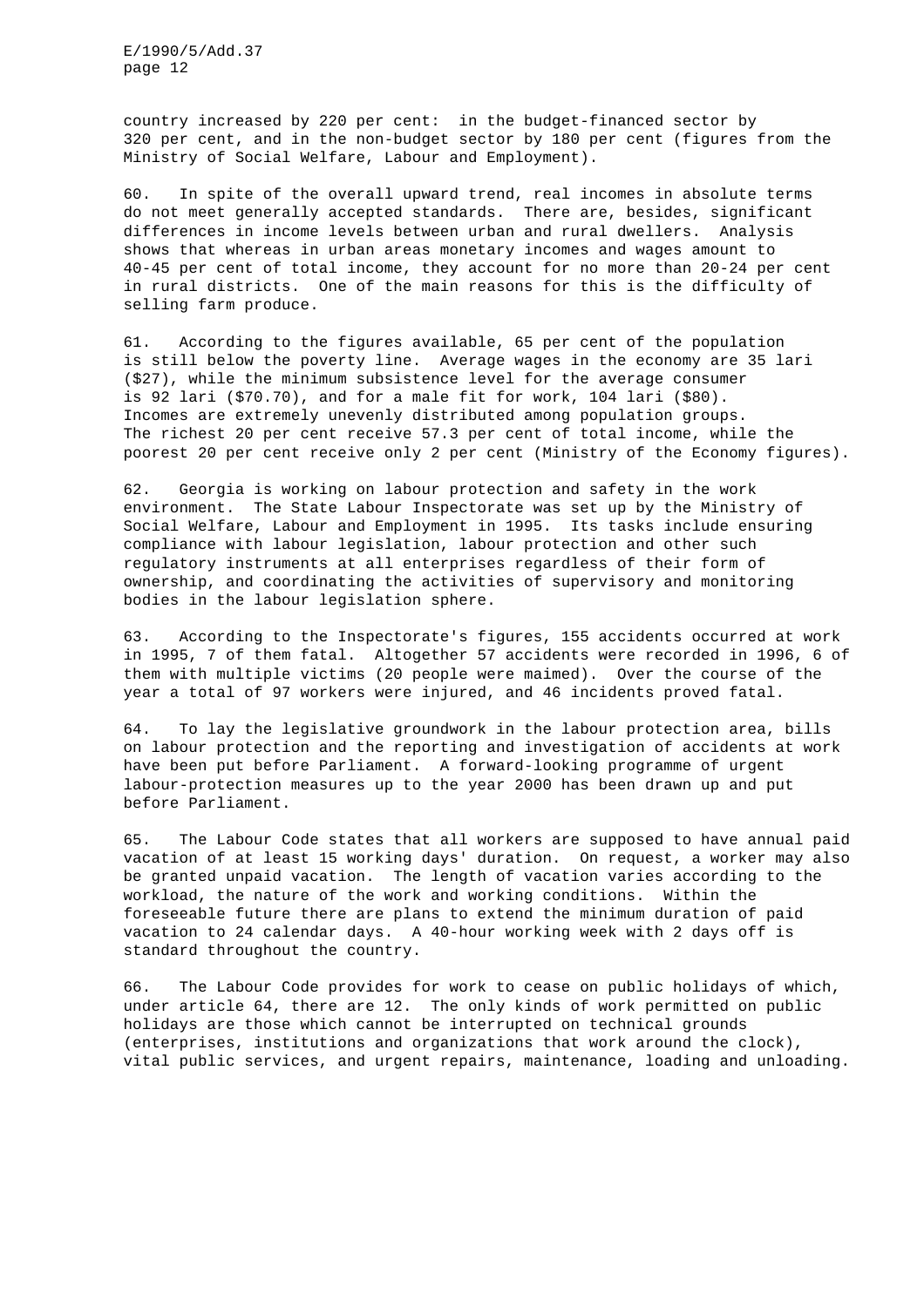country increased by 220 per cent: in the budget-financed sector by 320 per cent, and in the non-budget sector by 180 per cent (figures from the Ministry of Social Welfare, Labour and Employment).

60. In spite of the overall upward trend, real incomes in absolute terms do not meet generally accepted standards. There are, besides, significant differences in income levels between urban and rural dwellers. Analysis shows that whereas in urban areas monetary incomes and wages amount to 40-45 per cent of total income, they account for no more than 20-24 per cent in rural districts. One of the main reasons for this is the difficulty of selling farm produce.

61. According to the figures available, 65 per cent of the population is still below the poverty line. Average wages in the economy are 35 lari ($27), while the minimum subsistence level for the average consumer is 92 lari ($70.70), and for a male fit for work, 104 lari ($80). Incomes are extremely unevenly distributed among population groups. The richest 20 per cent receive 57.3 per cent of total income, while the poorest 20 per cent receive only 2 per cent (Ministry of the Economy figures).

62. Georgia is working on labour protection and safety in the work environment. The State Labour Inspectorate was set up by the Ministry of Social Welfare, Labour and Employment in 1995. Its tasks include ensuring compliance with labour legislation, labour protection and other such regulatory instruments at all enterprises regardless of their form of ownership, and coordinating the activities of supervisory and monitoring bodies in the labour legislation sphere.

63. According to the Inspectorate's figures, 155 accidents occurred at work in 1995, 7 of them fatal. Altogether 57 accidents were recorded in 1996, 6 of them with multiple victims (20 people were maimed). Over the course of the year a total of 97 workers were injured, and 46 incidents proved fatal.

64. To lay the legislative groundwork in the labour protection area, bills on labour protection and the reporting and investigation of accidents at work have been put before Parliament. A forward-looking programme of urgent labour-protection measures up to the year 2000 has been drawn up and put before Parliament.

65. The Labour Code states that all workers are supposed to have annual paid vacation of at least 15 working days' duration. On request, a worker may also be granted unpaid vacation. The length of vacation varies according to the workload, the nature of the work and working conditions. Within the foreseeable future there are plans to extend the minimum duration of paid vacation to 24 calendar days. A 40-hour working week with 2 days off is standard throughout the country.

66. The Labour Code provides for work to cease on public holidays of which, under article 64, there are 12. The only kinds of work permitted on public holidays are those which cannot be interrupted on technical grounds (enterprises, institutions and organizations that work around the clock), vital public services, and urgent repairs, maintenance, loading and unloading.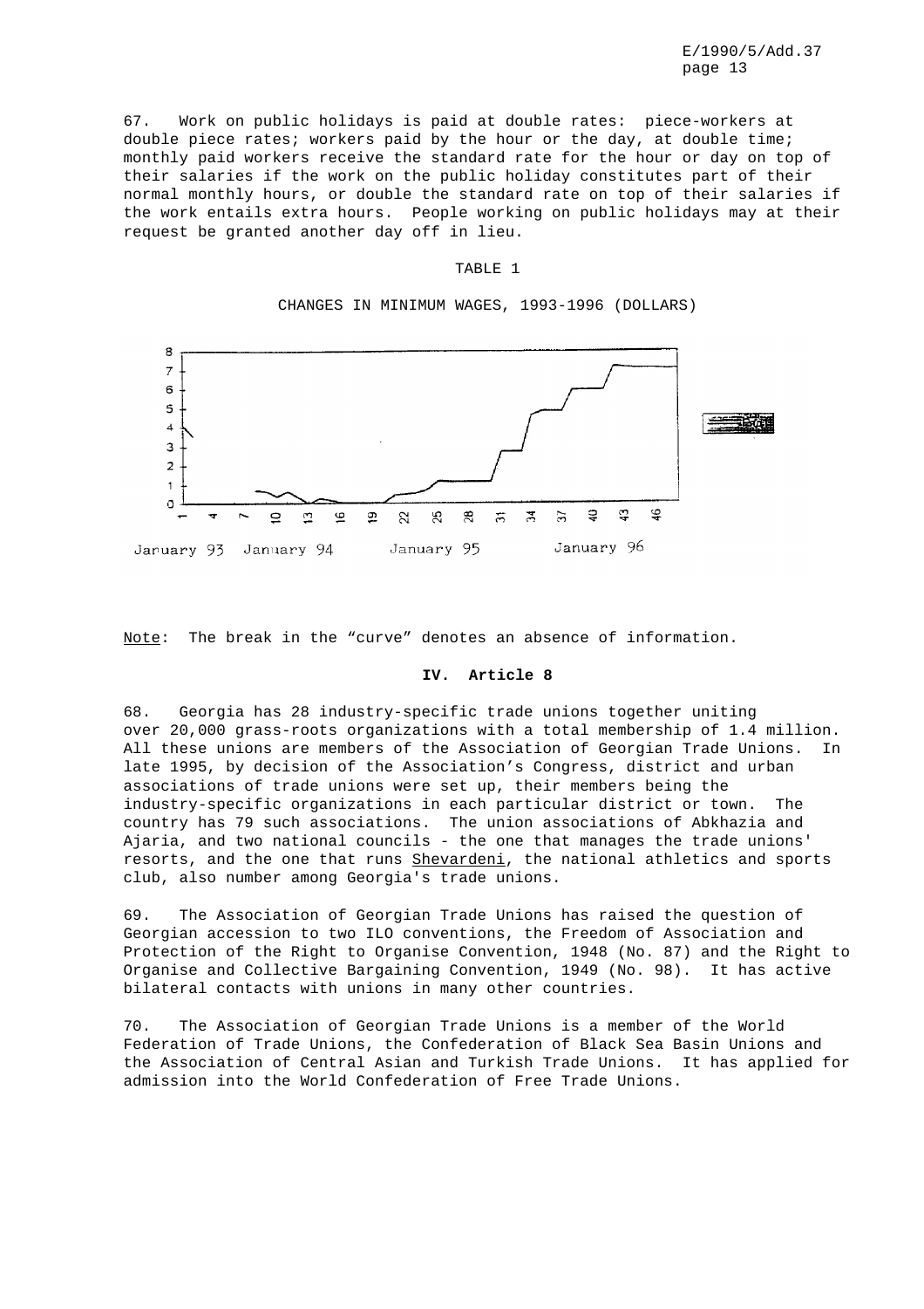67. Work on public holidays is paid at double rates: piece-workers at double piece rates; workers paid by the hour or the day, at double time; monthly paid workers receive the standard rate for the hour or day on top of their salaries if the work on the public holiday constitutes part of their normal monthly hours, or double the standard rate on top of their salaries if the work entails extra hours. People working on public holidays may at their request be granted another day off in lieu.

TABLE 1

CHANGES IN MINIMUM WAGES, 1993-1996 (DOLLARS)

Note: The break in the "curve" denotes an absence of information.

## IV. Article 8

68. Georgia has 28 industry-specific trade unions together uniting over 20,000 grass-roots organizations with a total membership of 1.4 million. All these unions are members of the Association of Georgian Trade Unions. In late 1995, by decision of the Association's Congress, district and urban associations of trade unions were set up, their members being the industry-specific organizations in each particular district or town. The country has 79 such associations. The union associations of Abkhazia and Ajaria, and two national councils - the one that manages the trade unions' resorts, and the one that runs Shevardeni, the national athletics and sports club, also number among Georgia's trade unions.

69. The Association of Georgian Trade Unions has raised the question of Georgian accession to two ILO conventions, the Freedom of Association and Protection of the Right to Organise Convention, 1948 (No. 87) and the Right to Organise and Collective Bargaining Convention, 1949 (No. 98). It has active bilateral contacts with unions in many other countries.

70. The Association of Georgian Trade Unions is a member of the World Federation of Trade Unions, the Confederation of Black Sea Basin Unions and the Association of Central Asian and Turkish Trade Unions. It has applied for admission into the World Confederation of Free Trade Unions.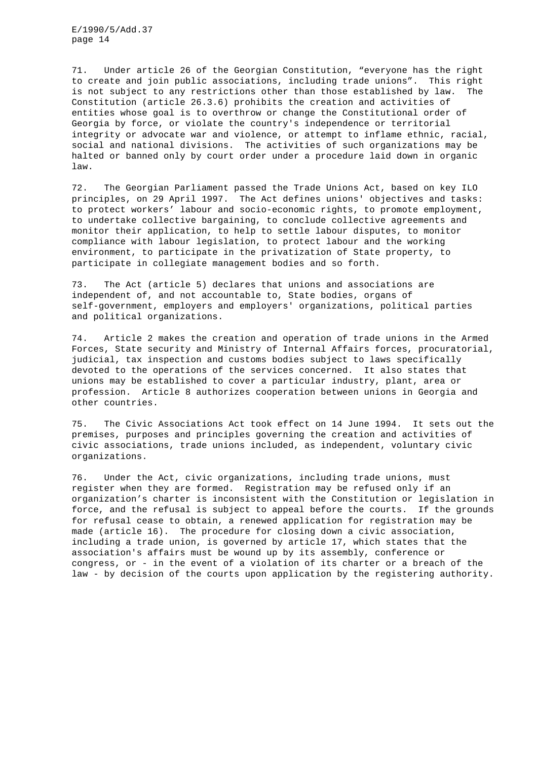71. Under article 26 of the Georgian Constitution, “everyone has the right to create and join public associations, including trade unions”. This right is not subject to any restrictions other than those established by law. The Constitution (article 26.3.6) prohibits the creation and activities of entities whose goal is to overthrow or change the Constitutional order of Georgia by force, or violate the country's independence or territorial integrity or advocate war and violence, or attempt to inflame ethnic, racial, social and national divisions. The activities of such organizations may be halted or banned only by court order under a procedure laid down in organic law.

72. The Georgian Parliament passed the Trade Unions Act, based on key ILO principles, on 29 April 1997. The Act defines unions' objectives and tasks: to protect workers' labour and socio-economic rights, to promote employment, to undertake collective bargaining, to conclude collective agreements and monitor their application, to help to settle labour disputes, to monitor compliance with labour legislation, to protect labour and the working environment, to participate in the privatization of State property, to participate in collegiate management bodies and so forth.

73. The Act (article 5) declares that unions and associations are independent of, and not accountable to, State bodies, organs of self-government, employers and employers' organizations, political parties and political organizations.

74. Article 2 makes the creation and operation of trade unions in the Armed Forces, State security and Ministry of Internal Affairs forces, procuratorial, judicial, tax inspection and customs bodies subject to laws specifically devoted to the operations of the services concerned. It also states that unions may be established to cover a particular industry, plant, area or profession. Article 8 authorizes cooperation between unions in Georgia and other countries.

75. The Civic Associations Act took effect on 14 June 1994. It sets out the premises, purposes and principles governing the creation and activities of civic associations, trade unions included, as independent, voluntary civic organizations.

76. Under the Act, civic organizations, including trade unions, must register when they are formed. Registration may be refused only if an organization's charter is inconsistent with the Constitution or legislation in force, and the refusal is subject to appeal before the courts. If the grounds for refusal cease to obtain, a renewed application for registration may be made (article 16). The procedure for closing down a civic association, including a trade union, is governed by article 17, which states that the association's affairs must be wound up by its assembly, conference or congress, or - in the event of a violation of its charter or a breach of the law - by decision of the courts upon application by the registering authority.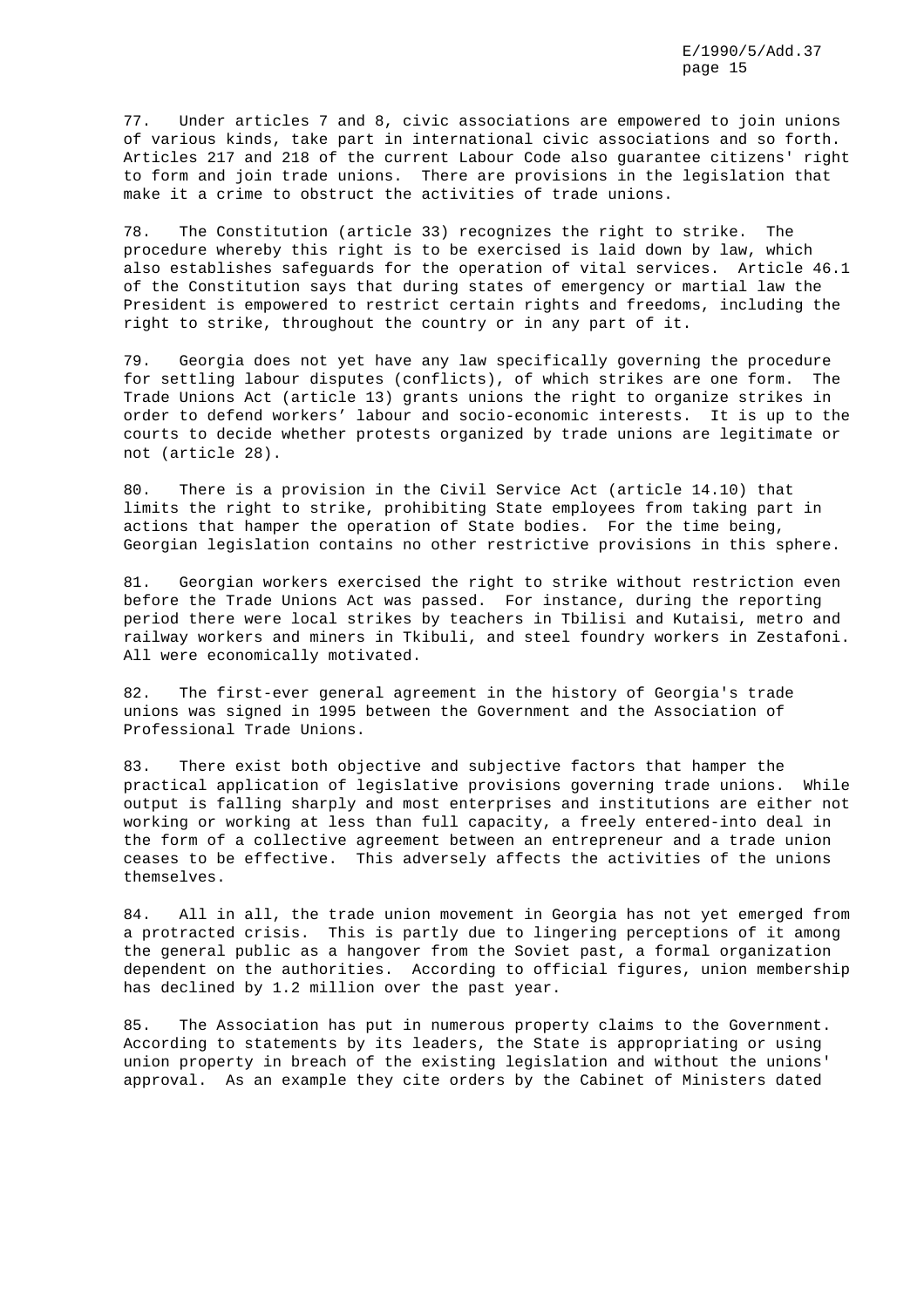77. Under articles 7 and 8, civic associations are empowered to join unions of various kinds, take part in international civic associations and so forth. Articles 217 and 218 of the current Labour Code also guarantee citizens' right to form and join trade unions. There are provisions in the legislation that make it a crime to obstruct the activities of trade unions.

78. The Constitution (article 33) recognizes the right to strike. The procedure whereby this right is to be exercised is laid down by law, which also establishes safeguards for the operation of vital services. Article 46.1 of the Constitution says that during states of emergency or martial law the President is empowered to restrict certain rights and freedoms, including the right to strike, throughout the country or in any part of it.

79. Georgia does not yet have any law specifically governing the procedure for settling labour disputes (conflicts), of which strikes are one form. The Trade Unions Act (article 13) grants unions the right to organize strikes in order to defend workers' labour and socio-economic interests. It is up to the courts to decide whether protests organized by trade unions are legitimate or not (article 28).

80. There is a provision in the Civil Service Act (article 14.10) that limits the right to strike, prohibiting State employees from taking part in actions that hamper the operation of State bodies. For the time being, Georgian legislation contains no other restrictive provisions in this sphere.

81. Georgian workers exercised the right to strike without restriction even before the Trade Unions Act was passed. For instance, during the reporting period there were local strikes by teachers in Tbilisi and Kutaisi, metro and railway workers and miners in Tkibuli, and steel foundry workers in Zestafoni. All were economically motivated.

82. The first-ever general agreement in the history of Georgia's trade unions was signed in 1995 between the Government and the Association of Professional Trade Unions.

83. There exist both objective and subjective factors that hamper the practical application of legislative provisions governing trade unions. While output is falling sharply and most enterprises and institutions are either not working or working at less than full capacity, a freely entered-into deal in the form of a collective agreement between an entrepreneur and a trade union ceases to be effective. This adversely affects the activities of the unions themselves.

84. All in all, the trade union movement in Georgia has not yet emerged from a protracted crisis. This is partly due to lingering perceptions of it among the general public as a hangover from the Soviet past, a formal organization dependent on the authorities. According to official figures, union membership has declined by 1.2 million over the past year.

85. The Association has put in numerous property claims to the Government. According to statements by its leaders, the State is appropriating or using union property in breach of the existing legislation and without the unions' approval. As an example they cite orders by the Cabinet of Ministers dated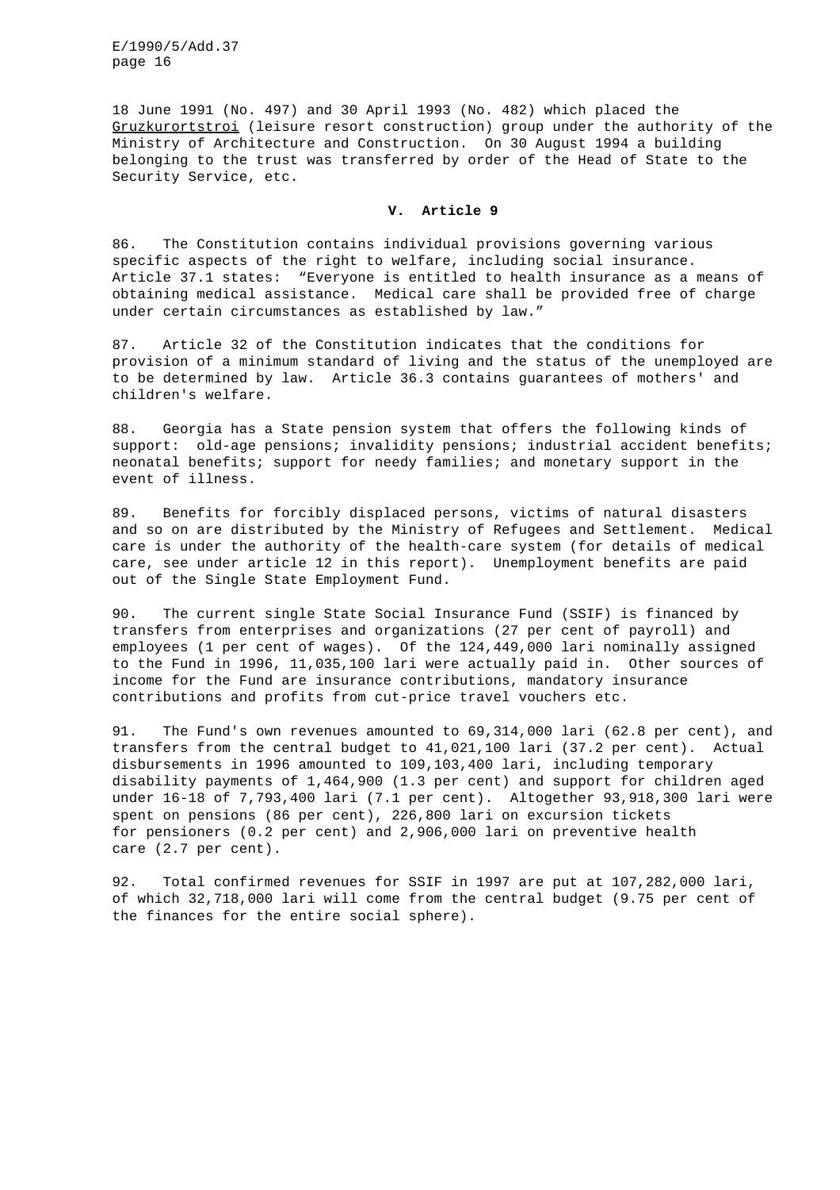18 June 1991 (No. 497) and 30 April 1993 (No. 482) which placed the Gruzkurortstroi (leisure resort construction) group under the authority of the Ministry of Architecture and Construction. On 30 August 1994 a building belonging to the trust was transferred by order of the Head of State to the Security Service, etc.

## V. Article 9

86. The Constitution contains individual provisions governing various specific aspects of the right to welfare, including social insurance. Article 37.1 states: "Everyone is entitled to health insurance as a means of obtaining medical assistance. Medical care shall be provided free of charge under certain circumstances as established by law."

87. Article 32 of the Constitution indicates that the conditions for provision of a minimum standard of living and the status of the unemployed are to be determined by law. Article 36.3 contains guarantees of mothers' and children's welfare.

88. Georgia has a State pension system that offers the following kinds of support: old-age pensions; invalidity pensions; industrial accident benefits; neonatal benefits; support for needy families; and monetary support in the event of illness.

89. Benefits for forcibly displaced persons, victims of natural disasters and so on are distributed by the Ministry of Refugees and Settlement. Medical care is under the authority of the health-care system (for details of medical care, see under article 12 in this report). Unemployment benefits are paid out of the Single State Employment Fund.

90. The current single State Social Insurance Fund (SSIF) is financed by transfers from enterprises and organizations (27 per cent of payroll) and employees (1 per cent of wages). Of the 124,449,000 lari nominally assigned to the Fund in 1996, 11,035,100 lari were actually paid in. Other sources of income for the Fund are insurance contributions, mandatory insurance contributions and profits from cut-price travel vouchers etc.

91. The Fund's own revenues amounted to 69,314,000 lari (62.8 per cent), and transfers from the central budget to 41,021,100 lari (37.2 per cent). Actual disbursements in 1996 amounted to 109,103,400 lari, including temporary disability payments of 1,464,900 (1.3 per cent) and support for children aged under 16-18 of 7,793,400 lari (7.1 per cent). Altogether 93,918,300 lari were spent on pensions (86 per cent), 226,800 lari on excursion tickets for pensioners (0.2 per cent) and 2,906,000 lari on preventive health care (2.7 per cent).

92. Total confirmed revenues for SSIF in 1997 are put at 107,282,000 lari, of which 32,718,000 lari will come from the central budget (9.75 per cent of the finances for the entire social sphere).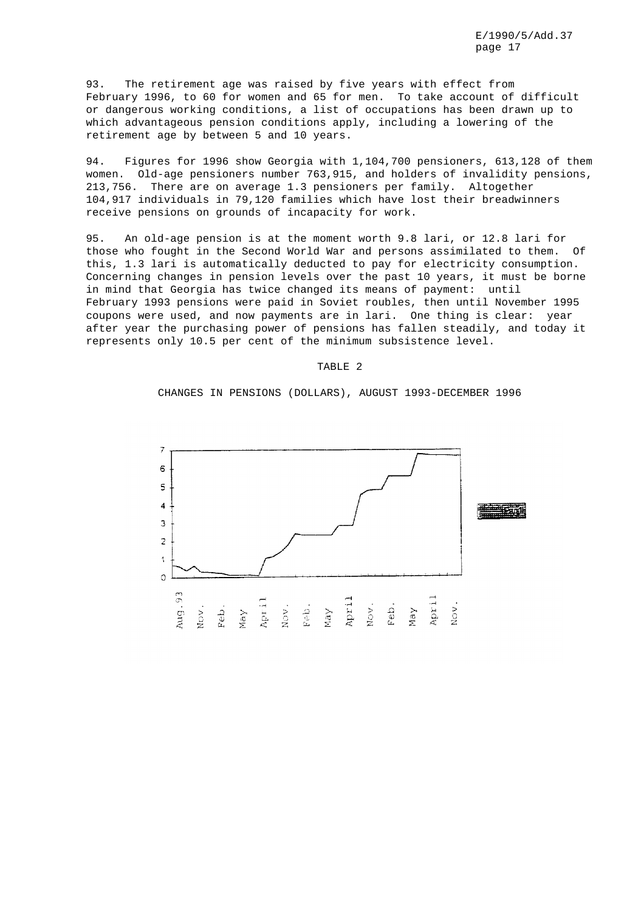93. The retirement age was raised by five years with effect from February 1996, to 60 for women and 65 for men. To take account of difficult or dangerous working conditions, a list of occupations has been drawn up to which advantageous pension conditions apply, including a lowering of the retirement age by between 5 and 10 years.

94. Figures for 1996 show Georgia with 1,104,700 pensioners, 613,128 of them women. Old-age pensioners number 763,915, and holders of invalidity pensions, 213,756. There are on average 1.3 pensioners per family. Altogether 104,917 individuals in 79,120 families which have lost their breadwinners receive pensions on grounds of incapacity for work.

95. An old-age pension is at the moment worth 9.8 lari, or 12.8 lari for those who fought in the Second World War and persons assimilated to them. Of this, 1.3 lari is automatically deducted to pay for electricity consumption. Concerning changes in pension levels over the past 10 years, it must be borne in mind that Georgia has twice changed its means of payment: until February 1993 pensions were paid in Soviet roubles, then until November 1995 coupons were used, and now payments are in lari. One thing is clear: year after year the purchasing power of pensions has fallen steadily, and today it represents only 10.5 per cent of the minimum subsistence level.

TABLE 2

CHANGES IN PENSIONS (DOLLARS), AUGUST 1993-DECEMBER 1996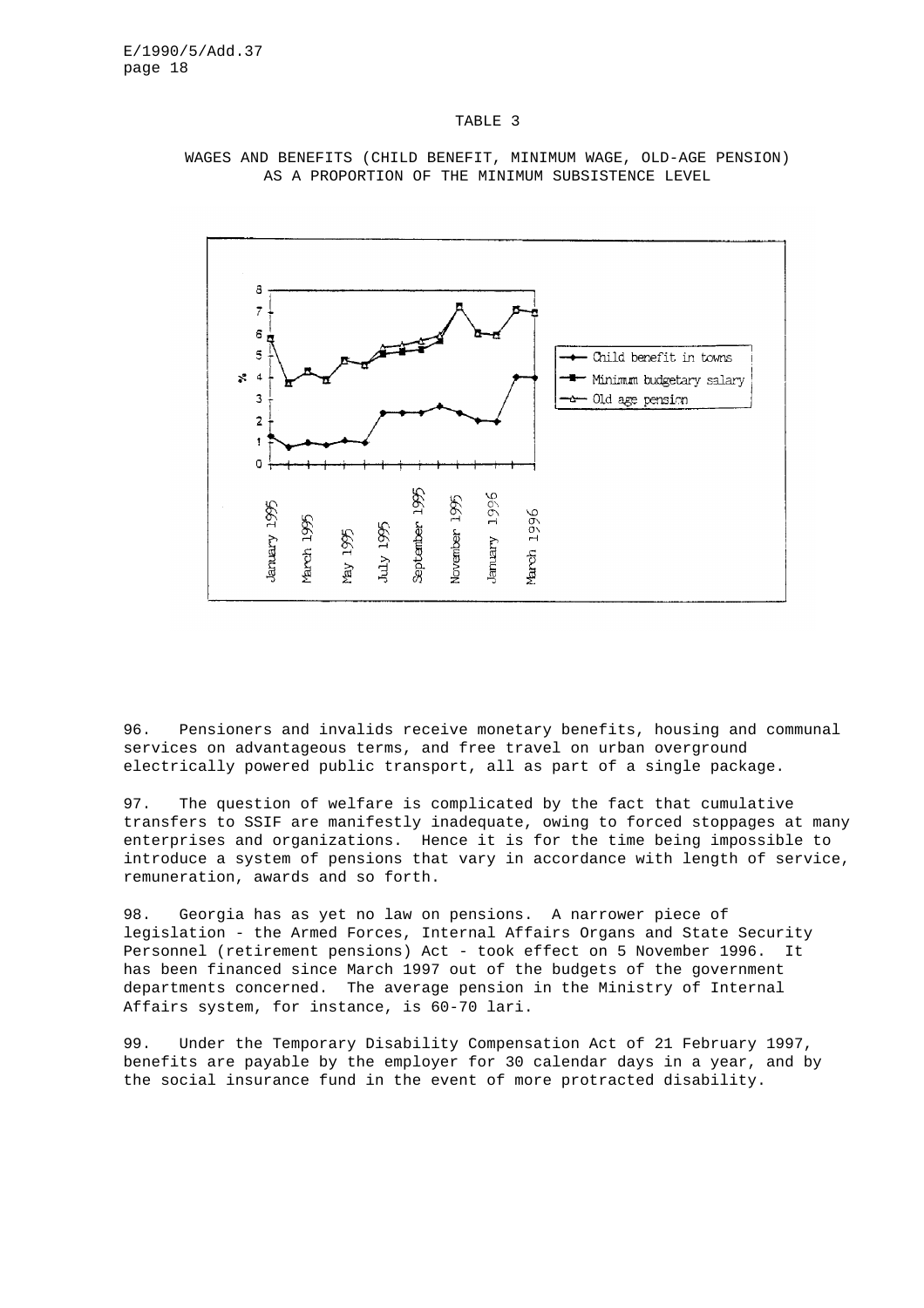TABLE 3

WAGES AND BENEFITS (CHILD BENEFIT, MINIMUM WAGE, OLD-AGE PENSION) AS A PROPORTION OF THE MINIMUM SUBSISTENCE LEVEL

96. Pensioners and invalids receive monetary benefits, housing and communal services on advantageous terms, and free travel on urban overground electrically powered public transport, all as part of a single package.

97. The question of welfare is complicated by the fact that cumulative transfers to SSIF are manifestly inadequate, owing to forced stoppages at many enterprises and organizations. Hence it is for the time being impossible to introduce a system of pensions that vary in accordance with length of service, remuneration, awards and so forth.

98. Georgia has as yet no law on pensions. A narrower piece of legislation - the Armed Forces, Internal Affairs Organs and State Security Personnel (retirement pensions) Act - took effect on 5 November 1996. It has been financed since March 1997 out of the budgets of the government departments concerned. The average pension in the Ministry of Internal Affairs system, for instance, is 60-70 lari.

99. Under the Temporary Disability Compensation Act of 21 February 1997, benefits are payable by the employer for 30 calendar days in a year, and by the social insurance fund in the event of more protracted disability.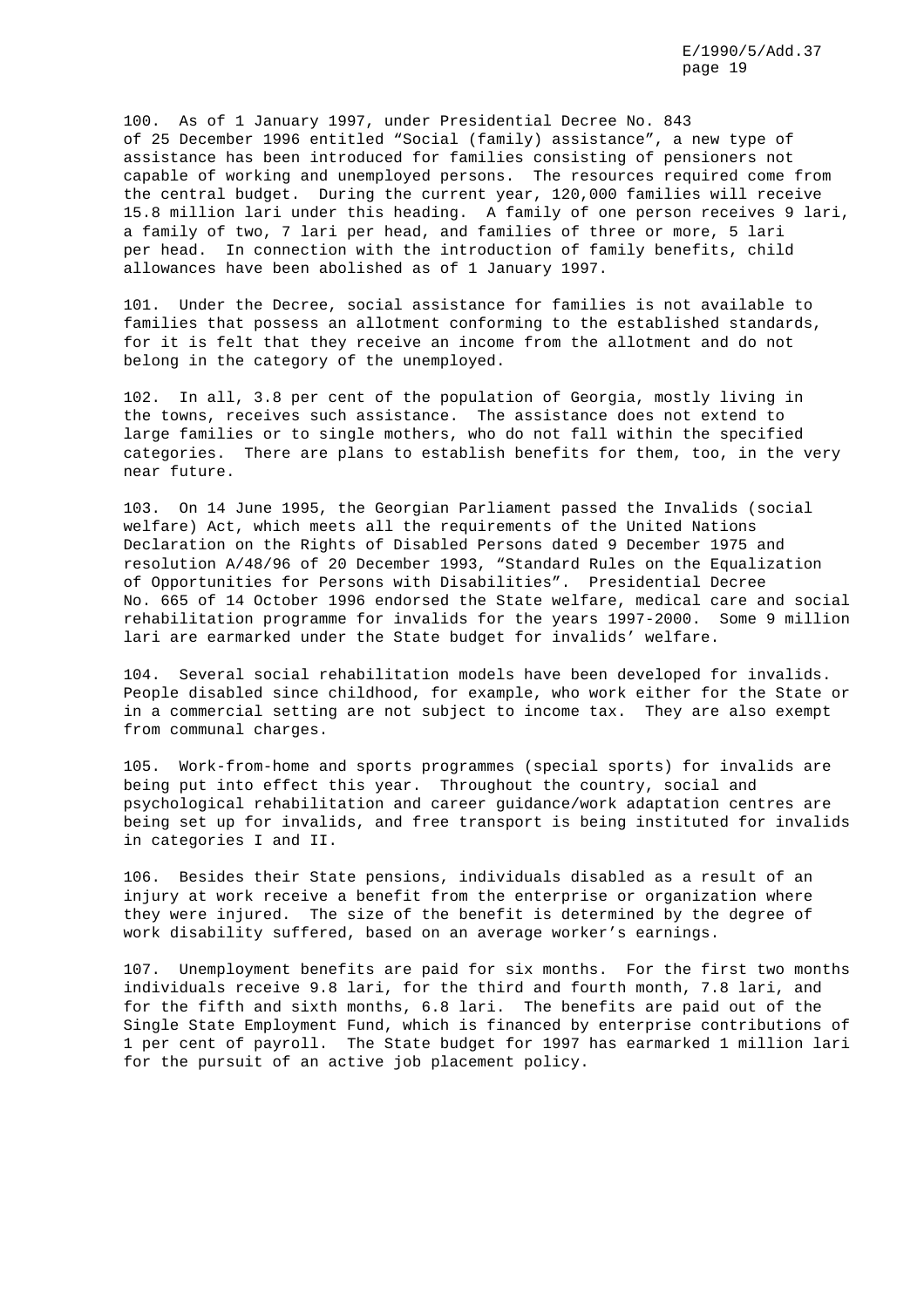100. As of 1 January 1997, under Presidential Decree No. 843 of 25 December 1996 entitled "Social (family) assistance", a new type of assistance has been introduced for families consisting of pensioners not capable of working and unemployed persons. The resources required come from the central budget. During the current year, 120,000 families will receive 15.8 million lari under this heading. A family of one person receives 9 lari, a family of two, 7 lari per head, and families of three or more, 5 lari per head. In connection with the introduction of family benefits, child allowances have been abolished as of 1 January 1997.

101. Under the Decree, social assistance for families is not available to families that possess an allotment conforming to the established standards, for it is felt that they receive an income from the allotment and do not belong in the category of the unemployed.

102. In all, 3.8 per cent of the population of Georgia, mostly living in the towns, receives such assistance. The assistance does not extend to large families or to single mothers, who do not fall within the specified categories. There are plans to establish benefits for them, too, in the very near future.

103. On 14 June 1995, the Georgian Parliament passed the Invalids (social welfare) Act, which meets all the requirements of the United Nations Declaration on the Rights of Disabled Persons dated 9 December 1975 and resolution A/48/96 of 20 December 1993, "Standard Rules on the Equalization of Opportunities for Persons with Disabilities". Presidential Decree No. 665 of 14 October 1996 endorsed the State welfare, medical care and social rehabilitation programme for invalids for the years 1997-2000. Some 9 million lari are earmarked under the State budget for invalids' welfare.

104. Several social rehabilitation models have been developed for invalids. People disabled since childhood, for example, who work either for the State or in a commercial setting are not subject to income tax. They are also exempt from communal charges.

105. Work-from-home and sports programmes (special sports) for invalids are being put into effect this year. Throughout the country, social and psychological rehabilitation and career guidance/work adaptation centres are being set up for invalids, and free transport is being instituted for invalids in categories I and II.

106. Besides their State pensions, individuals disabled as a result of an injury at work receive a benefit from the enterprise or organization where they were injured. The size of the benefit is determined by the degree of work disability suffered, based on an average worker's earnings.

107. Unemployment benefits are paid for six months. For the first two months individuals receive 9.8 lari, for the third and fourth month, 7.8 lari, and for the fifth and sixth months, 6.8 lari. The benefits are paid out of the Single State Employment Fund, which is financed by enterprise contributions of 1 per cent of payroll. The State budget for 1997 has earmarked 1 million lari for the pursuit of an active job placement policy.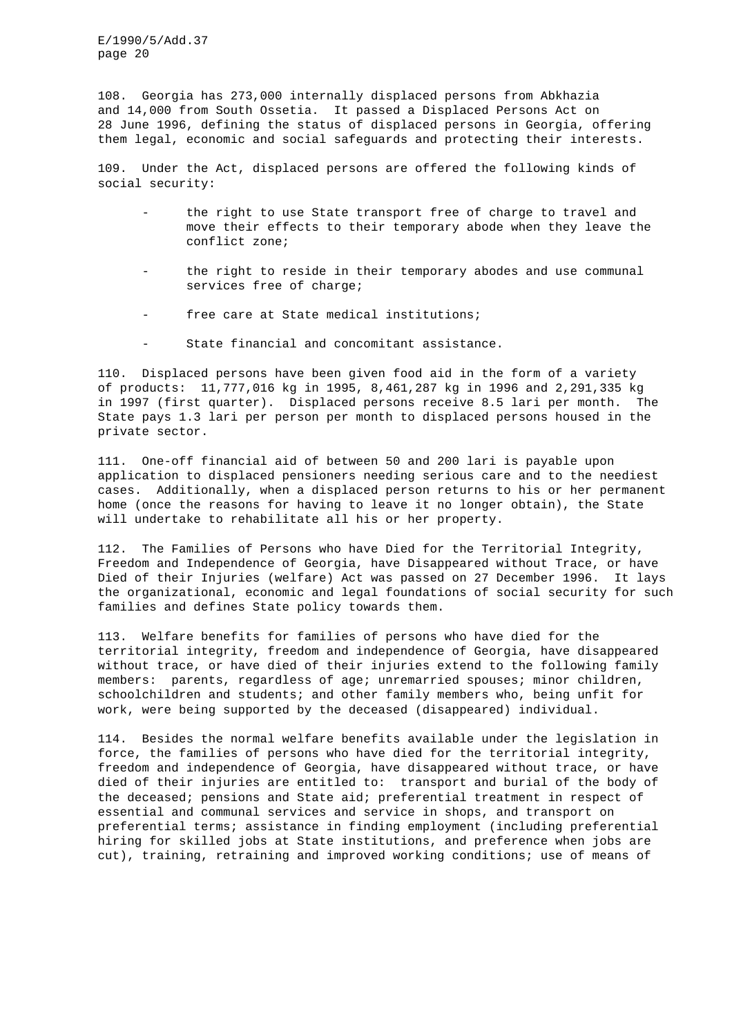108. Georgia has 273,000 internally displaced persons from Abkhazia and 14,000 from South Ossetia. It passed a Displaced Persons Act on 28 June 1996, defining the status of displaced persons in Georgia, offering them legal, economic and social safeguards and protecting their interests.

109. Under the Act, displaced persons are offered the following kinds of social security:

- the right to use State transport free of charge to travel and move their effects to their temporary abode when they leave the conflict zone;
- the right to reside in their temporary abodes and use communal services free of charge;
- free care at State medical institutions;
- State financial and concomitant assistance.

110. Displaced persons have been given food aid in the form of a variety of products: 11,777,016 kg in 1995, 8,461,287 kg in 1996 and 2,291,335 kg in 1997 (first quarter). Displaced persons receive 8.5 lari per month. The State pays 1.3 lari per person per month to displaced persons housed in the private sector.

111. One-off financial aid of between 50 and 200 lari is payable upon application to displaced pensioners needing serious care and to the neediest cases. Additionally, when a displaced person returns to his or her permanent home (once the reasons for having to leave it no longer obtain), the State will undertake to rehabilitate all his or her property.

112. The Families of Persons who have Died for the Territorial Integrity, Freedom and Independence of Georgia, have Disappeared without Trace, or have Died of their Injuries (welfare) Act was passed on 27 December 1996. It lays the organizational, economic and legal foundations of social security for such families and defines State policy towards them.

113. Welfare benefits for families of persons who have died for the territorial integrity, freedom and independence of Georgia, have disappeared without trace, or have died of their injuries extend to the following family members: parents, regardless of age; unremarried spouses; minor children, schoolchildren and students; and other family members who, being unfit for work, were being supported by the deceased (disappeared) individual.

114. Besides the normal welfare benefits available under the legislation in force, the families of persons who have died for the territorial integrity, freedom and independence of Georgia, have disappeared without trace, or have died of their injuries are entitled to: transport and burial of the body of the deceased; pensions and State aid; preferential treatment in respect of essential and communal services and service in shops, and transport on preferential terms; assistance in finding employment (including preferential hiring for skilled jobs at State institutions, and preference when jobs are cut), training, retraining and improved working conditions; use of means of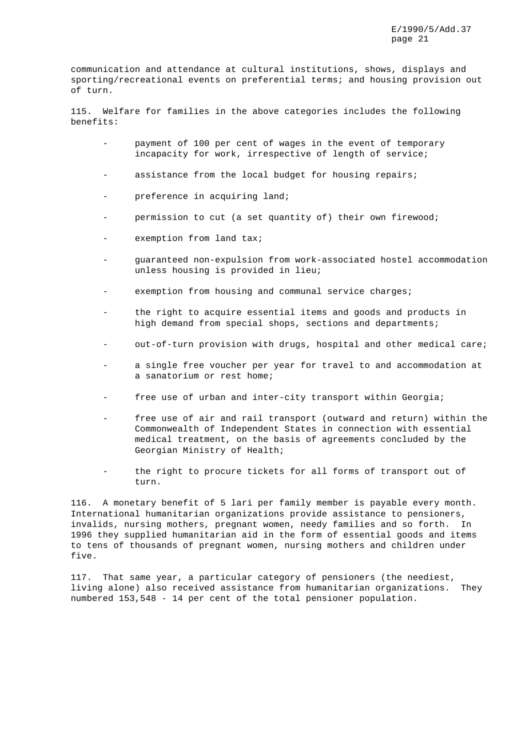communication and attendance at cultural institutions, shows, displays and sporting/recreational events on preferential terms; and housing provision out of turn.

115. Welfare for families in the above categories includes the following benefits:

- payment of 100 per cent of wages in the event of temporary incapacity for work, irrespective of length of service;
- assistance from the local budget for housing repairs;
- preference in acquiring land;
- permission to cut (a set quantity of) their own firewood;
- exemption from land tax;
- guaranteed non-expulsion from work-associated hostel accommodation unless housing is provided in lieu;
- exemption from housing and communal service charges;
- the right to acquire essential items and goods and products in high demand from special shops, sections and departments;
- out-of-turn provision with drugs, hospital and other medical care;
- a single free voucher per year for travel to and accommodation at a sanatorium or rest home;
- free use of urban and inter-city transport within Georgia;
- free use of air and rail transport (outward and return) within the Commonwealth of Independent States in connection with essential medical treatment, on the basis of agreements concluded by the Georgian Ministry of Health;
- the right to procure tickets for all forms of transport out of turn.

116. A monetary benefit of 5 lari per family member is payable every month. International humanitarian organizations provide assistance to pensioners, invalids, nursing mothers, pregnant women, needy families and so forth. In 1996 they supplied humanitarian aid in the form of essential goods and items to tens of thousands of pregnant women, nursing mothers and children under five.

117. That same year, a particular category of pensioners (the neediest, living alone) also received assistance from humanitarian organizations. They numbered 153,548 - 14 per cent of the total pensioner population.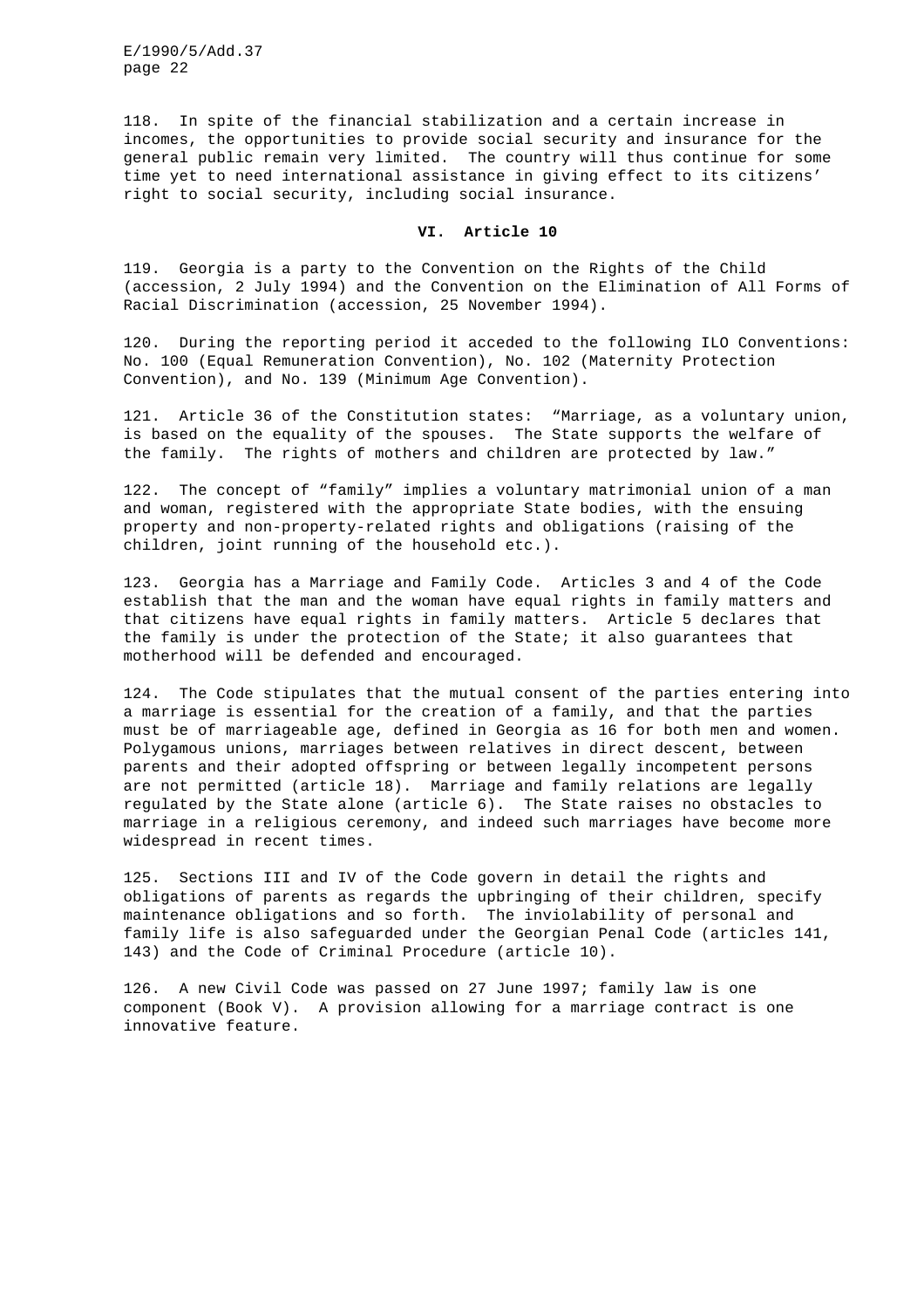118. In spite of the financial stabilization and a certain increase in incomes, the opportunities to provide social security and insurance for the general public remain very limited. The country will thus continue for some time yet to need international assistance in giving effect to its citizens' right to social security, including social insurance.

## VI. Article 10

119. Georgia is a party to the Convention on the Rights of the Child (accession, 2 July 1994) and the Convention on the Elimination of All Forms of Racial Discrimination (accession, 25 November 1994).

120. During the reporting period it acceded to the following ILO Conventions: No. 100 (Equal Remuneration Convention), No. 102 (Maternity Protection Convention), and No. 139 (Minimum Age Convention).

121. Article 36 of the Constitution states: "Marriage, as a voluntary union, is based on the equality of the spouses. The State supports the welfare of the family. The rights of mothers and children are protected by law."

122. The concept of "family" implies a voluntary matrimonial union of a man and woman, registered with the appropriate State bodies, with the ensuing property and non-property-related rights and obligations (raising of the children, joint running of the household etc.).

123. Georgia has a Marriage and Family Code. Articles 3 and 4 of the Code establish that the man and the woman have equal rights in family matters and that citizens have equal rights in family matters. Article 5 declares that the family is under the protection of the State; it also guarantees that motherhood will be defended and encouraged.

124. The Code stipulates that the mutual consent of the parties entering into a marriage is essential for the creation of a family, and that the parties must be of marriageable age, defined in Georgia as 16 for both men and women. Polygamous unions, marriages between relatives in direct descent, between parents and their adopted offspring or between legally incompetent persons are not permitted (article 18). Marriage and family relations are legally regulated by the State alone (article 6). The State raises no obstacles to marriage in a religious ceremony, and indeed such marriages have become more widespread in recent times.

125. Sections III and IV of the Code govern in detail the rights and obligations of parents as regards the upbringing of their children, specify maintenance obligations and so forth. The inviolability of personal and family life is also safeguarded under the Georgian Penal Code (articles 141, 143) and the Code of Criminal Procedure (article 10).

126. A new Civil Code was passed on 27 June 1997; family law is one component (Book V). A provision allowing for a marriage contract is one innovative feature.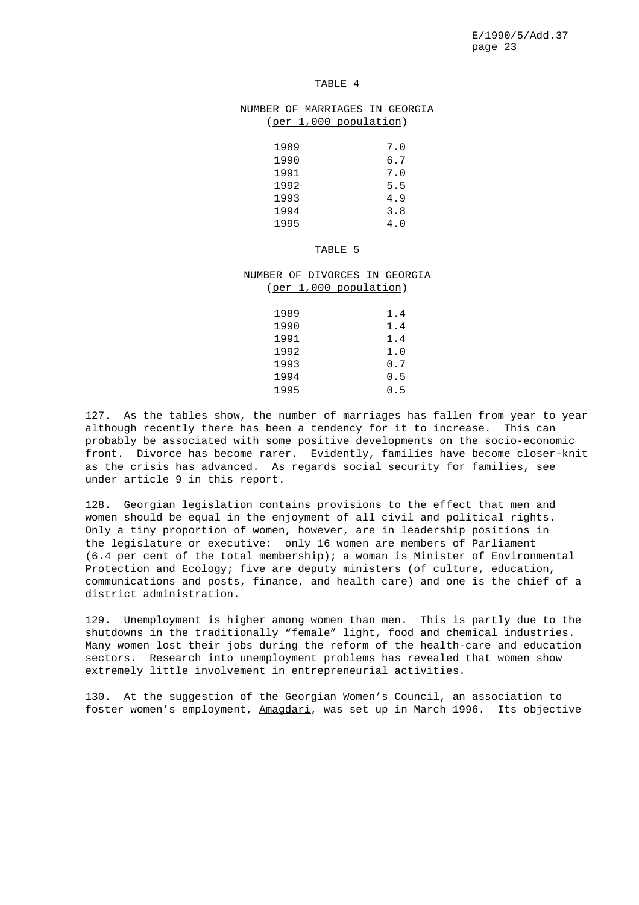TABLE 4

NUMBER OF MARRIAGES IN GEORGIA
(per 1,000 population)

| Year | Rate |
|---|---|
| 1989 | 7.0 |
| 1990 | 6.7 |
| 1991 | 7.0 |
| 1992 | 5.5 |
| 1993 | 4.9 |
| 1994 | 3.8 |
| 1995 | 4.0 |

TABLE 5

NUMBER OF DIVORCES IN GEORGIA
(per 1,000 population)

| Year | Rate |
|---|---|
| 1989 | 1.4 |
| 1990 | 1.4 |
| 1991 | 1.4 |
| 1992 | 1.0 |
| 1993 | 0.7 |
| 1994 | 0.5 |
| 1995 | 0.5 |

127. As the tables show, the number of marriages has fallen from year to year although recently there has been a tendency for it to increase. This can probably be associated with some positive developments on the socio-economic front. Divorce has become rarer. Evidently, families have become closer-knit as the crisis has advanced. As regards social security for families, see under article 9 in this report.

128. Georgian legislation contains provisions to the effect that men and women should be equal in the enjoyment of all civil and political rights. Only a tiny proportion of women, however, are in leadership positions in the legislature or executive: only 16 women are members of Parliament (6.4 per cent of the total membership); a woman is Minister of Environmental Protection and Ecology; five are deputy ministers (of culture, education, communications and posts, finance, and health care) and one is the chief of a district administration.

129. Unemployment is higher among women than men. This is partly due to the shutdowns in the traditionally "female" light, food and chemical industries. Many women lost their jobs during the reform of the health-care and education sectors. Research into unemployment problems has revealed that women show extremely little involvement in entrepreneurial activities.

130. At the suggestion of the Georgian Women's Council, an association to foster women's employment, Amagdari, was set up in March 1996. Its objective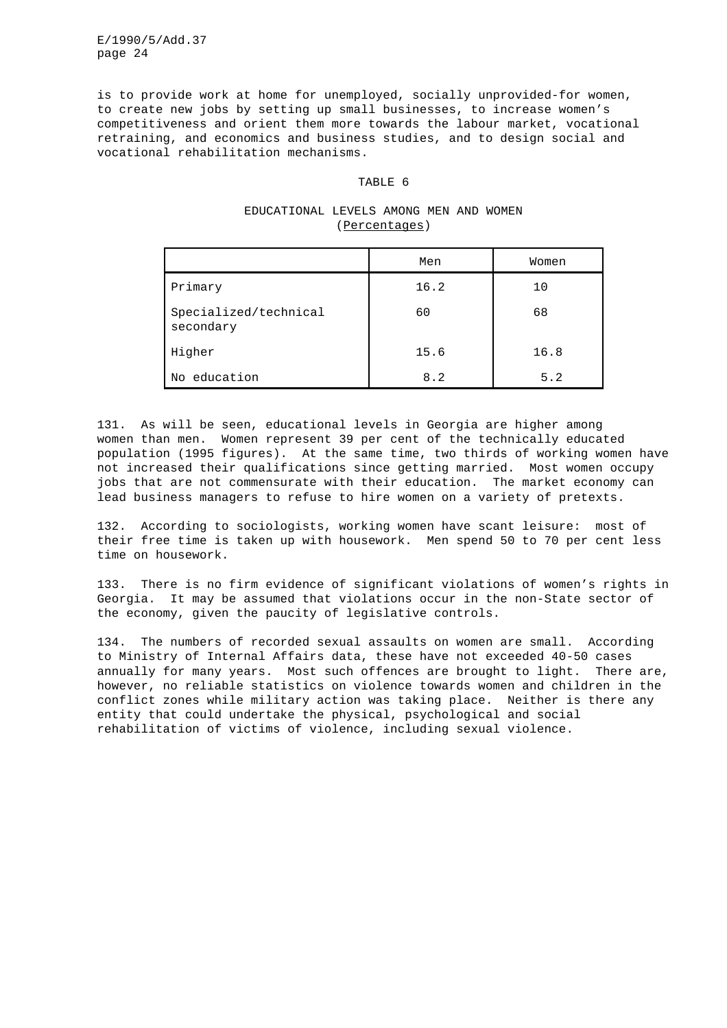is to provide work at home for unemployed, socially unprovided-for women, to create new jobs by setting up small businesses, to increase women's competitiveness and orient them more towards the labour market, vocational retraining, and economics and business studies, and to design social and vocational rehabilitation mechanisms.

TABLE 6

EDUCATIONAL LEVELS AMONG MEN AND WOMEN
(Percentages)

| | Men | Women |
|---|---|---|
| Primary | 16.2 | 10 |
| Specialized/technical secondary | 60 | 68 |
| Higher | 15.6 | 16.8 |
| No education | 8.2 | 5.2 |

131. As will be seen, educational levels in Georgia are higher among women than men. Women represent 39 per cent of the technically educated population (1995 figures). At the same time, two thirds of working women have not increased their qualifications since getting married. Most women occupy jobs that are not commensurate with their education. The market economy can lead business managers to refuse to hire women on a variety of pretexts.

132. According to sociologists, working women have scant leisure: most of their free time is taken up with housework. Men spend 50 to 70 per cent less time on housework.

133. There is no firm evidence of significant violations of women's rights in Georgia. It may be assumed that violations occur in the non-State sector of the economy, given the paucity of legislative controls.

134. The numbers of recorded sexual assaults on women are small. According to Ministry of Internal Affairs data, these have not exceeded 40-50 cases annually for many years. Most such offences are brought to light. There are, however, no reliable statistics on violence towards women and children in the conflict zones while military action was taking place. Neither is there any entity that could undertake the physical, psychological and social rehabilitation of victims of violence, including sexual violence.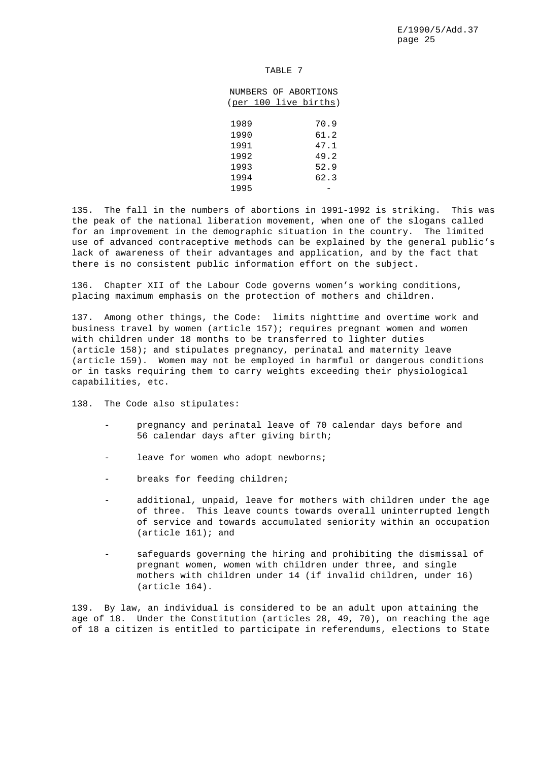TABLE 7

NUMBERS OF ABORTIONS
(per 100 live births)

| Year | |
|---|---|
| 1989 | 70.9 |
| 1990 | 61.2 |
| 1991 | 47.1 |
| 1992 | 49.2 |
| 1993 | 52.9 |
| 1994 | 62.3 |
| 1995 | - |

135. The fall in the numbers of abortions in 1991-1992 is striking. This was the peak of the national liberation movement, when one of the slogans called for an improvement in the demographic situation in the country. The limited use of advanced contraceptive methods can be explained by the general public's lack of awareness of their advantages and application, and by the fact that there is no consistent public information effort on the subject.

136. Chapter XII of the Labour Code governs women's working conditions, placing maximum emphasis on the protection of mothers and children.

137. Among other things, the Code: limits nighttime and overtime work and business travel by women (article 157); requires pregnant women and women with children under 18 months to be transferred to lighter duties (article 158); and stipulates pregnancy, perinatal and maternity leave (article 159). Women may not be employed in harmful or dangerous conditions or in tasks requiring them to carry weights exceeding their physiological capabilities, etc.

138. The Code also stipulates:

- pregnancy and perinatal leave of 70 calendar days before and 56 calendar days after giving birth;
- leave for women who adopt newborns;
- breaks for feeding children;
- additional, unpaid, leave for mothers with children under the age of three. This leave counts towards overall uninterrupted length of service and towards accumulated seniority within an occupation (article 161); and
- safeguards governing the hiring and prohibiting the dismissal of pregnant women, women with children under three, and single mothers with children under 14 (if invalid children, under 16) (article 164).

139. By law, an individual is considered to be an adult upon attaining the age of 18. Under the Constitution (articles 28, 49, 70), on reaching the age of 18 a citizen is entitled to participate in referendums, elections to State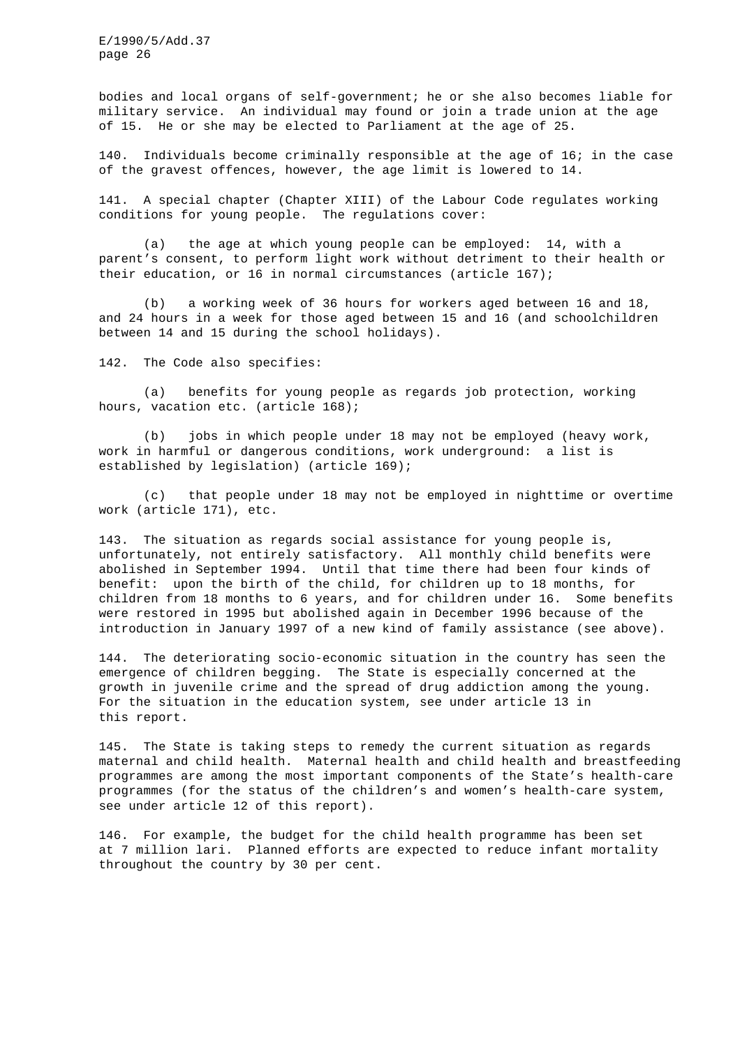bodies and local organs of self-government; he or she also becomes liable for military service. An individual may found or join a trade union at the age of 15. He or she may be elected to Parliament at the age of 25.

140. Individuals become criminally responsible at the age of 16; in the case of the gravest offences, however, the age limit is lowered to 14.

141. A special chapter (Chapter XIII) of the Labour Code regulates working conditions for young people. The regulations cover:

(a) the age at which young people can be employed: 14, with a parent's consent, to perform light work without detriment to their health or their education, or 16 in normal circumstances (article 167);

(b) a working week of 36 hours for workers aged between 16 and 18, and 24 hours in a week for those aged between 15 and 16 (and schoolchildren between 14 and 15 during the school holidays).

142. The Code also specifies:

(a) benefits for young people as regards job protection, working hours, vacation etc. (article 168);

(b) jobs in which people under 18 may not be employed (heavy work, work in harmful or dangerous conditions, work underground: a list is established by legislation) (article 169);

(c) that people under 18 may not be employed in nighttime or overtime work (article 171), etc.

143. The situation as regards social assistance for young people is, unfortunately, not entirely satisfactory. All monthly child benefits were abolished in September 1994. Until that time there had been four kinds of benefit: upon the birth of the child, for children up to 18 months, for children from 18 months to 6 years, and for children under 16. Some benefits were restored in 1995 but abolished again in December 1996 because of the introduction in January 1997 of a new kind of family assistance (see above).

144. The deteriorating socio-economic situation in the country has seen the emergence of children begging. The State is especially concerned at the growth in juvenile crime and the spread of drug addiction among the young. For the situation in the education system, see under article 13 in this report.

145. The State is taking steps to remedy the current situation as regards maternal and child health. Maternal health and child health and breastfeeding programmes are among the most important components of the State's health-care programmes (for the status of the children's and women's health-care system, see under article 12 of this report).

146. For example, the budget for the child health programme has been set at 7 million lari. Planned efforts are expected to reduce infant mortality throughout the country by 30 per cent.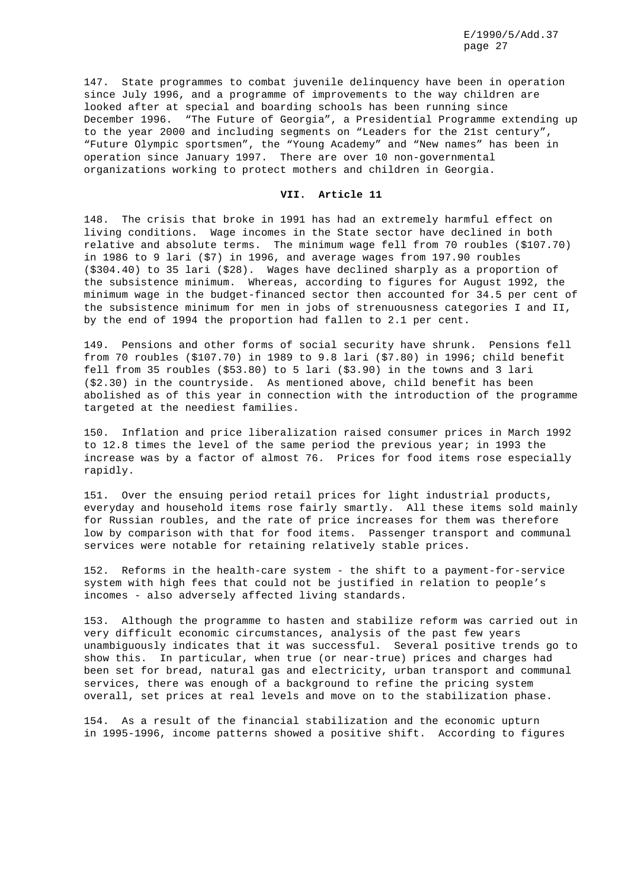147. State programmes to combat juvenile delinquency have been in operation since July 1996, and a programme of improvements to the way children are looked after at special and boarding schools has been running since December 1996. "The Future of Georgia", a Presidential Programme extending up to the year 2000 and including segments on "Leaders for the 21st century", "Future Olympic sportsmen", the "Young Academy" and "New names" has been in operation since January 1997. There are over 10 non-governmental organizations working to protect mothers and children in Georgia.

## VII. Article 11

148. The crisis that broke in 1991 has had an extremely harmful effect on living conditions. Wage incomes in the State sector have declined in both relative and absolute terms. The minimum wage fell from 70 roubles ($107.70) in 1986 to 9 lari ($7) in 1996, and average wages from 197.90 roubles ($304.40) to 35 lari ($28). Wages have declined sharply as a proportion of the subsistence minimum. Whereas, according to figures for August 1992, the minimum wage in the budget-financed sector then accounted for 34.5 per cent of the subsistence minimum for men in jobs of strenuousness categories I and II, by the end of 1994 the proportion had fallen to 2.1 per cent.

149. Pensions and other forms of social security have shrunk. Pensions fell from 70 roubles ($107.70) in 1989 to 9.8 lari ($7.80) in 1996; child benefit fell from 35 roubles ($53.80) to 5 lari ($3.90) in the towns and 3 lari ($2.30) in the countryside. As mentioned above, child benefit has been abolished as of this year in connection with the introduction of the programme targeted at the neediest families.

150. Inflation and price liberalization raised consumer prices in March 1992 to 12.8 times the level of the same period the previous year; in 1993 the increase was by a factor of almost 76. Prices for food items rose especially rapidly.

151. Over the ensuing period retail prices for light industrial products, everyday and household items rose fairly smartly. All these items sold mainly for Russian roubles, and the rate of price increases for them was therefore low by comparison with that for food items. Passenger transport and communal services were notable for retaining relatively stable prices.

152. Reforms in the health-care system - the shift to a payment-for-service system with high fees that could not be justified in relation to people's incomes - also adversely affected living standards.

153. Although the programme to hasten and stabilize reform was carried out in very difficult economic circumstances, analysis of the past few years unambiguously indicates that it was successful. Several positive trends go to show this. In particular, when true (or near-true) prices and charges had been set for bread, natural gas and electricity, urban transport and communal services, there was enough of a background to refine the pricing system overall, set prices at real levels and move on to the stabilization phase.

154. As a result of the financial stabilization and the economic upturn in 1995-1996, income patterns showed a positive shift. According to figures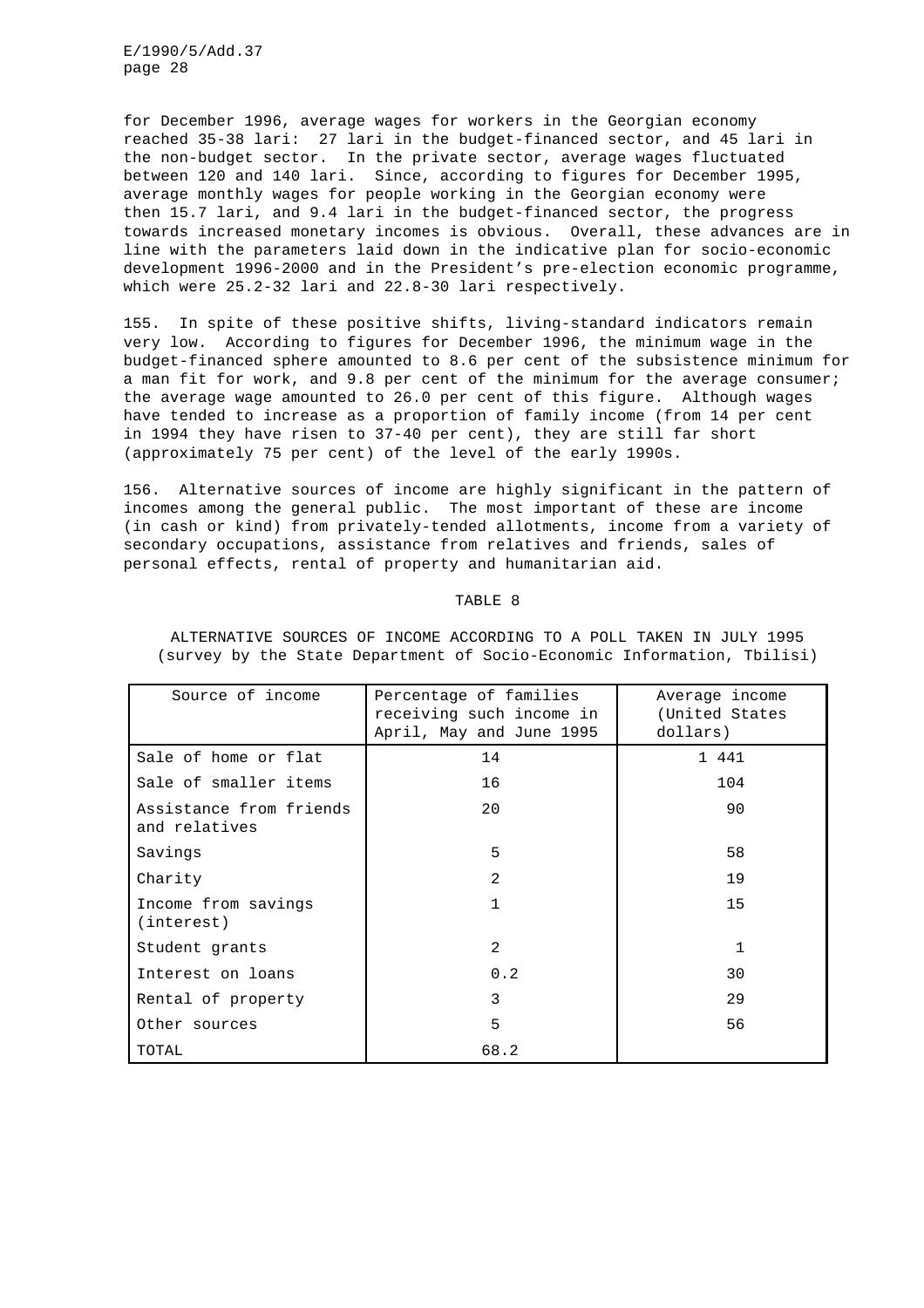for December 1996, average wages for workers in the Georgian economy reached 35-38 lari: 27 lari in the budget-financed sector, and 45 lari in the non-budget sector. In the private sector, average wages fluctuated between 120 and 140 lari. Since, according to figures for December 1995, average monthly wages for people working in the Georgian economy were then 15.7 lari, and 9.4 lari in the budget-financed sector, the progress towards increased monetary incomes is obvious. Overall, these advances are in line with the parameters laid down in the indicative plan for socio-economic development 1996-2000 and in the President's pre-election economic programme, which were 25.2-32 lari and 22.8-30 lari respectively.

155. In spite of these positive shifts, living-standard indicators remain very low. According to figures for December 1996, the minimum wage in the budget-financed sphere amounted to 8.6 per cent of the subsistence minimum for a man fit for work, and 9.8 per cent of the minimum for the average consumer; the average wage amounted to 26.0 per cent of this figure. Although wages have tended to increase as a proportion of family income (from 14 per cent in 1994 they have risen to 37-40 per cent), they are still far short (approximately 75 per cent) of the level of the early 1990s.

156. Alternative sources of income are highly significant in the pattern of incomes among the general public. The most important of these are income (in cash or kind) from privately-tended allotments, income from a variety of secondary occupations, assistance from relatives and friends, sales of personal effects, rental of property and humanitarian aid.

TABLE 8

ALTERNATIVE SOURCES OF INCOME ACCORDING TO A POLL TAKEN IN JULY 1995
(survey by the State Department of Socio-Economic Information, Tbilisi)

| Source of income | Percentage of families receiving such income in April, May and June 1995 | Average income (United States dollars) |
|---|---|---|
| Sale of home or flat | 14 | 1 441 |
| Sale of smaller items | 16 | 104 |
| Assistance from friends and relatives | 20 | 90 |
| Savings | 5 | 58 |
| Charity | 2 | 19 |
| Income from savings (interest) | 1 | 15 |
| Student grants | 2 | 1 |
| Interest on loans | 0.2 | 30 |
| Rental of property | 3 | 29 |
| Other sources | 5 | 56 |
| TOTAL | 68.2 | |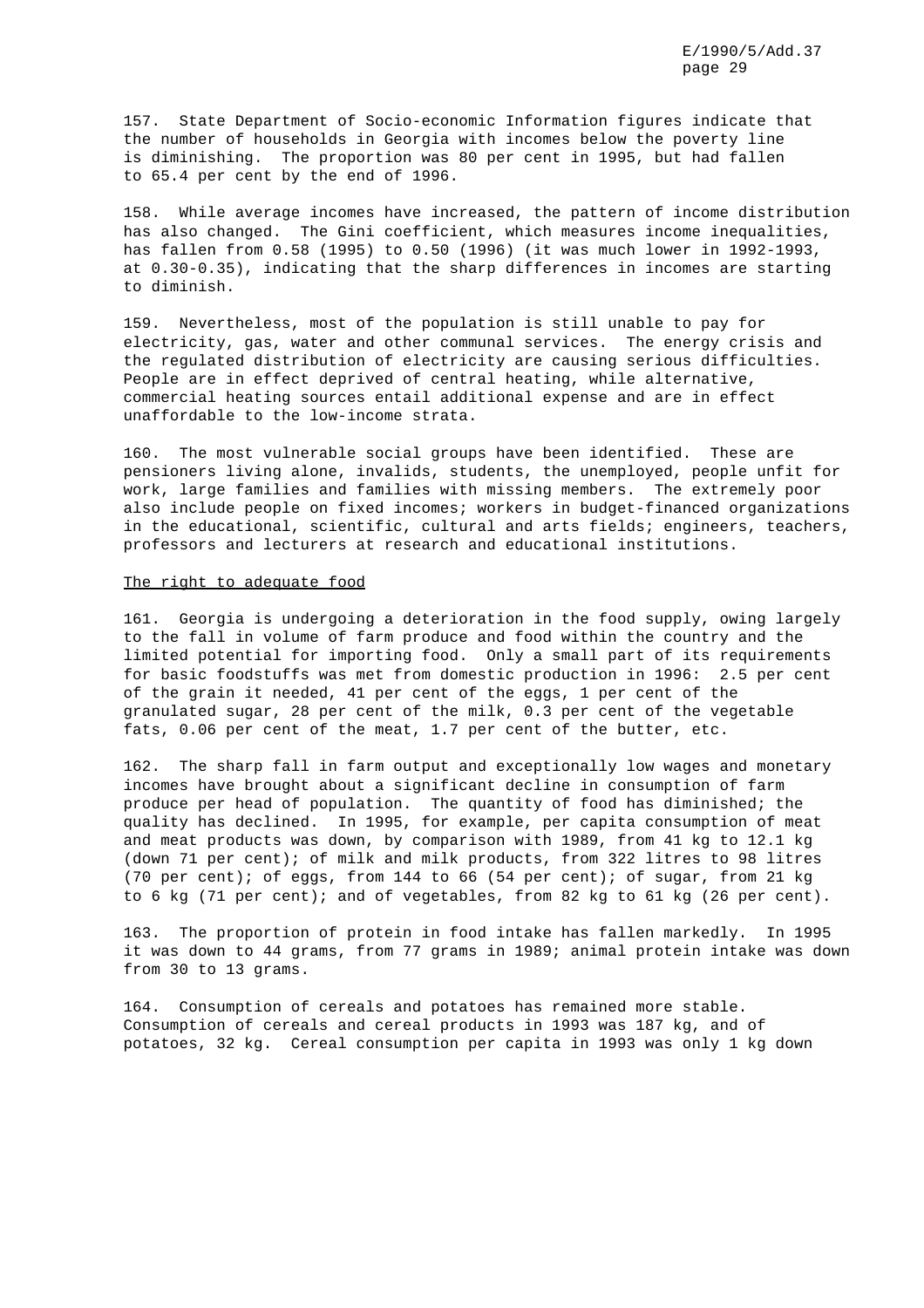157. State Department of Socio-economic Information figures indicate that the number of households in Georgia with incomes below the poverty line is diminishing. The proportion was 80 per cent in 1995, but had fallen to 65.4 per cent by the end of 1996.

158. While average incomes have increased, the pattern of income distribution has also changed. The Gini coefficient, which measures income inequalities, has fallen from 0.58 (1995) to 0.50 (1996) (it was much lower in 1992-1993, at 0.30-0.35), indicating that the sharp differences in incomes are starting to diminish.

159. Nevertheless, most of the population is still unable to pay for electricity, gas, water and other communal services. The energy crisis and the regulated distribution of electricity are causing serious difficulties. People are in effect deprived of central heating, while alternative, commercial heating sources entail additional expense and are in effect unaffordable to the low-income strata.

160. The most vulnerable social groups have been identified. These are pensioners living alone, invalids, students, the unemployed, people unfit for work, large families and families with missing members. The extremely poor also include people on fixed incomes; workers in budget-financed organizations in the educational, scientific, cultural and arts fields; engineers, teachers, professors and lecturers at research and educational institutions.

## The right to adequate food

161. Georgia is undergoing a deterioration in the food supply, owing largely to the fall in volume of farm produce and food within the country and the limited potential for importing food. Only a small part of its requirements for basic foodstuffs was met from domestic production in 1996: 2.5 per cent of the grain it needed, 41 per cent of the eggs, 1 per cent of the granulated sugar, 28 per cent of the milk, 0.3 per cent of the vegetable fats, 0.06 per cent of the meat, 1.7 per cent of the butter, etc.

162. The sharp fall in farm output and exceptionally low wages and monetary incomes have brought about a significant decline in consumption of farm produce per head of population. The quantity of food has diminished; the quality has declined. In 1995, for example, per capita consumption of meat and meat products was down, by comparison with 1989, from 41 kg to 12.1 kg (down 71 per cent); of milk and milk products, from 322 litres to 98 litres (70 per cent); of eggs, from 144 to 66 (54 per cent); of sugar, from 21 kg to 6 kg (71 per cent); and of vegetables, from 82 kg to 61 kg (26 per cent).

163. The proportion of protein in food intake has fallen markedly. In 1995 it was down to 44 grams, from 77 grams in 1989; animal protein intake was down from 30 to 13 grams.

164. Consumption of cereals and potatoes has remained more stable. Consumption of cereals and cereal products in 1993 was 187 kg, and of potatoes, 32 kg. Cereal consumption per capita in 1993 was only 1 kg down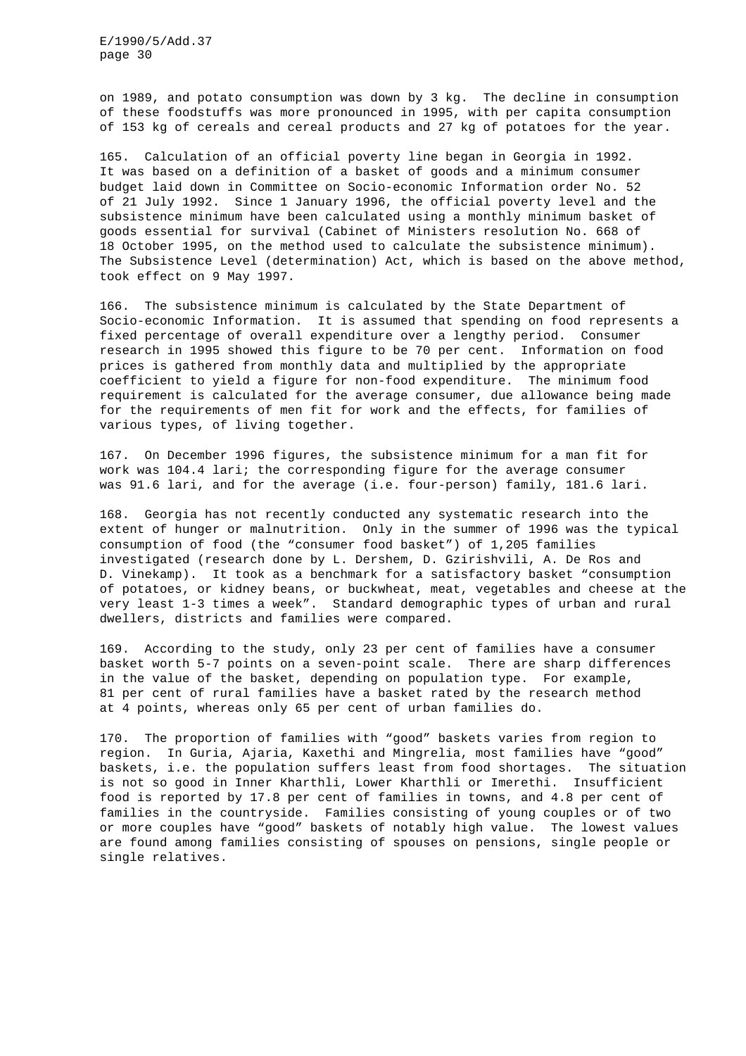on 1989, and potato consumption was down by 3 kg. The decline in consumption of these foodstuffs was more pronounced in 1995, with per capita consumption of 153 kg of cereals and cereal products and 27 kg of potatoes for the year.

165. Calculation of an official poverty line began in Georgia in 1992. It was based on a definition of a basket of goods and a minimum consumer budget laid down in Committee on Socio-economic Information order No. 52 of 21 July 1992. Since 1 January 1996, the official poverty level and the subsistence minimum have been calculated using a monthly minimum basket of goods essential for survival (Cabinet of Ministers resolution No. 668 of 18 October 1995, on the method used to calculate the subsistence minimum). The Subsistence Level (determination) Act, which is based on the above method, took effect on 9 May 1997.

166. The subsistence minimum is calculated by the State Department of Socio-economic Information. It is assumed that spending on food represents a fixed percentage of overall expenditure over a lengthy period. Consumer research in 1995 showed this figure to be 70 per cent. Information on food prices is gathered from monthly data and multiplied by the appropriate coefficient to yield a figure for non-food expenditure. The minimum food requirement is calculated for the average consumer, due allowance being made for the requirements of men fit for work and the effects, for families of various types, of living together.

167. On December 1996 figures, the subsistence minimum for a man fit for work was 104.4 lari; the corresponding figure for the average consumer was 91.6 lari, and for the average (i.e. four-person) family, 181.6 lari.

168. Georgia has not recently conducted any systematic research into the extent of hunger or malnutrition. Only in the summer of 1996 was the typical consumption of food (the "consumer food basket") of 1,205 families investigated (research done by L. Dershem, D. Gzirishvili, A. De Ros and D. Vinekamp). It took as a benchmark for a satisfactory basket "consumption of potatoes, or kidney beans, or buckwheat, meat, vegetables and cheese at the very least 1-3 times a week". Standard demographic types of urban and rural dwellers, districts and families were compared.

169. According to the study, only 23 per cent of families have a consumer basket worth 5-7 points on a seven-point scale. There are sharp differences in the value of the basket, depending on population type. For example, 81 per cent of rural families have a basket rated by the research method at 4 points, whereas only 65 per cent of urban families do.

170. The proportion of families with "good" baskets varies from region to region. In Guria, Ajaria, Kaxethi and Mingrelia, most families have "good" baskets, i.e. the population suffers least from food shortages. The situation is not so good in Inner Kharthli, Lower Kharthli or Imerethi. Insufficient food is reported by 17.8 per cent of families in towns, and 4.8 per cent of families in the countryside. Families consisting of young couples or of two or more couples have "good" baskets of notably high value. The lowest values are found among families consisting of spouses on pensions, single people or single relatives.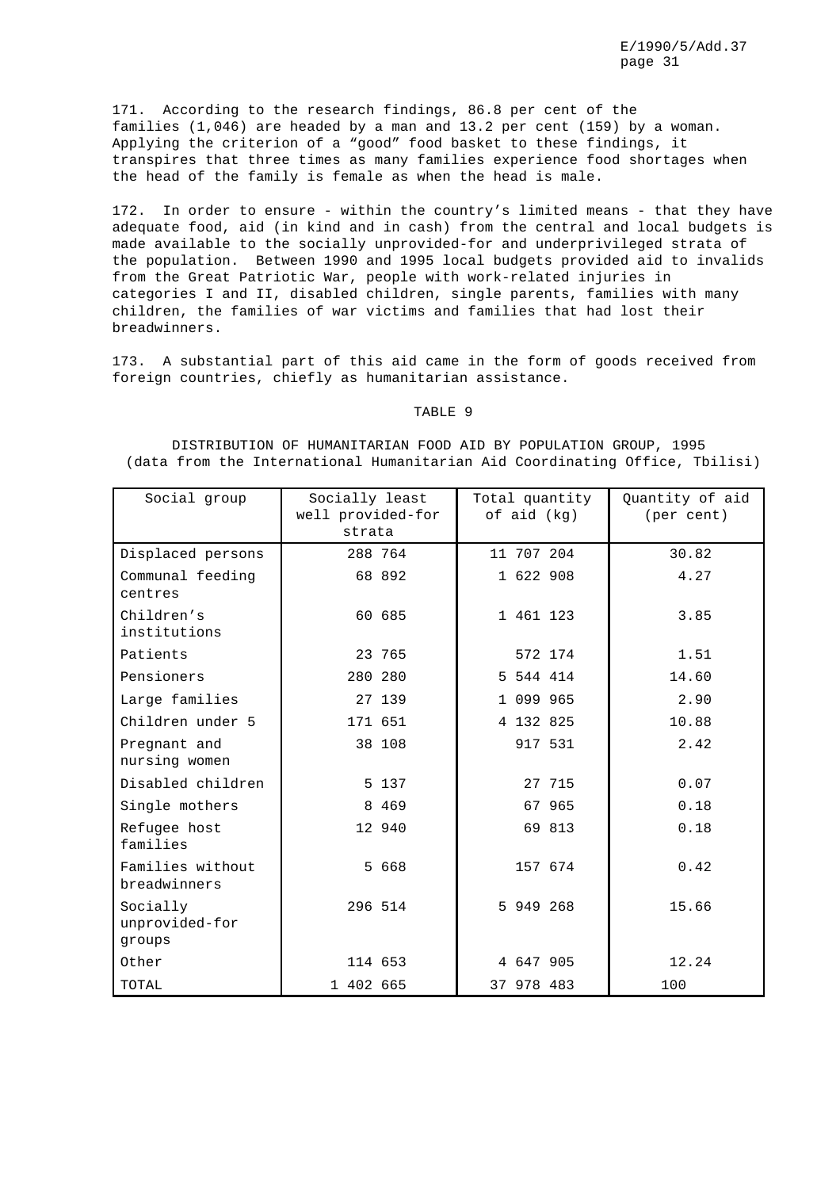171. According to the research findings, 86.8 per cent of the families (1,046) are headed by a man and 13.2 per cent (159) by a woman. Applying the criterion of a "good" food basket to these findings, it transpires that three times as many families experience food shortages when the head of the family is female as when the head is male.

172. In order to ensure - within the country's limited means - that they have adequate food, aid (in kind and in cash) from the central and local budgets is made available to the socially unprovided-for and underprivileged strata of the population. Between 1990 and 1995 local budgets provided aid to invalids from the Great Patriotic War, people with work-related injuries in categories I and II, disabled children, single parents, families with many children, the families of war victims and families that had lost their breadwinners.

173. A substantial part of this aid came in the form of goods received from foreign countries, chiefly as humanitarian assistance.

TABLE 9

DISTRIBUTION OF HUMANITARIAN FOOD AID BY POPULATION GROUP, 1995
(data from the International Humanitarian Aid Coordinating Office, Tbilisi)

| Social group | Socially least well provided-for strata | Total quantity of aid (kg) | Quantity of aid (per cent) |
|---|---|---|---|
| Displaced persons | 288 764 | 11 707 204 | 30.82 |
| Communal feeding centres | 68 892 | 1 622 908 | 4.27 |
| Children's institutions | 60 685 | 1 461 123 | 3.85 |
| Patients | 23 765 | 572 174 | 1.51 |
| Pensioners | 280 280 | 5 544 414 | 14.60 |
| Large families | 27 139 | 1 099 965 | 2.90 |
| Children under 5 | 171 651 | 4 132 825 | 10.88 |
| Pregnant and nursing women | 38 108 | 917 531 | 2.42 |
| Disabled children | 5 137 | 27 715 | 0.07 |
| Single mothers | 8 469 | 67 965 | 0.18 |
| Refugee host families | 12 940 | 69 813 | 0.18 |
| Families without breadwinners | 5 668 | 157 674 | 0.42 |
| Socially unprovided-for groups | 296 514 | 5 949 268 | 15.66 |
| Other | 114 653 | 4 647 905 | 12.24 |
| TOTAL | 1 402 665 | 37 978 483 | 100 |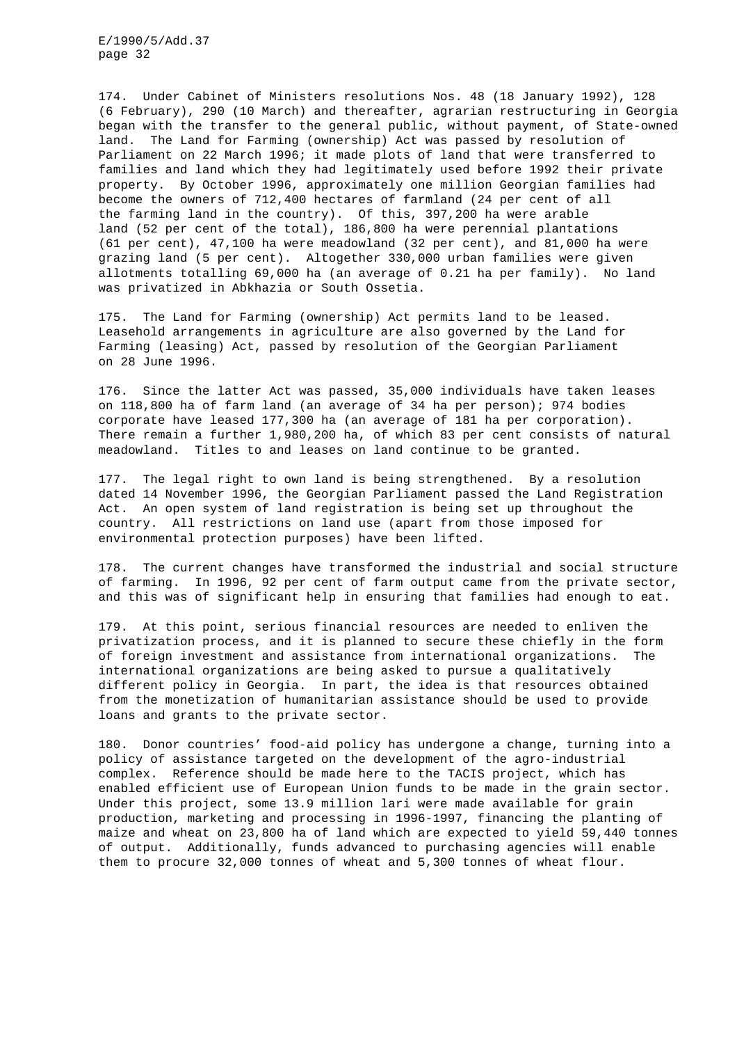174. Under Cabinet of Ministers resolutions Nos. 48 (18 January 1992), 128 (6 February), 290 (10 March) and thereafter, agrarian restructuring in Georgia began with the transfer to the general public, without payment, of State-owned land. The Land for Farming (ownership) Act was passed by resolution of Parliament on 22 March 1996; it made plots of land that were transferred to families and land which they had legitimately used before 1992 their private property. By October 1996, approximately one million Georgian families had become the owners of 712,400 hectares of farmland (24 per cent of all the farming land in the country). Of this, 397,200 ha were arable land (52 per cent of the total), 186,800 ha were perennial plantations (61 per cent), 47,100 ha were meadowland (32 per cent), and 81,000 ha were grazing land (5 per cent). Altogether 330,000 urban families were given allotments totalling 69,000 ha (an average of 0.21 ha per family). No land was privatized in Abkhazia or South Ossetia.

175. The Land for Farming (ownership) Act permits land to be leased. Leasehold arrangements in agriculture are also governed by the Land for Farming (leasing) Act, passed by resolution of the Georgian Parliament on 28 June 1996.

176. Since the latter Act was passed, 35,000 individuals have taken leases on 118,800 ha of farm land (an average of 34 ha per person); 974 bodies corporate have leased 177,300 ha (an average of 181 ha per corporation). There remain a further 1,980,200 ha, of which 83 per cent consists of natural meadowland. Titles to and leases on land continue to be granted.

177. The legal right to own land is being strengthened. By a resolution dated 14 November 1996, the Georgian Parliament passed the Land Registration Act. An open system of land registration is being set up throughout the country. All restrictions on land use (apart from those imposed for environmental protection purposes) have been lifted.

178. The current changes have transformed the industrial and social structure of farming. In 1996, 92 per cent of farm output came from the private sector, and this was of significant help in ensuring that families had enough to eat.

179. At this point, serious financial resources are needed to enliven the privatization process, and it is planned to secure these chiefly in the form of foreign investment and assistance from international organizations. The international organizations are being asked to pursue a qualitatively different policy in Georgia. In part, the idea is that resources obtained from the monetization of humanitarian assistance should be used to provide loans and grants to the private sector.

180. Donor countries' food-aid policy has undergone a change, turning into a policy of assistance targeted on the development of the agro-industrial complex. Reference should be made here to the TACIS project, which has enabled efficient use of European Union funds to be made in the grain sector. Under this project, some 13.9 million lari were made available for grain production, marketing and processing in 1996-1997, financing the planting of maize and wheat on 23,800 ha of land which are expected to yield 59,440 tonnes of output. Additionally, funds advanced to purchasing agencies will enable them to procure 32,000 tonnes of wheat and 5,300 tonnes of wheat flour.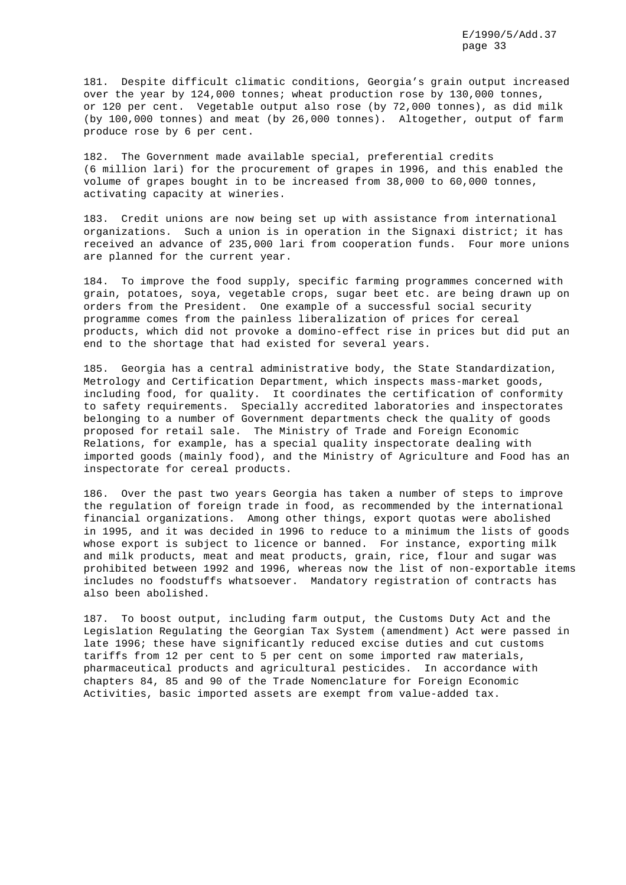181. Despite difficult climatic conditions, Georgia's grain output increased over the year by 124,000 tonnes; wheat production rose by 130,000 tonnes, or 120 per cent. Vegetable output also rose (by 72,000 tonnes), as did milk (by 100,000 tonnes) and meat (by 26,000 tonnes). Altogether, output of farm produce rose by 6 per cent.

182. The Government made available special, preferential credits (6 million lari) for the procurement of grapes in 1996, and this enabled the volume of grapes bought in to be increased from 38,000 to 60,000 tonnes, activating capacity at wineries.

183. Credit unions are now being set up with assistance from international organizations. Such a union is in operation in the Signaxi district; it has received an advance of 235,000 lari from cooperation funds. Four more unions are planned for the current year.

184. To improve the food supply, specific farming programmes concerned with grain, potatoes, soya, vegetable crops, sugar beet etc. are being drawn up on orders from the President. One example of a successful social security programme comes from the painless liberalization of prices for cereal products, which did not provoke a domino-effect rise in prices but did put an end to the shortage that had existed for several years.

185. Georgia has a central administrative body, the State Standardization, Metrology and Certification Department, which inspects mass-market goods, including food, for quality. It coordinates the certification of conformity to safety requirements. Specially accredited laboratories and inspectorates belonging to a number of Government departments check the quality of goods proposed for retail sale. The Ministry of Trade and Foreign Economic Relations, for example, has a special quality inspectorate dealing with imported goods (mainly food), and the Ministry of Agriculture and Food has an inspectorate for cereal products.

186. Over the past two years Georgia has taken a number of steps to improve the regulation of foreign trade in food, as recommended by the international financial organizations. Among other things, export quotas were abolished in 1995, and it was decided in 1996 to reduce to a minimum the lists of goods whose export is subject to licence or banned. For instance, exporting milk and milk products, meat and meat products, grain, rice, flour and sugar was prohibited between 1992 and 1996, whereas now the list of non-exportable items includes no foodstuffs whatsoever. Mandatory registration of contracts has also been abolished.

187. To boost output, including farm output, the Customs Duty Act and the Legislation Regulating the Georgian Tax System (amendment) Act were passed in late 1996; these have significantly reduced excise duties and cut customs tariffs from 12 per cent to 5 per cent on some imported raw materials, pharmaceutical products and agricultural pesticides. In accordance with chapters 84, 85 and 90 of the Trade Nomenclature for Foreign Economic Activities, basic imported assets are exempt from value-added tax.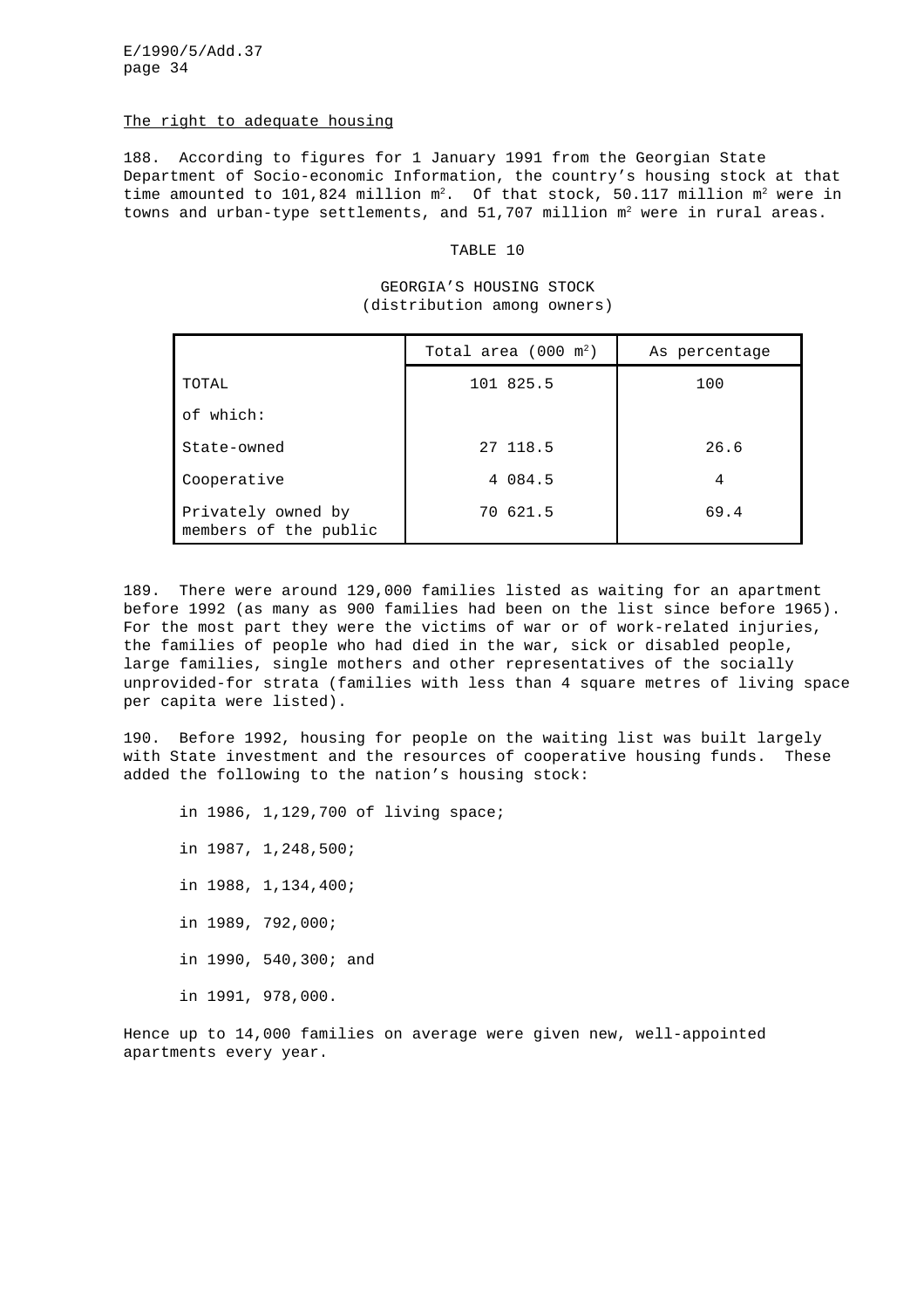The right to adequate housing

188. According to figures for 1 January 1991 from the Georgian State Department of Socio-economic Information, the country's housing stock at that time amounted to 101,824 million $m^2$. Of that stock, 50.117 million $m^2$ were in towns and urban-type settlements, and 51,707 million $m^2$ were in rural areas.

TABLE 10

GEORGIA'S HOUSING STOCK
(distribution among owners)

| | Total area (000 $m^2$) | As percentage |
|---|---|---|
| TOTAL | 101 825.5 | 100 |
| of which: | | |
| State-owned | 27 118.5 | 26.6 |
| Cooperative | 4 084.5 | 4 |
| Privately owned by members of the public | 70 621.5 | 69.4 |

189. There were around 129,000 families listed as waiting for an apartment before 1992 (as many as 900 families had been on the list since before 1965). For the most part they were the victims of war or of work-related injuries, the families of people who had died in the war, sick or disabled people, large families, single mothers and other representatives of the socially unprovided-for strata (families with less than 4 square metres of living space per capita were listed).

190. Before 1992, housing for people on the waiting list was built largely with State investment and the resources of cooperative housing funds. These added the following to the nation's housing stock:

in 1986, 1,129,700 of living space;

in 1987, 1,248,500;

in 1988, 1,134,400;

in 1989, 792,000;

in 1990, 540,300; and

in 1991, 978,000.

Hence up to 14,000 families on average were given new, well-appointed apartments every year.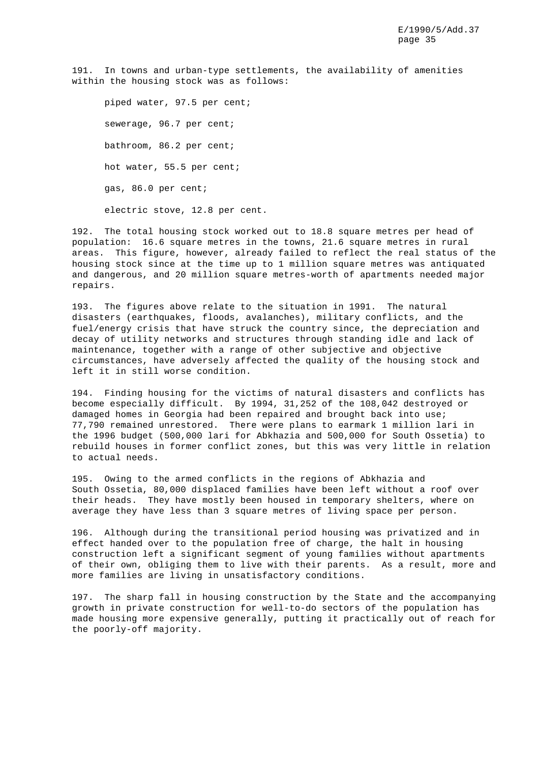191. In towns and urban-type settlements, the availability of amenities within the housing stock was as follows:

- piped water, 97.5 per cent;
- sewerage, 96.7 per cent;
- bathroom, 86.2 per cent;
- hot water, 55.5 per cent;
- gas, 86.0 per cent;
- electric stove, 12.8 per cent.

192. The total housing stock worked out to 18.8 square metres per head of population: 16.6 square metres in the towns, 21.6 square metres in rural areas. This figure, however, already failed to reflect the real status of the housing stock since at the time up to 1 million square metres was antiquated and dangerous, and 20 million square metres-worth of apartments needed major repairs.

193. The figures above relate to the situation in 1991. The natural disasters (earthquakes, floods, avalanches), military conflicts, and the fuel/energy crisis that have struck the country since, the depreciation and decay of utility networks and structures through standing idle and lack of maintenance, together with a range of other subjective and objective circumstances, have adversely affected the quality of the housing stock and left it in still worse condition.

194. Finding housing for the victims of natural disasters and conflicts has become especially difficult. By 1994, 31,252 of the 108,042 destroyed or damaged homes in Georgia had been repaired and brought back into use; 77,790 remained unrestored. There were plans to earmark 1 million lari in the 1996 budget (500,000 lari for Abkhazia and 500,000 for South Ossetia) to rebuild houses in former conflict zones, but this was very little in relation to actual needs.

195. Owing to the armed conflicts in the regions of Abkhazia and South Ossetia, 80,000 displaced families have been left without a roof over their heads. They have mostly been housed in temporary shelters, where on average they have less than 3 square metres of living space per person.

196. Although during the transitional period housing was privatized and in effect handed over to the population free of charge, the halt in housing construction left a significant segment of young families without apartments of their own, obliging them to live with their parents. As a result, more and more families are living in unsatisfactory conditions.

197. The sharp fall in housing construction by the State and the accompanying growth in private construction for well-to-do sectors of the population has made housing more expensive generally, putting it practically out of reach for the poorly-off majority.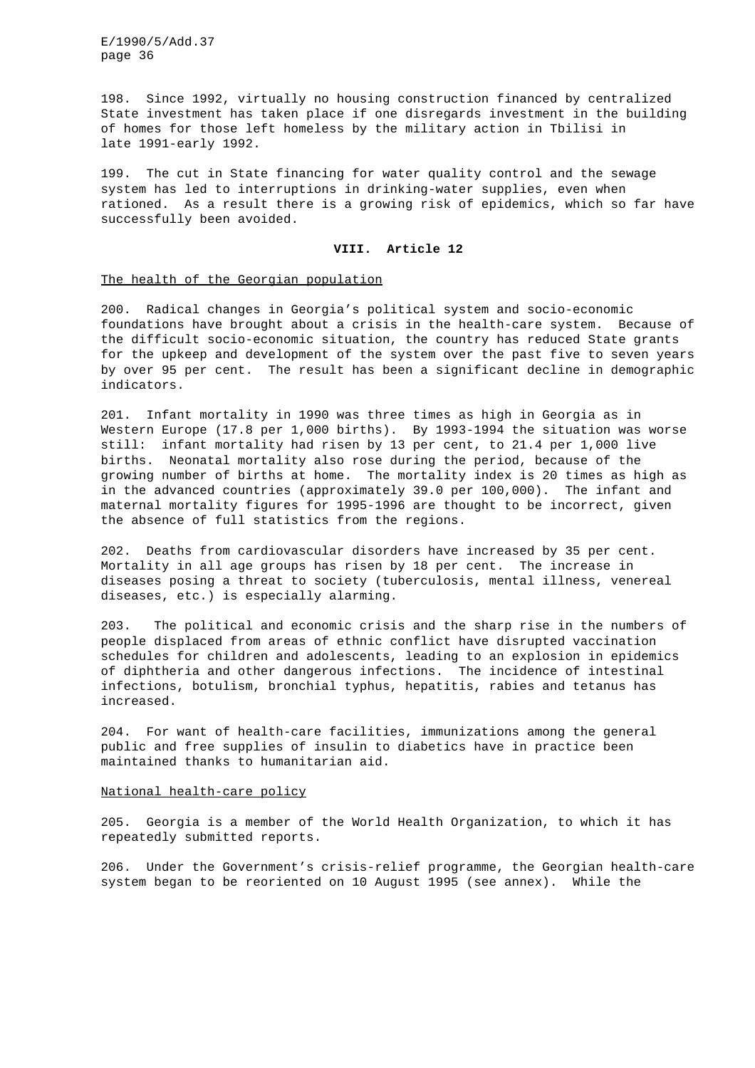198. Since 1992, virtually no housing construction financed by centralized State investment has taken place if one disregards investment in the building of homes for those left homeless by the military action in Tbilisi in late 1991-early 1992.

199. The cut in State financing for water quality control and the sewage system has led to interruptions in drinking-water supplies, even when rationed. As a result there is a growing risk of epidemics, which so far have successfully been avoided.

## VIII. Article 12

### The health of the Georgian population

200. Radical changes in Georgia's political system and socio-economic foundations have brought about a crisis in the health-care system. Because of the difficult socio-economic situation, the country has reduced State grants for the upkeep and development of the system over the past five to seven years by over 95 per cent. The result has been a significant decline in demographic indicators.

201. Infant mortality in 1990 was three times as high in Georgia as in Western Europe (17.8 per 1,000 births). By 1993-1994 the situation was worse still: infant mortality had risen by 13 per cent, to 21.4 per 1,000 live births. Neonatal mortality also rose during the period, because of the growing number of births at home. The mortality index is 20 times as high as in the advanced countries (approximately 39.0 per 100,000). The infant and maternal mortality figures for 1995-1996 are thought to be incorrect, given the absence of full statistics from the regions.

202. Deaths from cardiovascular disorders have increased by 35 per cent. Mortality in all age groups has risen by 18 per cent. The increase in diseases posing a threat to society (tuberculosis, mental illness, venereal diseases, etc.) is especially alarming.

203. The political and economic crisis and the sharp rise in the numbers of people displaced from areas of ethnic conflict have disrupted vaccination schedules for children and adolescents, leading to an explosion in epidemics of diphtheria and other dangerous infections. The incidence of intestinal infections, botulism, bronchial typhus, hepatitis, rabies and tetanus has increased.

204. For want of health-care facilities, immunizations among the general public and free supplies of insulin to diabetics have in practice been maintained thanks to humanitarian aid.

### National health-care policy

205. Georgia is a member of the World Health Organization, to which it has repeatedly submitted reports.

206. Under the Government's crisis-relief programme, the Georgian health-care system began to be reoriented on 10 August 1995 (see annex). While the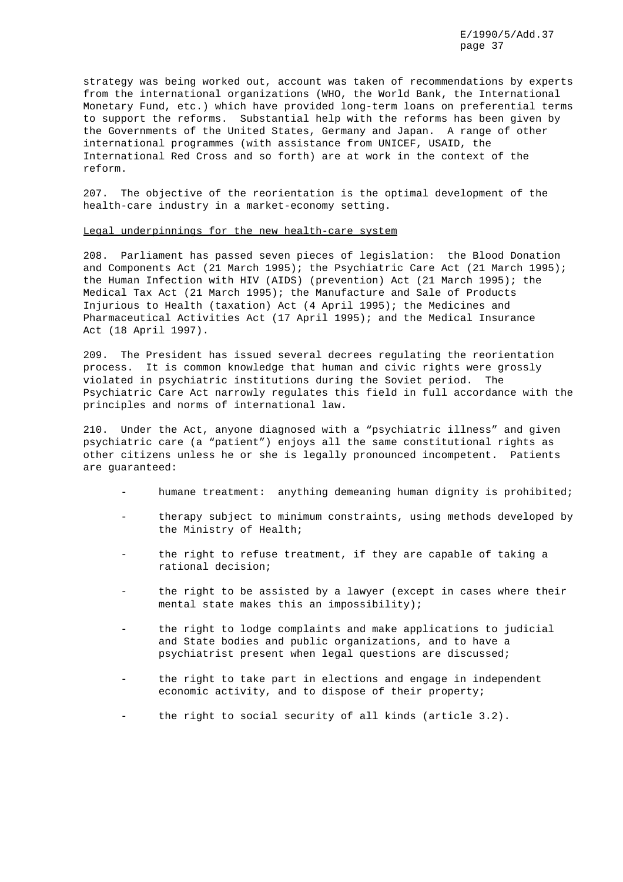strategy was being worked out, account was taken of recommendations by experts from the international organizations (WHO, the World Bank, the International Monetary Fund, etc.) which have provided long-term loans on preferential terms to support the reforms. Substantial help with the reforms has been given by the Governments of the United States, Germany and Japan. A range of other international programmes (with assistance from UNICEF, USAID, the International Red Cross and so forth) are at work in the context of the reform.

207. The objective of the reorientation is the optimal development of the health-care industry in a market-economy setting.

Legal underpinnings for the new health-care system

208. Parliament has passed seven pieces of legislation: the Blood Donation and Components Act (21 March 1995); the Psychiatric Care Act (21 March 1995); the Human Infection with HIV (AIDS) (prevention) Act (21 March 1995); the Medical Tax Act (21 March 1995); the Manufacture and Sale of Products Injurious to Health (taxation) Act (4 April 1995); the Medicines and Pharmaceutical Activities Act (17 April 1995); and the Medical Insurance Act (18 April 1997).

209. The President has issued several decrees regulating the reorientation process. It is common knowledge that human and civic rights were grossly violated in psychiatric institutions during the Soviet period. The Psychiatric Care Act narrowly regulates this field in full accordance with the principles and norms of international law.

210. Under the Act, anyone diagnosed with a "psychiatric illness" and given psychiatric care (a "patient") enjoys all the same constitutional rights as other citizens unless he or she is legally pronounced incompetent. Patients are guaranteed:

- humane treatment: anything demeaning human dignity is prohibited;
- therapy subject to minimum constraints, using methods developed by the Ministry of Health;
- the right to refuse treatment, if they are capable of taking a rational decision;
- the right to be assisted by a lawyer (except in cases where their mental state makes this an impossibility);
- the right to lodge complaints and make applications to judicial and State bodies and public organizations, and to have a psychiatrist present when legal questions are discussed;
- the right to take part in elections and engage in independent economic activity, and to dispose of their property;
- the right to social security of all kinds (article 3.2).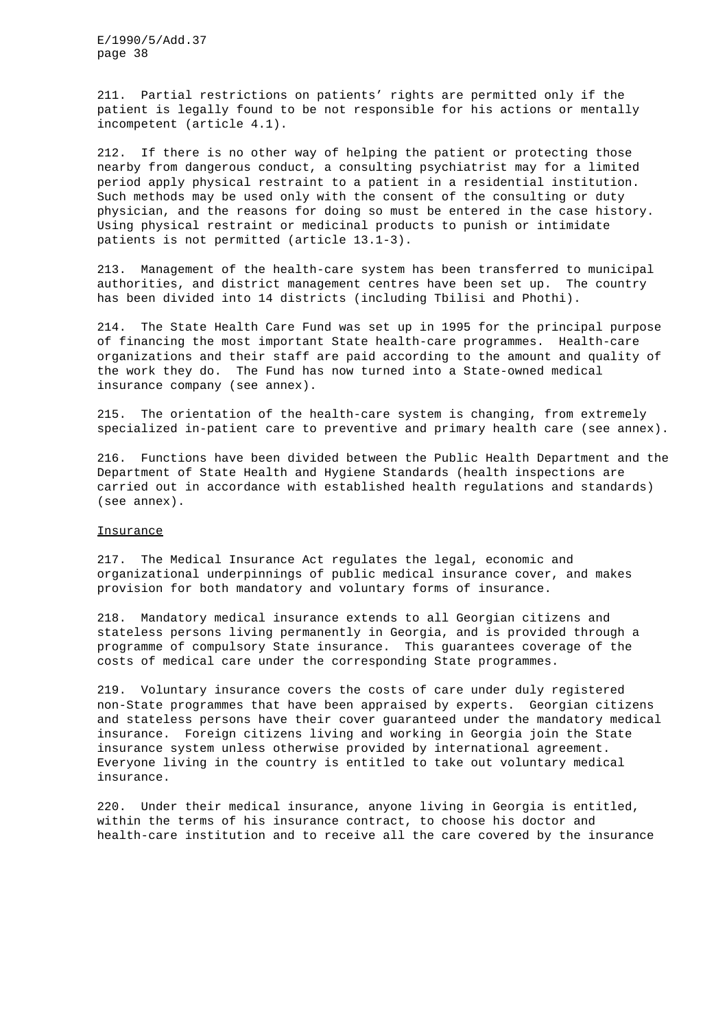211. Partial restrictions on patients' rights are permitted only if the patient is legally found to be not responsible for his actions or mentally incompetent (article 4.1).

212. If there is no other way of helping the patient or protecting those nearby from dangerous conduct, a consulting psychiatrist may for a limited period apply physical restraint to a patient in a residential institution. Such methods may be used only with the consent of the consulting or duty physician, and the reasons for doing so must be entered in the case history. Using physical restraint or medicinal products to punish or intimidate patients is not permitted (article 13.1-3).

213. Management of the health-care system has been transferred to municipal authorities, and district management centres have been set up. The country has been divided into 14 districts (including Tbilisi and Phothi).

214. The State Health Care Fund was set up in 1995 for the principal purpose of financing the most important State health-care programmes. Health-care organizations and their staff are paid according to the amount and quality of the work they do. The Fund has now turned into a State-owned medical insurance company (see annex).

215. The orientation of the health-care system is changing, from extremely specialized in-patient care to preventive and primary health care (see annex).

216. Functions have been divided between the Public Health Department and the Department of State Health and Hygiene Standards (health inspections are carried out in accordance with established health regulations and standards) (see annex).

## Insurance

217. The Medical Insurance Act regulates the legal, economic and organizational underpinnings of public medical insurance cover, and makes provision for both mandatory and voluntary forms of insurance.

218. Mandatory medical insurance extends to all Georgian citizens and stateless persons living permanently in Georgia, and is provided through a programme of compulsory State insurance. This guarantees coverage of the costs of medical care under the corresponding State programmes.

219. Voluntary insurance covers the costs of care under duly registered non-State programmes that have been appraised by experts. Georgian citizens and stateless persons have their cover guaranteed under the mandatory medical insurance. Foreign citizens living and working in Georgia join the State insurance system unless otherwise provided by international agreement. Everyone living in the country is entitled to take out voluntary medical insurance.

220. Under their medical insurance, anyone living in Georgia is entitled, within the terms of his insurance contract, to choose his doctor and health-care institution and to receive all the care covered by the insurance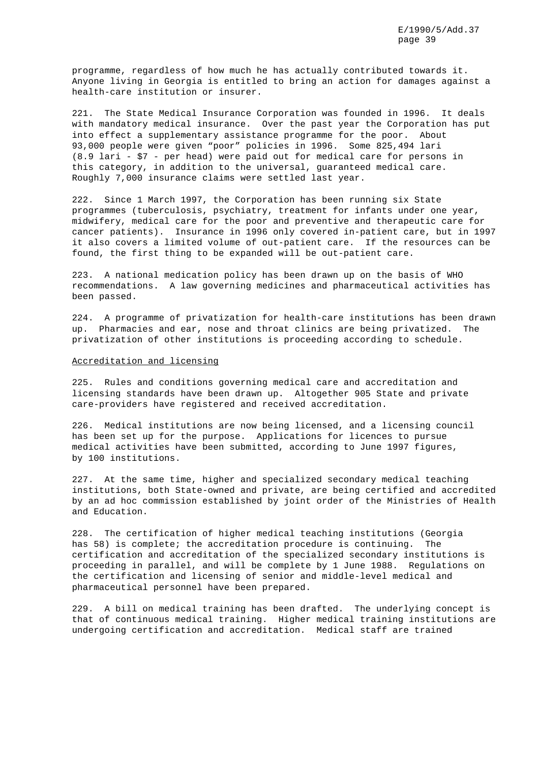programme, regardless of how much he has actually contributed towards it. Anyone living in Georgia is entitled to bring an action for damages against a health-care institution or insurer.

221. The State Medical Insurance Corporation was founded in 1996. It deals with mandatory medical insurance. Over the past year the Corporation has put into effect a supplementary assistance programme for the poor. About 93,000 people were given "poor" policies in 1996. Some 825,494 lari (8.9 lari - $7 - per head) were paid out for medical care for persons in this category, in addition to the universal, guaranteed medical care. Roughly 7,000 insurance claims were settled last year.

222. Since 1 March 1997, the Corporation has been running six State programmes (tuberculosis, psychiatry, treatment for infants under one year, midwifery, medical care for the poor and preventive and therapeutic care for cancer patients). Insurance in 1996 only covered in-patient care, but in 1997 it also covers a limited volume of out-patient care. If the resources can be found, the first thing to be expanded will be out-patient care.

223. A national medication policy has been drawn up on the basis of WHO recommendations. A law governing medicines and pharmaceutical activities has been passed.

224. A programme of privatization for health-care institutions has been drawn up. Pharmacies and ear, nose and throat clinics are being privatized. The privatization of other institutions is proceeding according to schedule.

Accreditation and licensing

225. Rules and conditions governing medical care and accreditation and licensing standards have been drawn up. Altogether 905 State and private care-providers have registered and received accreditation.

226. Medical institutions are now being licensed, and a licensing council has been set up for the purpose. Applications for licences to pursue medical activities have been submitted, according to June 1997 figures, by 100 institutions.

227. At the same time, higher and specialized secondary medical teaching institutions, both State-owned and private, are being certified and accredited by an ad hoc commission established by joint order of the Ministries of Health and Education.

228. The certification of higher medical teaching institutions (Georgia has 58) is complete; the accreditation procedure is continuing. The certification and accreditation of the specialized secondary institutions is proceeding in parallel, and will be complete by 1 June 1988. Regulations on the certification and licensing of senior and middle-level medical and pharmaceutical personnel have been prepared.

229. A bill on medical training has been drafted. The underlying concept is that of continuous medical training. Higher medical training institutions are undergoing certification and accreditation. Medical staff are trained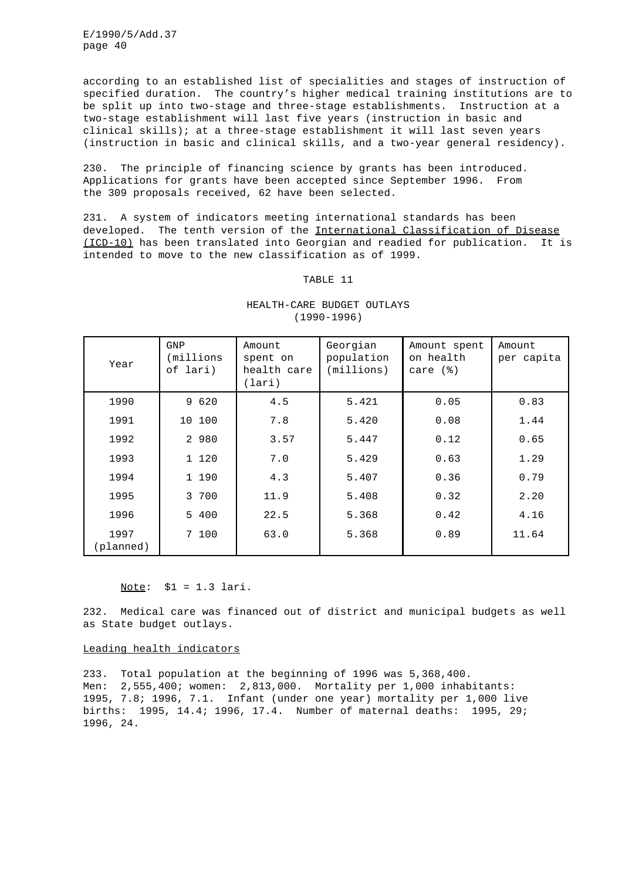according to an established list of specialities and stages of instruction of specified duration. The country's higher medical training institutions are to be split up into two-stage and three-stage establishments. Instruction at a two-stage establishment will last five years (instruction in basic and clinical skills); at a three-stage establishment it will last seven years (instruction in basic and clinical skills, and a two-year general residency).

230. The principle of financing science by grants has been introduced. Applications for grants have been accepted since September 1996. From the 309 proposals received, 62 have been selected.

231. A system of indicators meeting international standards has been developed. The tenth version of the International Classification of Disease (ICD-10) has been translated into Georgian and readied for publication. It is intended to move to the new classification as of 1999.

TABLE 11

HEALTH-CARE BUDGET OUTLAYS (1990-1996)

| Year | GNP (millions of lari) | Amount spent on health care (lari) | Georgian population (millions) | Amount spent on health care (%) | Amount per capita |
|---|---|---|---|---|---|
| 1990 | 9 620 | 4.5 | 5.421 | 0.05 | 0.83 |
| 1991 | 10 100 | 7.8 | 5.420 | 0.08 | 1.44 |
| 1992 | 2 980 | 3.57 | 5.447 | 0.12 | 0.65 |
| 1993 | 1 120 | 7.0 | 5.429 | 0.63 | 1.29 |
| 1994 | 1 190 | 4.3 | 5.407 | 0.36 | 0.79 |
| 1995 | 3 700 | 11.9 | 5.408 | 0.32 | 2.20 |
| 1996 | 5 400 | 22.5 | 5.368 | 0.42 | 4.16 |
| 1997 (planned) | 7 100 | 63.0 | 5.368 | 0.89 | 11.64 |

Note: $1 = 1.3 lari.

232. Medical care was financed out of district and municipal budgets as well as State budget outlays.

Leading health indicators

233. Total population at the beginning of 1996 was 5,368,400. Men: 2,555,400; women: 2,813,000. Mortality per 1,000 inhabitants: 1995, 7.8; 1996, 7.1. Infant (under one year) mortality per 1,000 live births: 1995, 14.4; 1996, 17.4. Number of maternal deaths: 1995, 29; 1996, 24.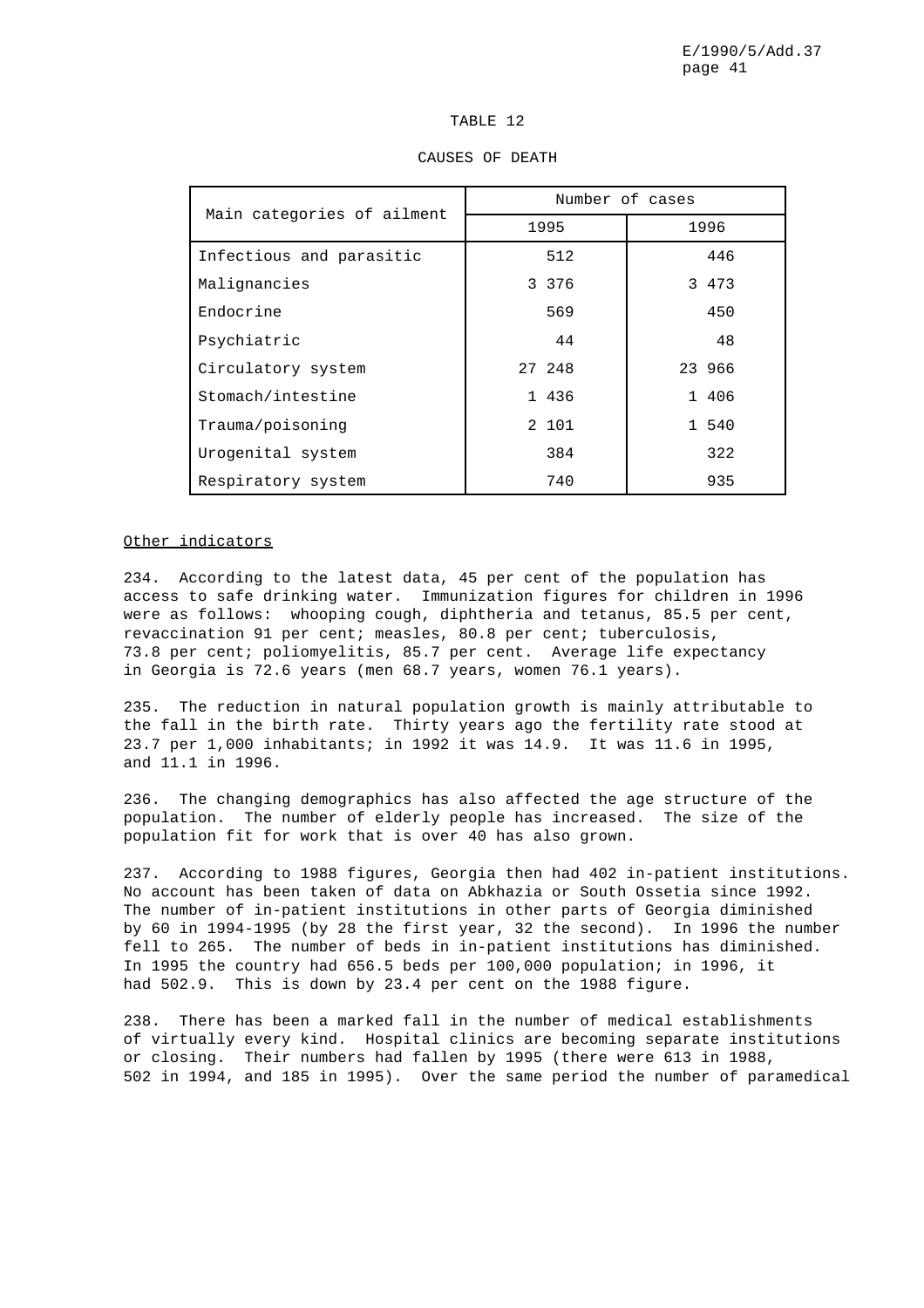TABLE 12

CAUSES OF DEATH

| Main categories of ailment | Number of cases | |
|---|---|---|
| | 1995 | 1996 |
| Infectious and parasitic | 512 | 446 |
| Malignancies | 3 376 | 3 473 |
| Endocrine | 569 | 450 |
| Psychiatric | 44 | 48 |
| Circulatory system | 27 248 | 23 966 |
| Stomach/intestine | 1 436 | 1 406 |
| Trauma/poisoning | 2 101 | 1 540 |
| Urogenital system | 384 | 322 |
| Respiratory system | 740 | 935 |

Other indicators

234. According to the latest data, 45 per cent of the population has access to safe drinking water. Immunization figures for children in 1996 were as follows: whooping cough, diphtheria and tetanus, 85.5 per cent, revaccination 91 per cent; measles, 80.8 per cent; tuberculosis, 73.8 per cent; poliomyelitis, 85.7 per cent. Average life expectancy in Georgia is 72.6 years (men 68.7 years, women 76.1 years).

235. The reduction in natural population growth is mainly attributable to the fall in the birth rate. Thirty years ago the fertility rate stood at 23.7 per 1,000 inhabitants; in 1992 it was 14.9. It was 11.6 in 1995, and 11.1 in 1996.

236. The changing demographics has also affected the age structure of the population. The number of elderly people has increased. The size of the population fit for work that is over 40 has also grown.

237. According to 1988 figures, Georgia then had 402 in-patient institutions. No account has been taken of data on Abkhazia or South Ossetia since 1992. The number of in-patient institutions in other parts of Georgia diminished by 60 in 1994-1995 (by 28 the first year, 32 the second). In 1996 the number fell to 265. The number of beds in in-patient institutions has diminished. In 1995 the country had 656.5 beds per 100,000 population; in 1996, it had 502.9. This is down by 23.4 per cent on the 1988 figure.

238. There has been a marked fall in the number of medical establishments of virtually every kind. Hospital clinics are becoming separate institutions or closing. Their numbers had fallen by 1995 (there were 613 in 1988, 502 in 1994, and 185 in 1995). Over the same period the number of paramedical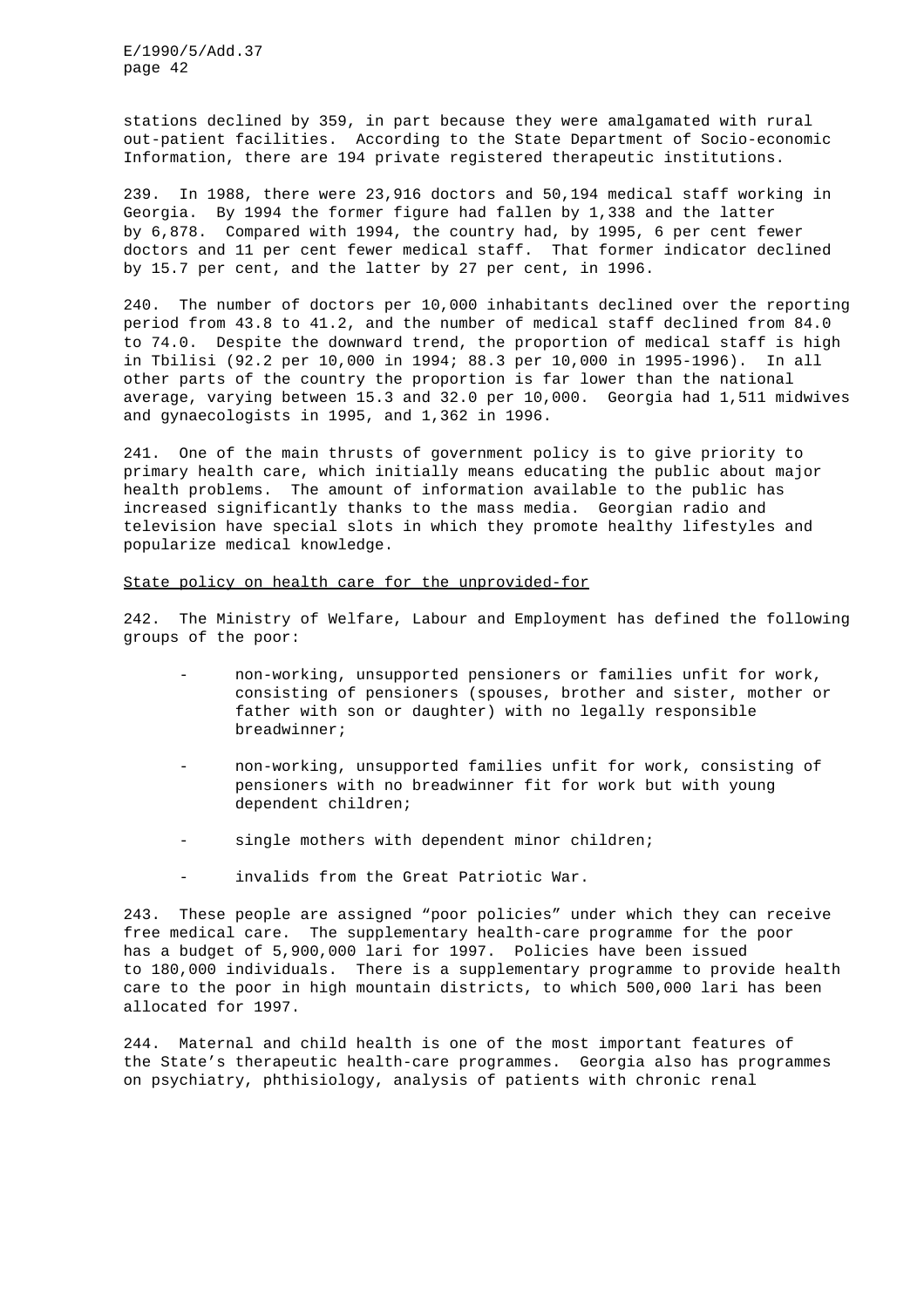stations declined by 359, in part because they were amalgamated with rural out-patient facilities. According to the State Department of Socio-economic Information, there are 194 private registered therapeutic institutions.

239. In 1988, there were 23,916 doctors and 50,194 medical staff working in Georgia. By 1994 the former figure had fallen by 1,338 and the latter by 6,878. Compared with 1994, the country had, by 1995, 6 per cent fewer doctors and 11 per cent fewer medical staff. That former indicator declined by 15.7 per cent, and the latter by 27 per cent, in 1996.

240. The number of doctors per 10,000 inhabitants declined over the reporting period from 43.8 to 41.2, and the number of medical staff declined from 84.0 to 74.0. Despite the downward trend, the proportion of medical staff is high in Tbilisi (92.2 per 10,000 in 1994; 88.3 per 10,000 in 1995-1996). In all other parts of the country the proportion is far lower than the national average, varying between 15.3 and 32.0 per 10,000. Georgia had 1,511 midwives and gynaecologists in 1995, and 1,362 in 1996.

241. One of the main thrusts of government policy is to give priority to primary health care, which initially means educating the public about major health problems. The amount of information available to the public has increased significantly thanks to the mass media. Georgian radio and television have special slots in which they promote healthy lifestyles and popularize medical knowledge.

<u>State policy on health care for the unprovided-for</u>

242. The Ministry of Welfare, Labour and Employment has defined the following groups of the poor:

- non-working, unsupported pensioners or families unfit for work, consisting of pensioners (spouses, brother and sister, mother or father with son or daughter) with no legally responsible breadwinner;
- non-working, unsupported families unfit for work, consisting of pensioners with no breadwinner fit for work but with young dependent children;
- single mothers with dependent minor children;
- invalids from the Great Patriotic War.

243. These people are assigned “poor policies” under which they can receive free medical care. The supplementary health-care programme for the poor has a budget of 5,900,000 lari for 1997. Policies have been issued to 180,000 individuals. There is a supplementary programme to provide health care to the poor in high mountain districts, to which 500,000 lari has been allocated for 1997.

244. Maternal and child health is one of the most important features of the State’s therapeutic health-care programmes. Georgia also has programmes on psychiatry, phthisiology, analysis of patients with chronic renal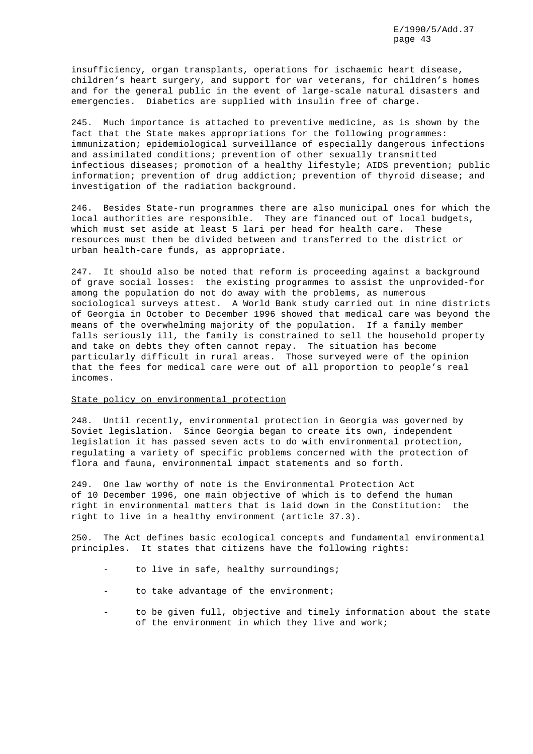insufficiency, organ transplants, operations for ischaemic heart disease, children's heart surgery, and support for war veterans, for children's homes and for the general public in the event of large-scale natural disasters and emergencies. Diabetics are supplied with insulin free of charge.

245. Much importance is attached to preventive medicine, as is shown by the fact that the State makes appropriations for the following programmes: immunization; epidemiological surveillance of especially dangerous infections and assimilated conditions; prevention of other sexually transmitted infectious diseases; promotion of a healthy lifestyle; AIDS prevention; public information; prevention of drug addiction; prevention of thyroid disease; and investigation of the radiation background.

246. Besides State-run programmes there are also municipal ones for which the local authorities are responsible. They are financed out of local budgets, which must set aside at least 5 lari per head for health care. These resources must then be divided between and transferred to the district or urban health-care funds, as appropriate.

247. It should also be noted that reform is proceeding against a background of grave social losses: the existing programmes to assist the unprovided-for among the population do not do away with the problems, as numerous sociological surveys attest. A World Bank study carried out in nine districts of Georgia in October to December 1996 showed that medical care was beyond the means of the overwhelming majority of the population. If a family member falls seriously ill, the family is constrained to sell the household property and take on debts they often cannot repay. The situation has become particularly difficult in rural areas. Those surveyed were of the opinion that the fees for medical care were out of all proportion to people's real incomes.

<u>State policy on environmental protection</u>

248. Until recently, environmental protection in Georgia was governed by Soviet legislation. Since Georgia began to create its own, independent legislation it has passed seven acts to do with environmental protection, regulating a variety of specific problems concerned with the protection of flora and fauna, environmental impact statements and so forth.

249. One law worthy of note is the Environmental Protection Act of 10 December 1996, one main objective of which is to defend the human right in environmental matters that is laid down in the Constitution: the right to live in a healthy environment (article 37.3).

250. The Act defines basic ecological concepts and fundamental environmental principles. It states that citizens have the following rights:

- to live in safe, healthy surroundings;
- to take advantage of the environment;
- to be given full, objective and timely information about the state of the environment in which they live and work;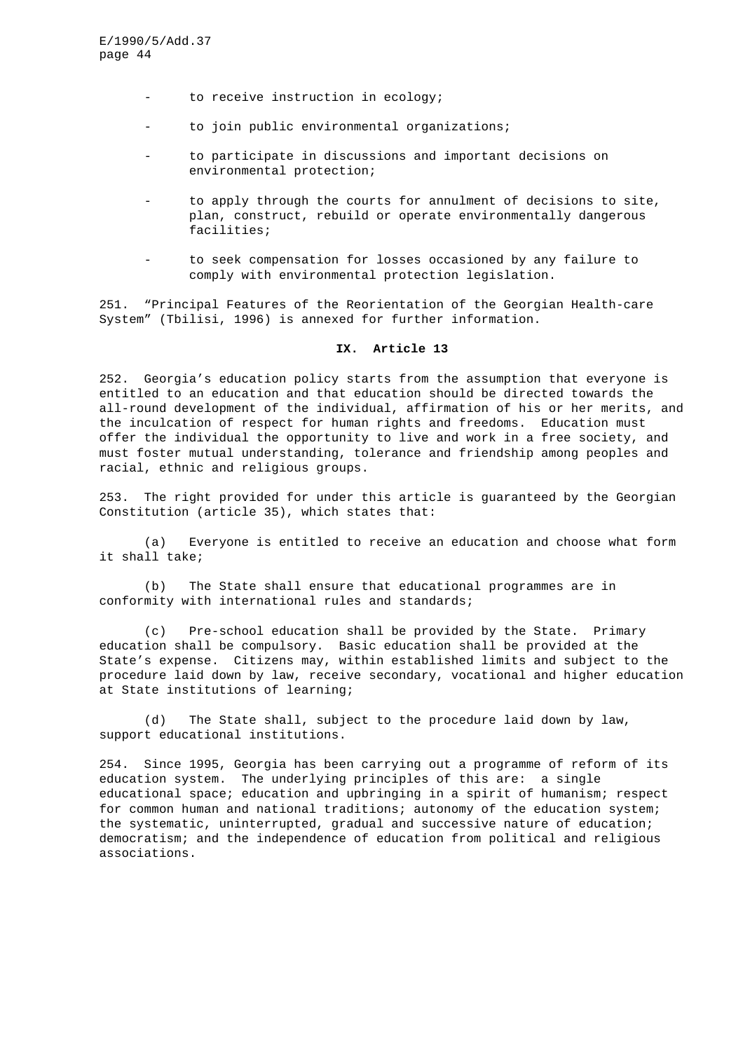- to receive instruction in ecology;
- to join public environmental organizations;
- to participate in discussions and important decisions on environmental protection;
- to apply through the courts for annulment of decisions to site, plan, construct, rebuild or operate environmentally dangerous facilities;
- to seek compensation for losses occasioned by any failure to comply with environmental protection legislation.

251. "Principal Features of the Reorientation of the Georgian Health-care System" (Tbilisi, 1996) is annexed for further information.

## IX. Article 13

252. Georgia's education policy starts from the assumption that everyone is entitled to an education and that education should be directed towards the all-round development of the individual, affirmation of his or her merits, and the inculcation of respect for human rights and freedoms. Education must offer the individual the opportunity to live and work in a free society, and must foster mutual understanding, tolerance and friendship among peoples and racial, ethnic and religious groups.

253. The right provided for under this article is guaranteed by the Georgian Constitution (article 35), which states that:

(a) Everyone is entitled to receive an education and choose what form it shall take;

(b) The State shall ensure that educational programmes are in conformity with international rules and standards;

(c) Pre-school education shall be provided by the State. Primary education shall be compulsory. Basic education shall be provided at the State's expense. Citizens may, within established limits and subject to the procedure laid down by law, receive secondary, vocational and higher education at State institutions of learning;

(d) The State shall, subject to the procedure laid down by law, support educational institutions.

254. Since 1995, Georgia has been carrying out a programme of reform of its education system. The underlying principles of this are: a single educational space; education and upbringing in a spirit of humanism; respect for common human and national traditions; autonomy of the education system; the systematic, uninterrupted, gradual and successive nature of education; democratism; and the independence of education from political and religious associations.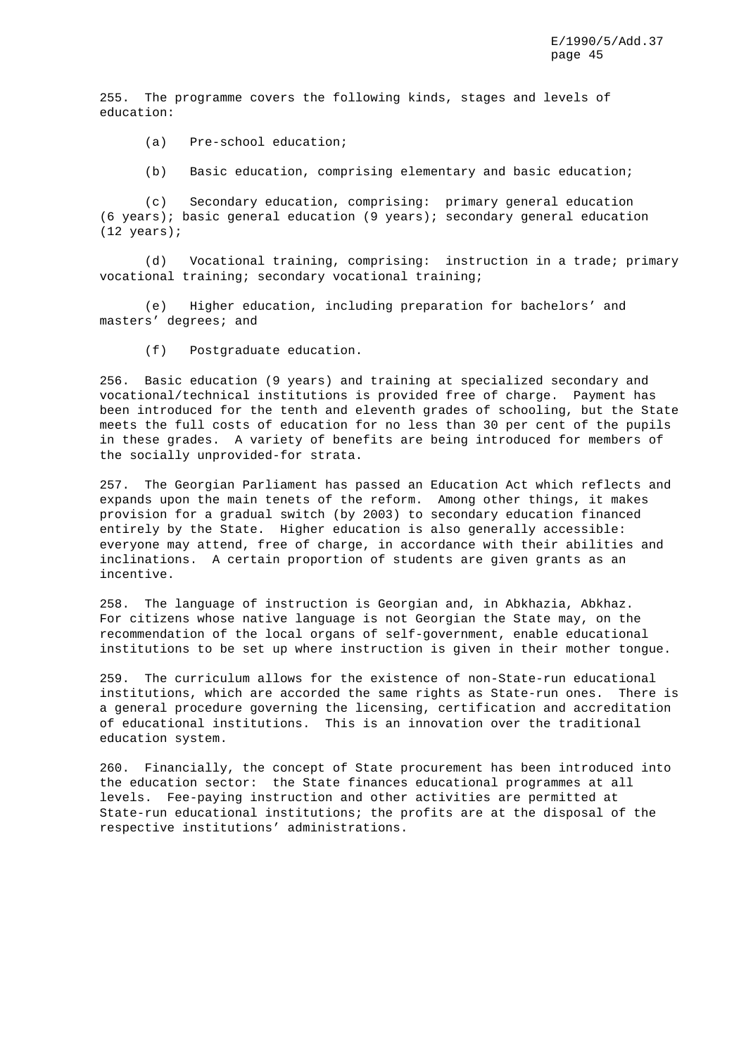255. The programme covers the following kinds, stages and levels of education:

(a) Pre-school education;

(b) Basic education, comprising elementary and basic education;

(c) Secondary education, comprising: primary general education (6 years); basic general education (9 years); secondary general education (12 years);

(d) Vocational training, comprising: instruction in a trade; primary vocational training; secondary vocational training;

(e) Higher education, including preparation for bachelors' and masters' degrees; and

(f) Postgraduate education.

256. Basic education (9 years) and training at specialized secondary and vocational/technical institutions is provided free of charge. Payment has been introduced for the tenth and eleventh grades of schooling, but the State meets the full costs of education for no less than 30 per cent of the pupils in these grades. A variety of benefits are being introduced for members of the socially unprovided-for strata.

257. The Georgian Parliament has passed an Education Act which reflects and expands upon the main tenets of the reform. Among other things, it makes provision for a gradual switch (by 2003) to secondary education financed entirely by the State. Higher education is also generally accessible: everyone may attend, free of charge, in accordance with their abilities and inclinations. A certain proportion of students are given grants as an incentive.

258. The language of instruction is Georgian and, in Abkhazia, Abkhaz. For citizens whose native language is not Georgian the State may, on the recommendation of the local organs of self-government, enable educational institutions to be set up where instruction is given in their mother tongue.

259. The curriculum allows for the existence of non-State-run educational institutions, which are accorded the same rights as State-run ones. There is a general procedure governing the licensing, certification and accreditation of educational institutions. This is an innovation over the traditional education system.

260. Financially, the concept of State procurement has been introduced into the education sector: the State finances educational programmes at all levels. Fee-paying instruction and other activities are permitted at State-run educational institutions; the profits are at the disposal of the respective institutions' administrations.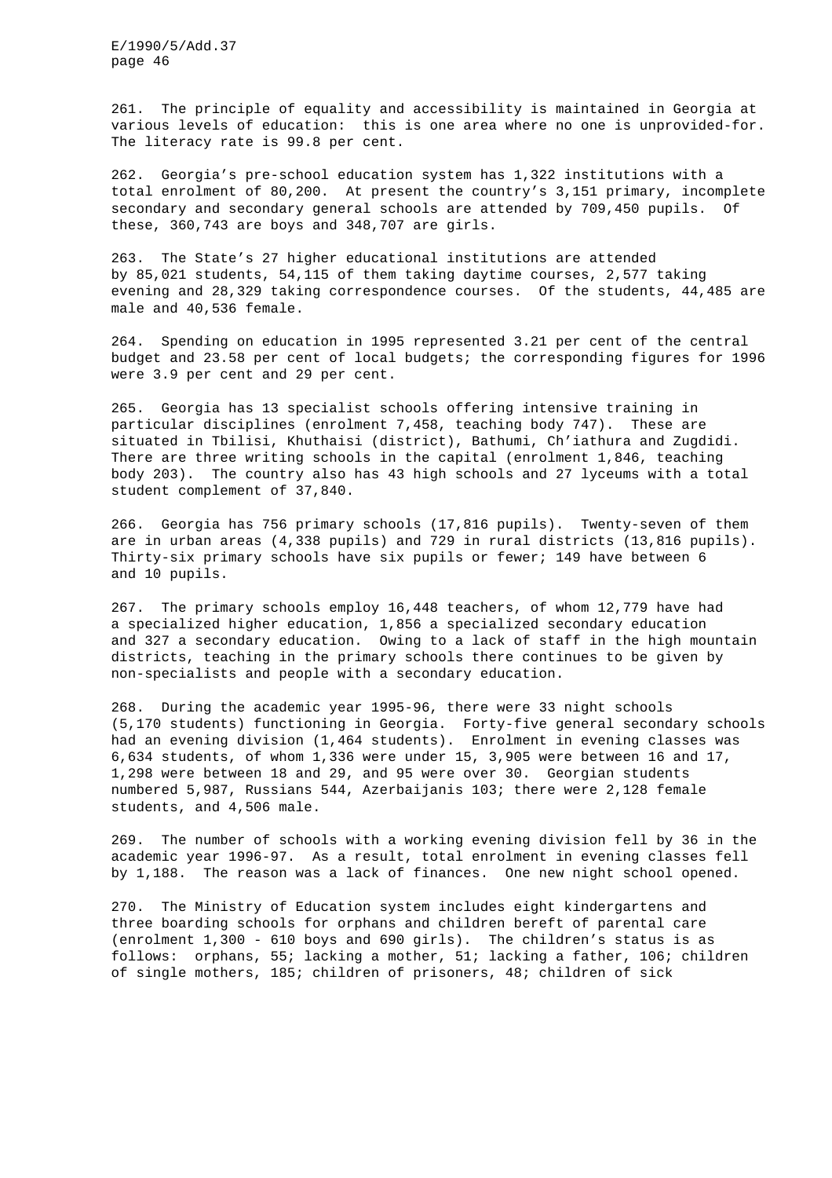261. The principle of equality and accessibility is maintained in Georgia at various levels of education: this is one area where no one is unprovided-for. The literacy rate is 99.8 per cent.

262. Georgia's pre-school education system has 1,322 institutions with a total enrolment of 80,200. At present the country's 3,151 primary, incomplete secondary and secondary general schools are attended by 709,450 pupils. Of these, 360,743 are boys and 348,707 are girls.

263. The State's 27 higher educational institutions are attended by 85,021 students, 54,115 of them taking daytime courses, 2,577 taking evening and 28,329 taking correspondence courses. Of the students, 44,485 are male and 40,536 female.

264. Spending on education in 1995 represented 3.21 per cent of the central budget and 23.58 per cent of local budgets; the corresponding figures for 1996 were 3.9 per cent and 29 per cent.

265. Georgia has 13 specialist schools offering intensive training in particular disciplines (enrolment 7,458, teaching body 747). These are situated in Tbilisi, Khuthaisi (district), Bathumi, Ch'iathura and Zugdidi. There are three writing schools in the capital (enrolment 1,846, teaching body 203). The country also has 43 high schools and 27 lyceums with a total student complement of 37,840.

266. Georgia has 756 primary schools (17,816 pupils). Twenty-seven of them are in urban areas (4,338 pupils) and 729 in rural districts (13,816 pupils). Thirty-six primary schools have six pupils or fewer; 149 have between 6 and 10 pupils.

267. The primary schools employ 16,448 teachers, of whom 12,779 have had a specialized higher education, 1,856 a specialized secondary education and 327 a secondary education. Owing to a lack of staff in the high mountain districts, teaching in the primary schools there continues to be given by non-specialists and people with a secondary education.

268. During the academic year 1995-96, there were 33 night schools (5,170 students) functioning in Georgia. Forty-five general secondary schools had an evening division (1,464 students). Enrolment in evening classes was 6,634 students, of whom 1,336 were under 15, 3,905 were between 16 and 17, 1,298 were between 18 and 29, and 95 were over 30. Georgian students numbered 5,987, Russians 544, Azerbaijanis 103; there were 2,128 female students, and 4,506 male.

269. The number of schools with a working evening division fell by 36 in the academic year 1996-97. As a result, total enrolment in evening classes fell by 1,188. The reason was a lack of finances. One new night school opened.

270. The Ministry of Education system includes eight kindergartens and three boarding schools for orphans and children bereft of parental care (enrolment 1,300 - 610 boys and 690 girls). The children's status is as follows: orphans, 55; lacking a mother, 51; lacking a father, 106; children of single mothers, 185; children of prisoners, 48; children of sick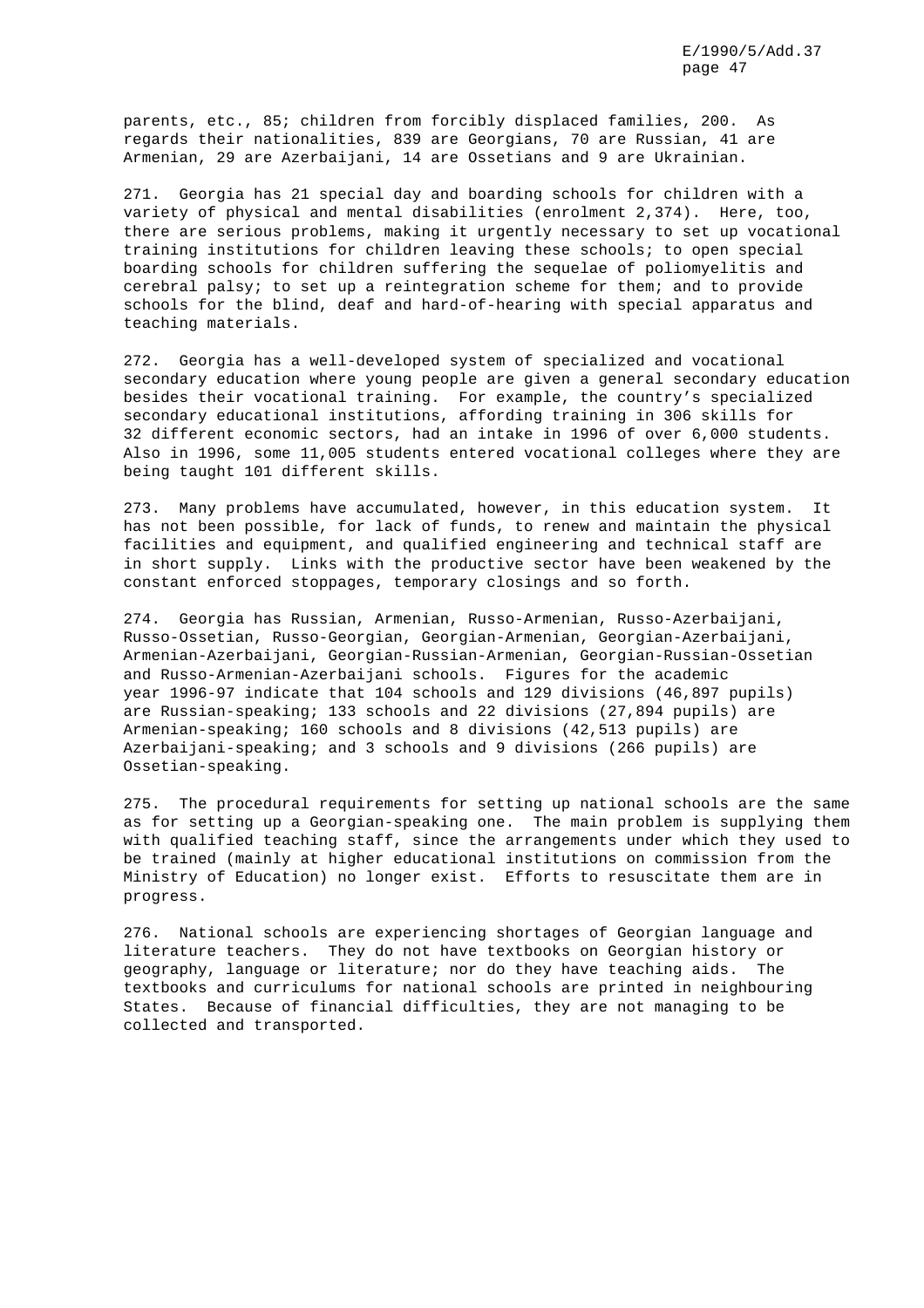parents, etc., 85; children from forcibly displaced families, 200. As regards their nationalities, 839 are Georgians, 70 are Russian, 41 are Armenian, 29 are Azerbaijani, 14 are Ossetians and 9 are Ukrainian.

271. Georgia has 21 special day and boarding schools for children with a variety of physical and mental disabilities (enrolment 2,374). Here, too, there are serious problems, making it urgently necessary to set up vocational training institutions for children leaving these schools; to open special boarding schools for children suffering the sequelae of poliomyelitis and cerebral palsy; to set up a reintegration scheme for them; and to provide schools for the blind, deaf and hard-of-hearing with special apparatus and teaching materials.

272. Georgia has a well-developed system of specialized and vocational secondary education where young people are given a general secondary education besides their vocational training. For example, the country's specialized secondary educational institutions, affording training in 306 skills for 32 different economic sectors, had an intake in 1996 of over 6,000 students. Also in 1996, some 11,005 students entered vocational colleges where they are being taught 101 different skills.

273. Many problems have accumulated, however, in this education system. It has not been possible, for lack of funds, to renew and maintain the physical facilities and equipment, and qualified engineering and technical staff are in short supply. Links with the productive sector have been weakened by the constant enforced stoppages, temporary closings and so forth.

274. Georgia has Russian, Armenian, Russo-Armenian, Russo-Azerbaijani, Russo-Ossetian, Russo-Georgian, Georgian-Armenian, Georgian-Azerbaijani, Armenian-Azerbaijani, Georgian-Russian-Armenian, Georgian-Russian-Ossetian and Russo-Armenian-Azerbaijani schools. Figures for the academic year 1996-97 indicate that 104 schools and 129 divisions (46,897 pupils) are Russian-speaking; 133 schools and 22 divisions (27,894 pupils) are Armenian-speaking; 160 schools and 8 divisions (42,513 pupils) are Azerbaijani-speaking; and 3 schools and 9 divisions (266 pupils) are Ossetian-speaking.

275. The procedural requirements for setting up national schools are the same as for setting up a Georgian-speaking one. The main problem is supplying them with qualified teaching staff, since the arrangements under which they used to be trained (mainly at higher educational institutions on commission from the Ministry of Education) no longer exist. Efforts to resuscitate them are in progress.

276. National schools are experiencing shortages of Georgian language and literature teachers. They do not have textbooks on Georgian history or geography, language or literature; nor do they have teaching aids. The textbooks and curriculums for national schools are printed in neighbouring States. Because of financial difficulties, they are not managing to be collected and transported.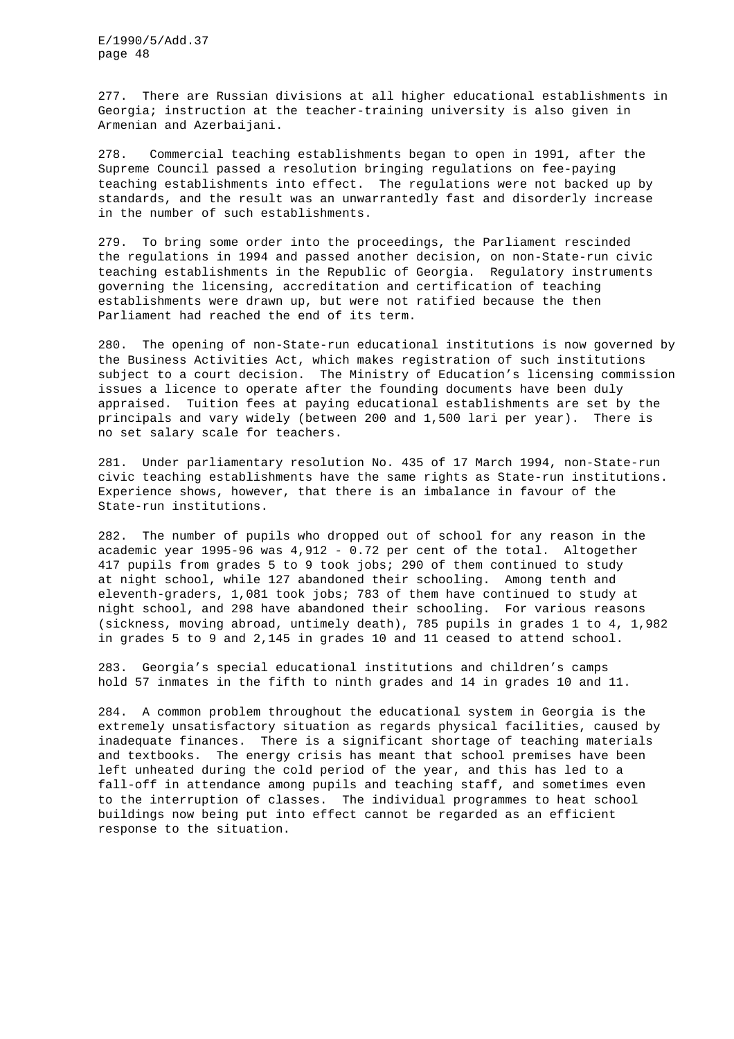277. There are Russian divisions at all higher educational establishments in Georgia; instruction at the teacher-training university is also given in Armenian and Azerbaijani.

278. Commercial teaching establishments began to open in 1991, after the Supreme Council passed a resolution bringing regulations on fee-paying teaching establishments into effect. The regulations were not backed up by standards, and the result was an unwarrantedly fast and disorderly increase in the number of such establishments.

279. To bring some order into the proceedings, the Parliament rescinded the regulations in 1994 and passed another decision, on non-State-run civic teaching establishments in the Republic of Georgia. Regulatory instruments governing the licensing, accreditation and certification of teaching establishments were drawn up, but were not ratified because the then Parliament had reached the end of its term.

280. The opening of non-State-run educational institutions is now governed by the Business Activities Act, which makes registration of such institutions subject to a court decision. The Ministry of Education's licensing commission issues a licence to operate after the founding documents have been duly appraised. Tuition fees at paying educational establishments are set by the principals and vary widely (between 200 and 1,500 lari per year). There is no set salary scale for teachers.

281. Under parliamentary resolution No. 435 of 17 March 1994, non-State-run civic teaching establishments have the same rights as State-run institutions. Experience shows, however, that there is an imbalance in favour of the State-run institutions.

282. The number of pupils who dropped out of school for any reason in the academic year 1995-96 was 4,912 - 0.72 per cent of the total. Altogether 417 pupils from grades 5 to 9 took jobs; 290 of them continued to study at night school, while 127 abandoned their schooling. Among tenth and eleventh-graders, 1,081 took jobs; 783 of them have continued to study at night school, and 298 have abandoned their schooling. For various reasons (sickness, moving abroad, untimely death), 785 pupils in grades 1 to 4, 1,982 in grades 5 to 9 and 2,145 in grades 10 and 11 ceased to attend school.

283. Georgia's special educational institutions and children's camps hold 57 inmates in the fifth to ninth grades and 14 in grades 10 and 11.

284. A common problem throughout the educational system in Georgia is the extremely unsatisfactory situation as regards physical facilities, caused by inadequate finances. There is a significant shortage of teaching materials and textbooks. The energy crisis has meant that school premises have been left unheated during the cold period of the year, and this has led to a fall-off in attendance among pupils and teaching staff, and sometimes even to the interruption of classes. The individual programmes to heat school buildings now being put into effect cannot be regarded as an efficient response to the situation.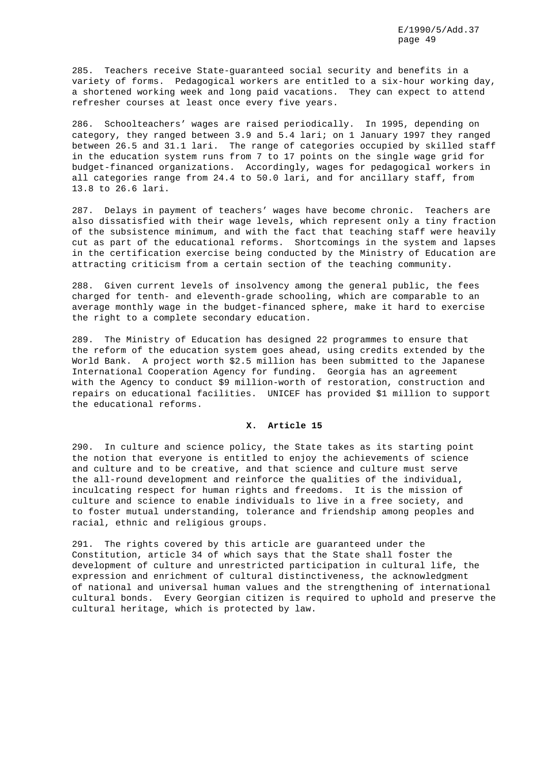285. Teachers receive State-guaranteed social security and benefits in a variety of forms. Pedagogical workers are entitled to a six-hour working day, a shortened working week and long paid vacations. They can expect to attend refresher courses at least once every five years.

286. Schoolteachers' wages are raised periodically. In 1995, depending on category, they ranged between 3.9 and 5.4 lari; on 1 January 1997 they ranged between 26.5 and 31.1 lari. The range of categories occupied by skilled staff in the education system runs from 7 to 17 points on the single wage grid for budget-financed organizations. Accordingly, wages for pedagogical workers in all categories range from 24.4 to 50.0 lari, and for ancillary staff, from 13.8 to 26.6 lari.

287. Delays in payment of teachers' wages have become chronic. Teachers are also dissatisfied with their wage levels, which represent only a tiny fraction of the subsistence minimum, and with the fact that teaching staff were heavily cut as part of the educational reforms. Shortcomings in the system and lapses in the certification exercise being conducted by the Ministry of Education are attracting criticism from a certain section of the teaching community.

288. Given current levels of insolvency among the general public, the fees charged for tenth- and eleventh-grade schooling, which are comparable to an average monthly wage in the budget-financed sphere, make it hard to exercise the right to a complete secondary education.

289. The Ministry of Education has designed 22 programmes to ensure that the reform of the education system goes ahead, using credits extended by the World Bank. A project worth $2.5 million has been submitted to the Japanese International Cooperation Agency for funding. Georgia has an agreement with the Agency to conduct $9 million-worth of restoration, construction and repairs on educational facilities. UNICEF has provided $1 million to support the educational reforms.

## X. Article 15

290. In culture and science policy, the State takes as its starting point the notion that everyone is entitled to enjoy the achievements of science and culture and to be creative, and that science and culture must serve the all-round development and reinforce the qualities of the individual, inculcating respect for human rights and freedoms. It is the mission of culture and science to enable individuals to live in a free society, and to foster mutual understanding, tolerance and friendship among peoples and racial, ethnic and religious groups.

291. The rights covered by this article are guaranteed under the Constitution, article 34 of which says that the State shall foster the development of culture and unrestricted participation in cultural life, the expression and enrichment of cultural distinctiveness, the acknowledgment of national and universal human values and the strengthening of international cultural bonds. Every Georgian citizen is required to uphold and preserve the cultural heritage, which is protected by law.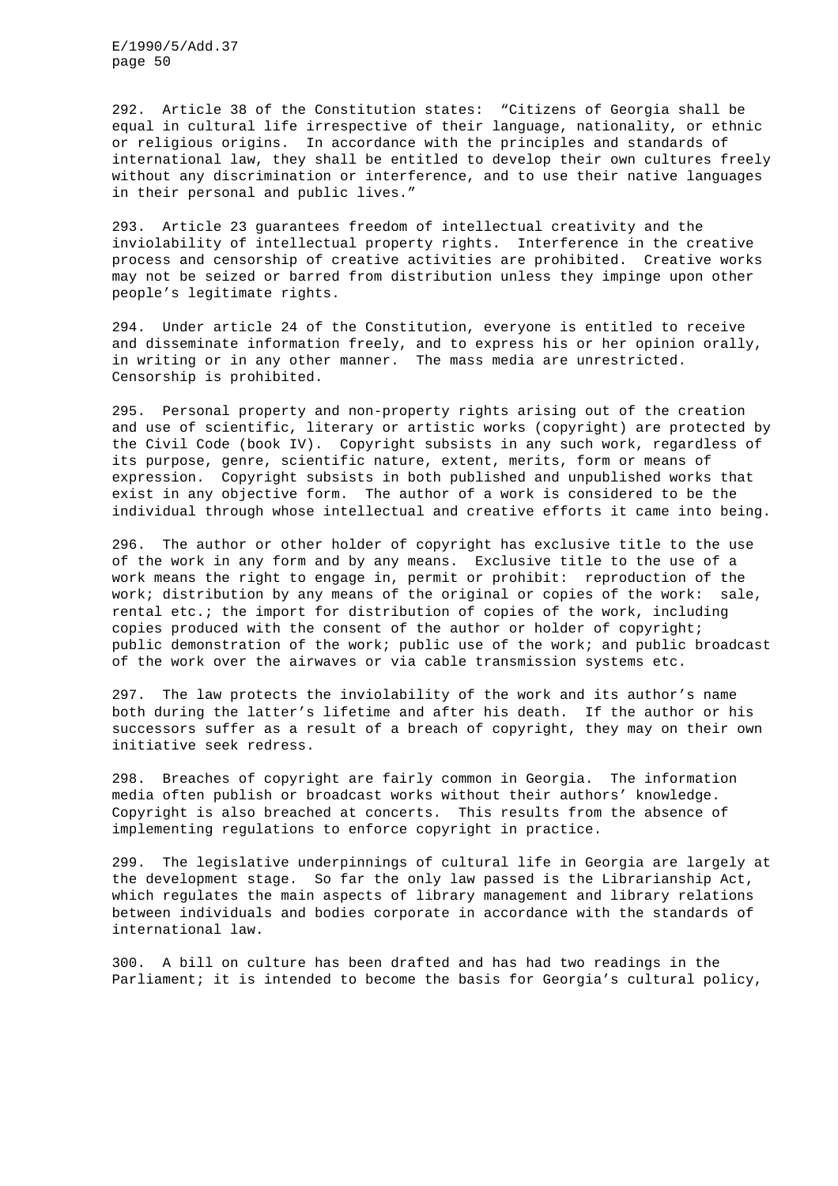292. Article 38 of the Constitution states: "Citizens of Georgia shall be equal in cultural life irrespective of their language, nationality, or ethnic or religious origins. In accordance with the principles and standards of international law, they shall be entitled to develop their own cultures freely without any discrimination or interference, and to use their native languages in their personal and public lives."

293. Article 23 guarantees freedom of intellectual creativity and the inviolability of intellectual property rights. Interference in the creative process and censorship of creative activities are prohibited. Creative works may not be seized or barred from distribution unless they impinge upon other people's legitimate rights.

294. Under article 24 of the Constitution, everyone is entitled to receive and disseminate information freely, and to express his or her opinion orally, in writing or in any other manner. The mass media are unrestricted. Censorship is prohibited.

295. Personal property and non-property rights arising out of the creation and use of scientific, literary or artistic works (copyright) are protected by the Civil Code (book IV). Copyright subsists in any such work, regardless of its purpose, genre, scientific nature, extent, merits, form or means of expression. Copyright subsists in both published and unpublished works that exist in any objective form. The author of a work is considered to be the individual through whose intellectual and creative efforts it came into being.

296. The author or other holder of copyright has exclusive title to the use of the work in any form and by any means. Exclusive title to the use of a work means the right to engage in, permit or prohibit: reproduction of the work; distribution by any means of the original or copies of the work: sale, rental etc.; the import for distribution of copies of the work, including copies produced with the consent of the author or holder of copyright; public demonstration of the work; public use of the work; and public broadcast of the work over the airwaves or via cable transmission systems etc.

297. The law protects the inviolability of the work and its author's name both during the latter's lifetime and after his death. If the author or his successors suffer as a result of a breach of copyright, they may on their own initiative seek redress.

298. Breaches of copyright are fairly common in Georgia. The information media often publish or broadcast works without their authors' knowledge. Copyright is also breached at concerts. This results from the absence of implementing regulations to enforce copyright in practice.

299. The legislative underpinnings of cultural life in Georgia are largely at the development stage. So far the only law passed is the Librarianship Act, which regulates the main aspects of library management and library relations between individuals and bodies corporate in accordance with the standards of international law.

300. A bill on culture has been drafted and has had two readings in the Parliament; it is intended to become the basis for Georgia's cultural policy,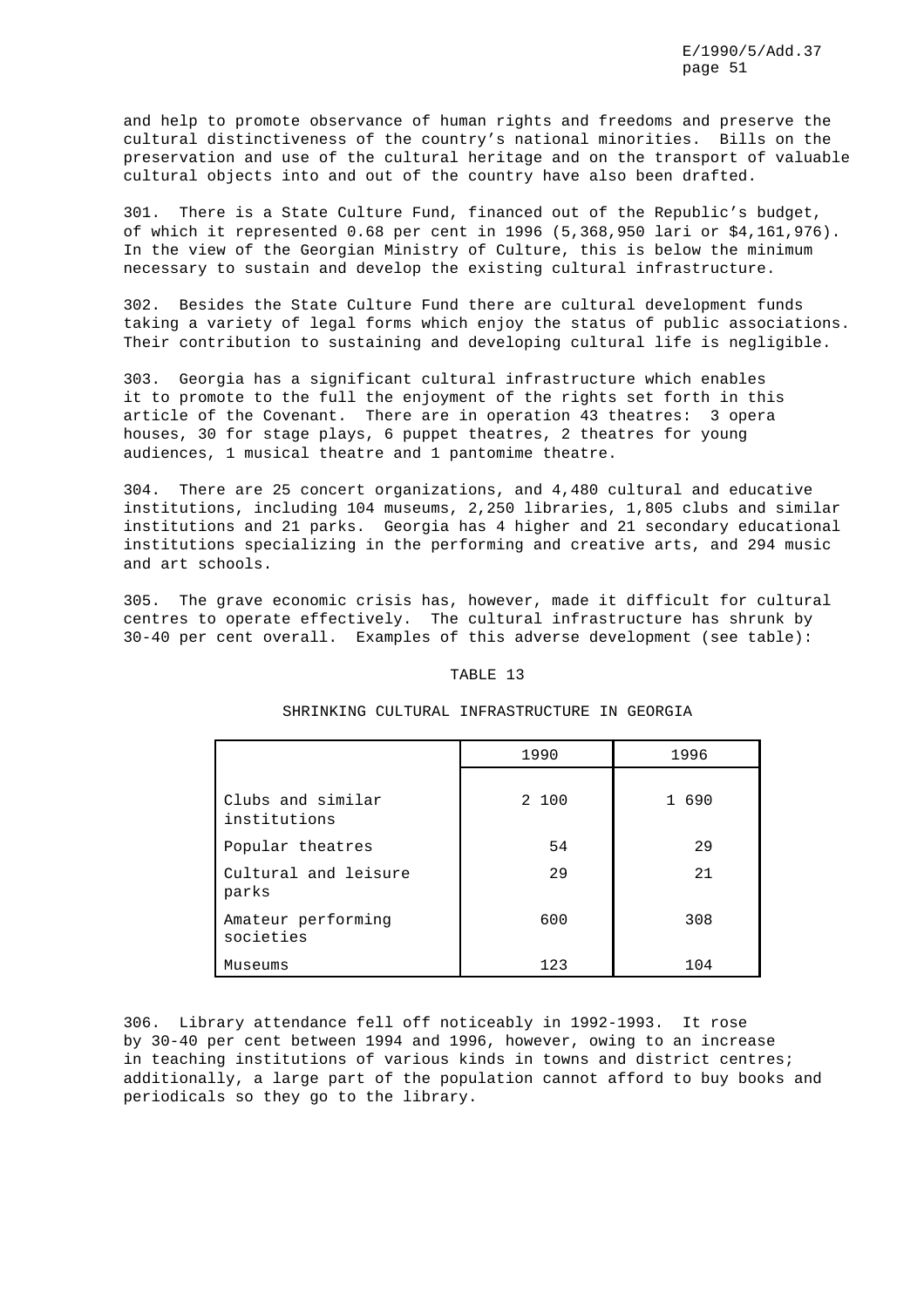and help to promote observance of human rights and freedoms and preserve the cultural distinctiveness of the country's national minorities. Bills on the preservation and use of the cultural heritage and on the transport of valuable cultural objects into and out of the country have also been drafted.

301. There is a State Culture Fund, financed out of the Republic's budget, of which it represented 0.68 per cent in 1996 (5,368,950 lari or $4,161,976). In the view of the Georgian Ministry of Culture, this is below the minimum necessary to sustain and develop the existing cultural infrastructure.

302. Besides the State Culture Fund there are cultural development funds taking a variety of legal forms which enjoy the status of public associations. Their contribution to sustaining and developing cultural life is negligible.

303. Georgia has a significant cultural infrastructure which enables it to promote to the full the enjoyment of the rights set forth in this article of the Covenant. There are in operation 43 theatres: 3 opera houses, 30 for stage plays, 6 puppet theatres, 2 theatres for young audiences, 1 musical theatre and 1 pantomime theatre.

304. There are 25 concert organizations, and 4,480 cultural and educative institutions, including 104 museums, 2,250 libraries, 1,805 clubs and similar institutions and 21 parks. Georgia has 4 higher and 21 secondary educational institutions specializing in the performing and creative arts, and 294 music and art schools.

305. The grave economic crisis has, however, made it difficult for cultural centres to operate effectively. The cultural infrastructure has shrunk by 30-40 per cent overall. Examples of this adverse development (see table):

TABLE 13

SHRINKING CULTURAL INFRASTRUCTURE IN GEORGIA

| | 1990 | 1996 |
|---|---|---|
| Clubs and similar institutions | 2 100 | 1 690 |
| Popular theatres | 54 | 29 |
| Cultural and leisure parks | 29 | 21 |
| Amateur performing societies | 600 | 308 |
| Museums | 123 | 104 |

306. Library attendance fell off noticeably in 1992-1993. It rose by 30-40 per cent between 1994 and 1996, however, owing to an increase in teaching institutions of various kinds in towns and district centres; additionally, a large part of the population cannot afford to buy books and periodicals so they go to the library.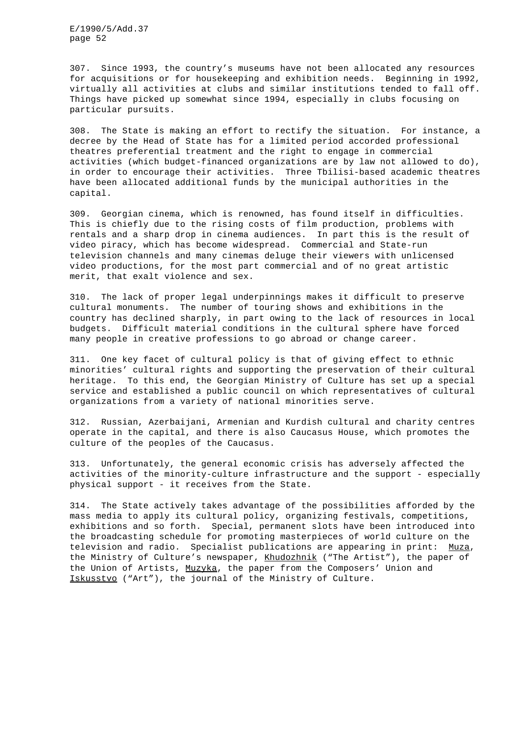307. Since 1993, the country's museums have not been allocated any resources for acquisitions or for housekeeping and exhibition needs. Beginning in 1992, virtually all activities at clubs and similar institutions tended to fall off. Things have picked up somewhat since 1994, especially in clubs focusing on particular pursuits.

308. The State is making an effort to rectify the situation. For instance, a decree by the Head of State has for a limited period accorded professional theatres preferential treatment and the right to engage in commercial activities (which budget-financed organizations are by law not allowed to do), in order to encourage their activities. Three Tbilisi-based academic theatres have been allocated additional funds by the municipal authorities in the capital.

309. Georgian cinema, which is renowned, has found itself in difficulties. This is chiefly due to the rising costs of film production, problems with rentals and a sharp drop in cinema audiences. In part this is the result of video piracy, which has become widespread. Commercial and State-run television channels and many cinemas deluge their viewers with unlicensed video productions, for the most part commercial and of no great artistic merit, that exalt violence and sex.

310. The lack of proper legal underpinnings makes it difficult to preserve cultural monuments. The number of touring shows and exhibitions in the country has declined sharply, in part owing to the lack of resources in local budgets. Difficult material conditions in the cultural sphere have forced many people in creative professions to go abroad or change career.

311. One key facet of cultural policy is that of giving effect to ethnic minorities' cultural rights and supporting the preservation of their cultural heritage. To this end, the Georgian Ministry of Culture has set up a special service and established a public council on which representatives of cultural organizations from a variety of national minorities serve.

312. Russian, Azerbaijani, Armenian and Kurdish cultural and charity centres operate in the capital, and there is also Caucasus House, which promotes the culture of the peoples of the Caucasus.

313. Unfortunately, the general economic crisis has adversely affected the activities of the minority-culture infrastructure and the support - especially physical support - it receives from the State.

314. The State actively takes advantage of the possibilities afforded by the mass media to apply its cultural policy, organizing festivals, competitions, exhibitions and so forth. Special, permanent slots have been introduced into the broadcasting schedule for promoting masterpieces of world culture on the television and radio. Specialist publications are appearing in print: Muza, the Ministry of Culture's newspaper, Khudozhnik ("The Artist"), the paper of the Union of Artists, Muzyka, the paper from the Composers' Union and Iskusstvo ("Art"), the journal of the Ministry of Culture.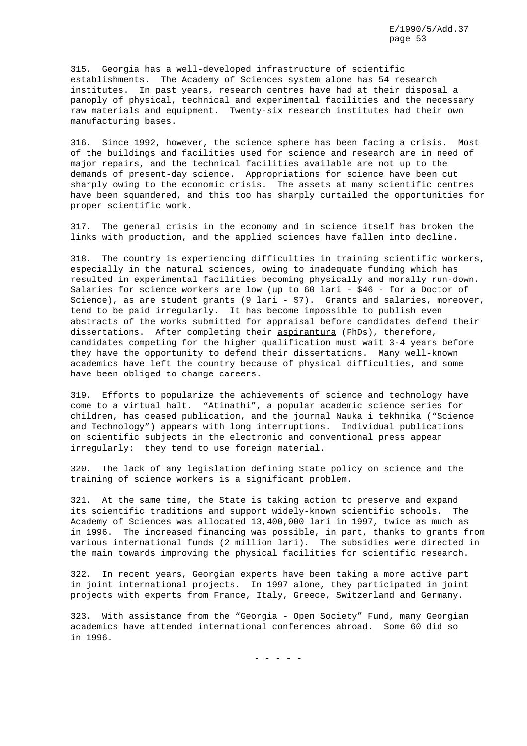315. Georgia has a well-developed infrastructure of scientific establishments. The Academy of Sciences system alone has 54 research institutes. In past years, research centres have had at their disposal a panoply of physical, technical and experimental facilities and the necessary raw materials and equipment. Twenty-six research institutes had their own manufacturing bases.

316. Since 1992, however, the science sphere has been facing a crisis. Most of the buildings and facilities used for science and research are in need of major repairs, and the technical facilities available are not up to the demands of present-day science. Appropriations for science have been cut sharply owing to the economic crisis. The assets at many scientific centres have been squandered, and this too has sharply curtailed the opportunities for proper scientific work.

317. The general crisis in the economy and in science itself has broken the links with production, and the applied sciences have fallen into decline.

318. The country is experiencing difficulties in training scientific workers, especially in the natural sciences, owing to inadequate funding which has resulted in experimental facilities becoming physically and morally run-down. Salaries for science workers are low (up to 60 lari - $46 - for a Doctor of Science), as are student grants (9 lari - $7). Grants and salaries, moreover, tend to be paid irregularly. It has become impossible to publish even abstracts of the works submitted for appraisal before candidates defend their dissertations. After completing their _aspirantura_ (PhDs), therefore, candidates competing for the higher qualification must wait 3-4 years before they have the opportunity to defend their dissertations. Many well-known academics have left the country because of physical difficulties, and some have been obliged to change careers.

319. Efforts to popularize the achievements of science and technology have come to a virtual halt. "Atinathi", a popular academic science series for children, has ceased publication, and the journal _Nauka i tekhnika_ ("Science and Technology") appears with long interruptions. Individual publications on scientific subjects in the electronic and conventional press appear irregularly: they tend to use foreign material.

320. The lack of any legislation defining State policy on science and the training of science workers is a significant problem.

321. At the same time, the State is taking action to preserve and expand its scientific traditions and support widely-known scientific schools. The Academy of Sciences was allocated 13,400,000 lari in 1997, twice as much as in 1996. The increased financing was possible, in part, thanks to grants from various international funds (2 million lari). The subsidies were directed in the main towards improving the physical facilities for scientific research.

322. In recent years, Georgian experts have been taking a more active part in joint international projects. In 1997 alone, they participated in joint projects with experts from France, Italy, Greece, Switzerland and Germany.

323. With assistance from the "Georgia - Open Society" Fund, many Georgian academics have attended international conferences abroad. Some 60 did so in 1996.

- - - - -